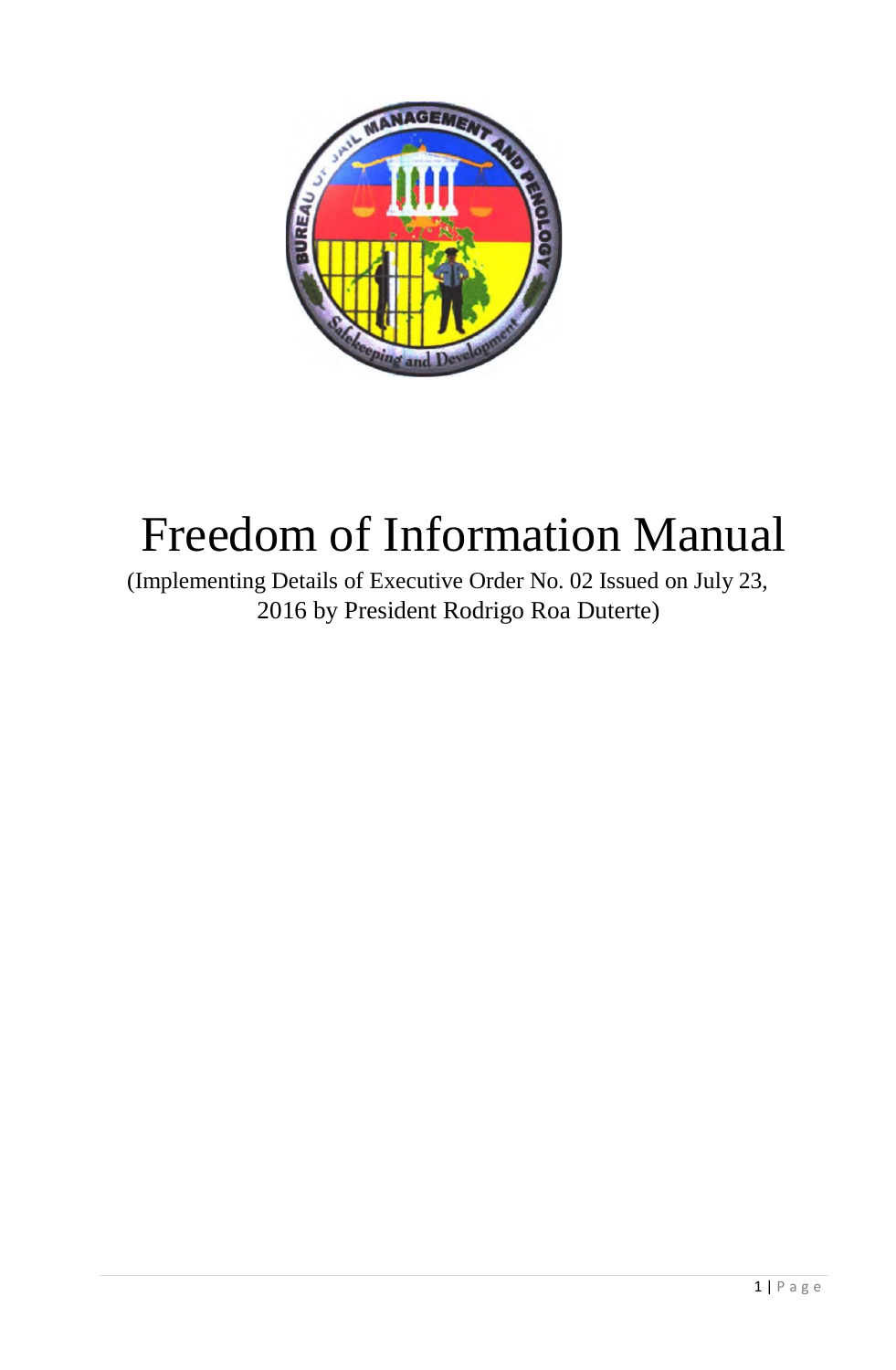# Freedom of Information Manual

(Implementing Details of Executive Order No. 02 Issued on July 23, 2016 by President Rodrigo Roa Duterte)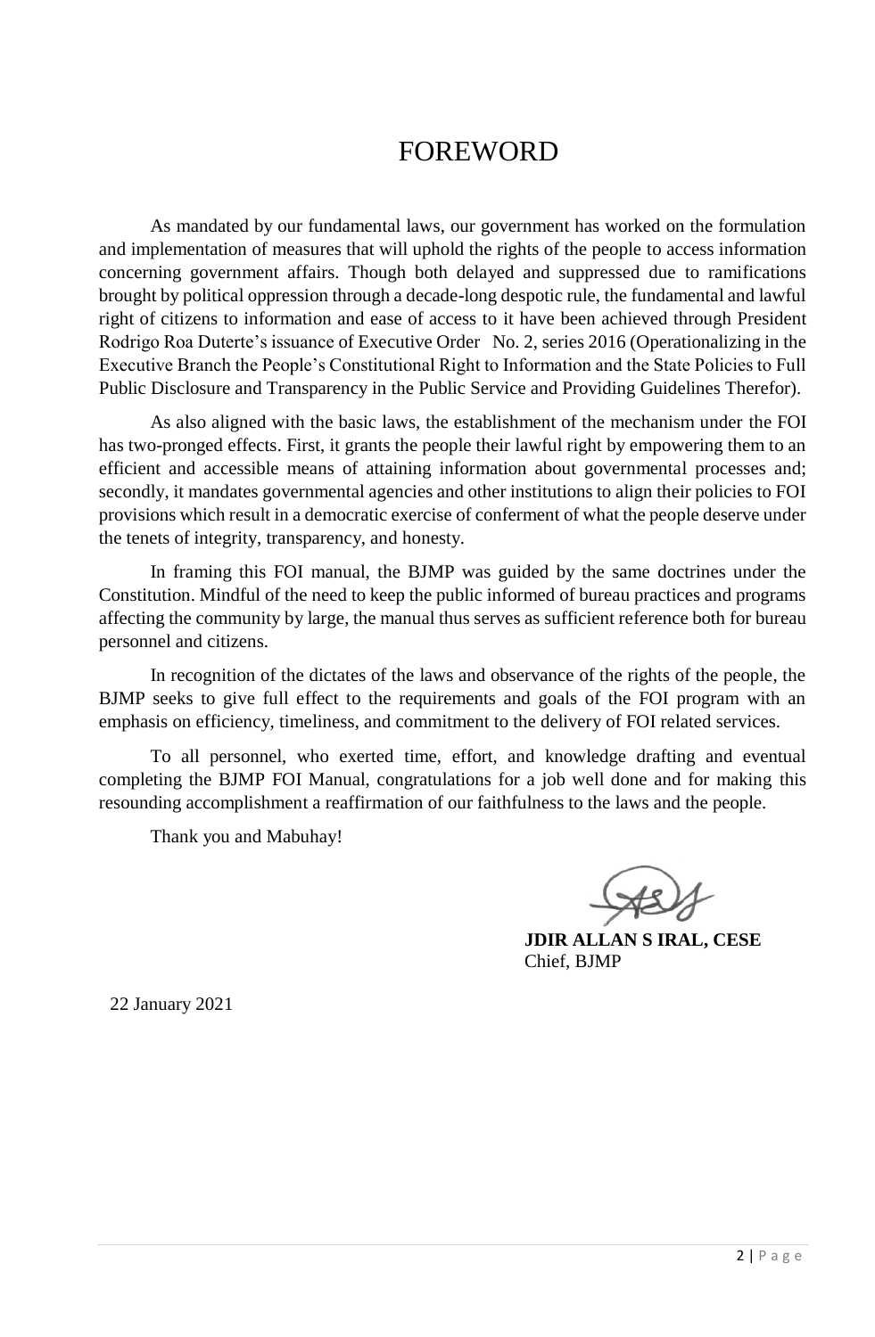# FOREWORD

As mandated by our fundamental laws, our government has worked on the formulation and implementation of measures that will uphold the rights of the people to access information concerning government affairs. Though both delayed and suppressed due to ramifications brought by political oppression through a decade-long despotic rule, the fundamental and lawful right of citizens to information and ease of access to it have been achieved through President Rodrigo Roa Duterte's issuance of Executive Order No. 2, series 2016 (Operationalizing in the Executive Branch the People's Constitutional Right to Information and the State Policies to Full Public Disclosure and Transparency in the Public Service and Providing Guidelines Therefor).

As also aligned with the basic laws, the establishment of the mechanism under the FOI has two-pronged effects. First, it grants the people their lawful right by empowering them to an efficient and accessible means of attaining information about governmental processes and; secondly, it mandates governmental agencies and other institutions to align their policies to FOI provisions which result in a democratic exercise of conferment of what the people deserve under the tenets of integrity, transparency, and honesty.

In framing this FOI manual, the BJMP was guided by the same doctrines under the Constitution. Mindful of the need to keep the public informed of bureau practices and programs affecting the community by large, the manual thus serves as sufficient reference both for bureau personnel and citizens.

In recognition of the dictates of the laws and observance of the rights of the people, the BJMP seeks to give full effect to the requirements and goals of the FOI program with an emphasis on efficiency, timeliness, and commitment to the delivery of FOI related services.

To all personnel, who exerted time, effort, and knowledge drafting and eventual completing the BJMP FOI Manual, congratulations for a job well done and for making this resounding accomplishment a reaffirmation of our faithfulness to the laws and the people.

Thank you and Mabuhay!

**JDIR ALLAN S IRAL, CESE**
Chief, BJMP

22 January 2021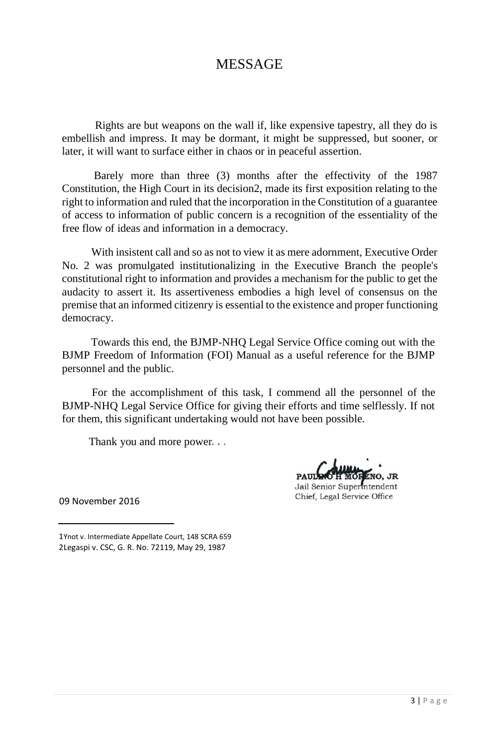# MESSAGE

Rights are but weapons on the wall if, like expensive tapestry, all they do is embellish and impress. It may be dormant, it might be suppressed, but sooner, or later, it will want to surface either in chaos or in peaceful assertion.

Barely more than three (3) months after the effectivity of the 1987 Constitution, the High Court in its decision2, made its first exposition relating to the right to information and ruled that the incorporation in the Constitution of a guarantee of access to information of public concern is a recognition of the essentiality of the free flow of ideas and information in a democracy.

With insistent call and so as not to view it as mere adornment, Executive Order No. 2 was promulgated institutionalizing in the Executive Branch the people's constitutional right to information and provides a mechanism for the public to get the audacity to assert it. Its assertiveness embodies a high level of consensus on the premise that an informed citizenry is essential to the existence and proper functioning democracy.

Towards this end, the BJMP-NHQ Legal Service Office coming out with the BJMP Freedom of Information (FOI) Manual as a useful reference for the BJMP personnel and the public.

For the accomplishment of this task, I commend all the personnel of the BJMP-NHQ Legal Service Office for giving their efforts and time selflessly. If not for them, this significant undertaking would not have been possible.

Thank you and more power. . .

PAULINO H MORENO, JR
Jail Senior Superintendent
Chief, Legal Service Office

09 November 2016

---

1Ynot v. Intermediate Appellate Court, 148 SCRA 659
2Legaspi v. CSC, G. R. No. 72119, May 29, 1987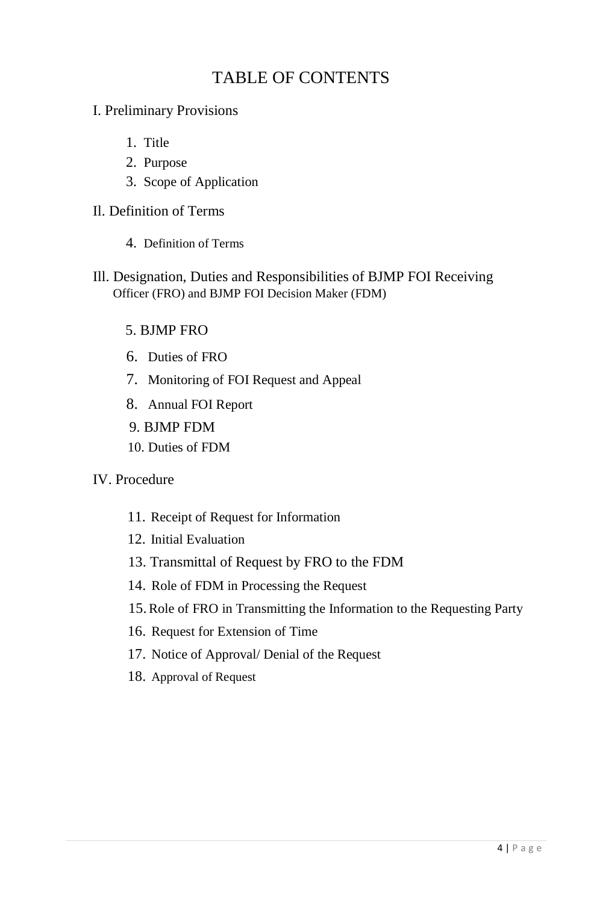# TABLE OF CONTENTS

I. Preliminary Provisions

1. Title
2. Purpose
3. Scope of Application

Il. Definition of Terms

4. Definition of Terms

Ill. Designation, Duties and Responsibilities of BJMP FOI Receiving Officer (FRO) and BJMP FOI Decision Maker (FDM)

5. BJMP FRO
6. Duties of FRO
7. Monitoring of FOI Request and Appeal
8. Annual FOI Report
9. BJMP FDM
10. Duties of FDM

IV. Procedure

11. Receipt of Request for Information
12. Initial Evaluation
13. Transmittal of Request by FRO to the FDM
14. Role of FDM in Processing the Request
15. Role of FRO in Transmitting the Information to the Requesting Party
16. Request for Extension of Time
17. Notice of Approval/ Denial of the Request
18. Approval of Request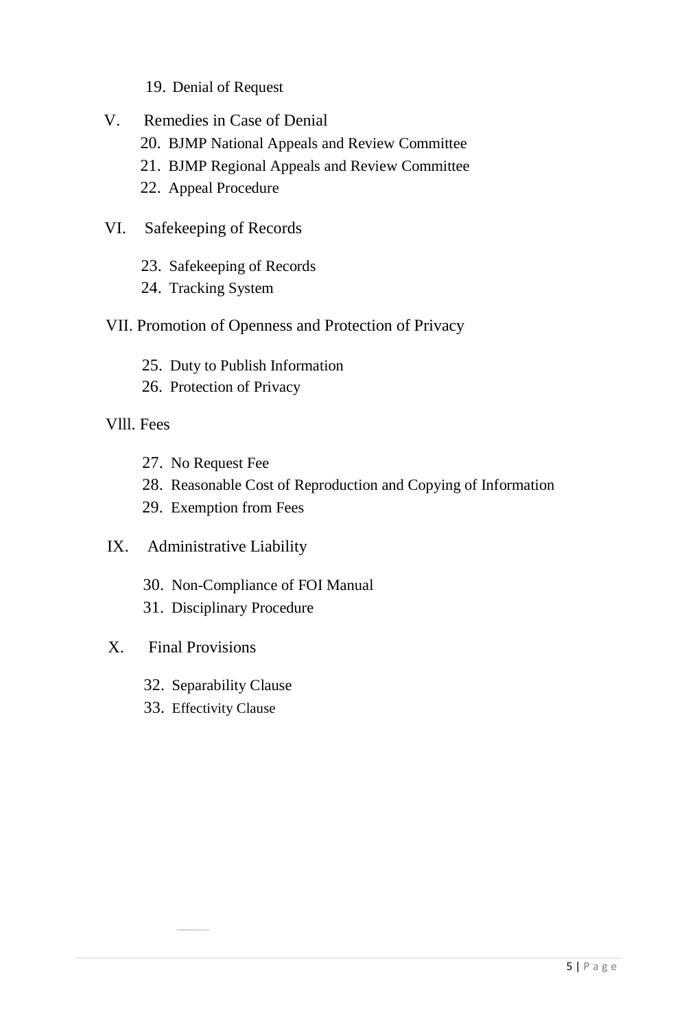19. Denial of Request

V. Remedies in Case of Denial

20. BJMP National Appeals and Review Committee
21. BJMP Regional Appeals and Review Committee
22. Appeal Procedure

VI. Safekeeping of Records

23. Safekeeping of Records
24. Tracking System

VII. Promotion of Openness and Protection of Privacy

25. Duty to Publish Information
26. Protection of Privacy

Vlll. Fees

27. No Request Fee
28. Reasonable Cost of Reproduction and Copying of Information
29. Exemption from Fees

IX. Administrative Liability

30. Non-Compliance of FOI Manual
31. Disciplinary Procedure

X. Final Provisions

32. Separability Clause
33. Effectivity Clause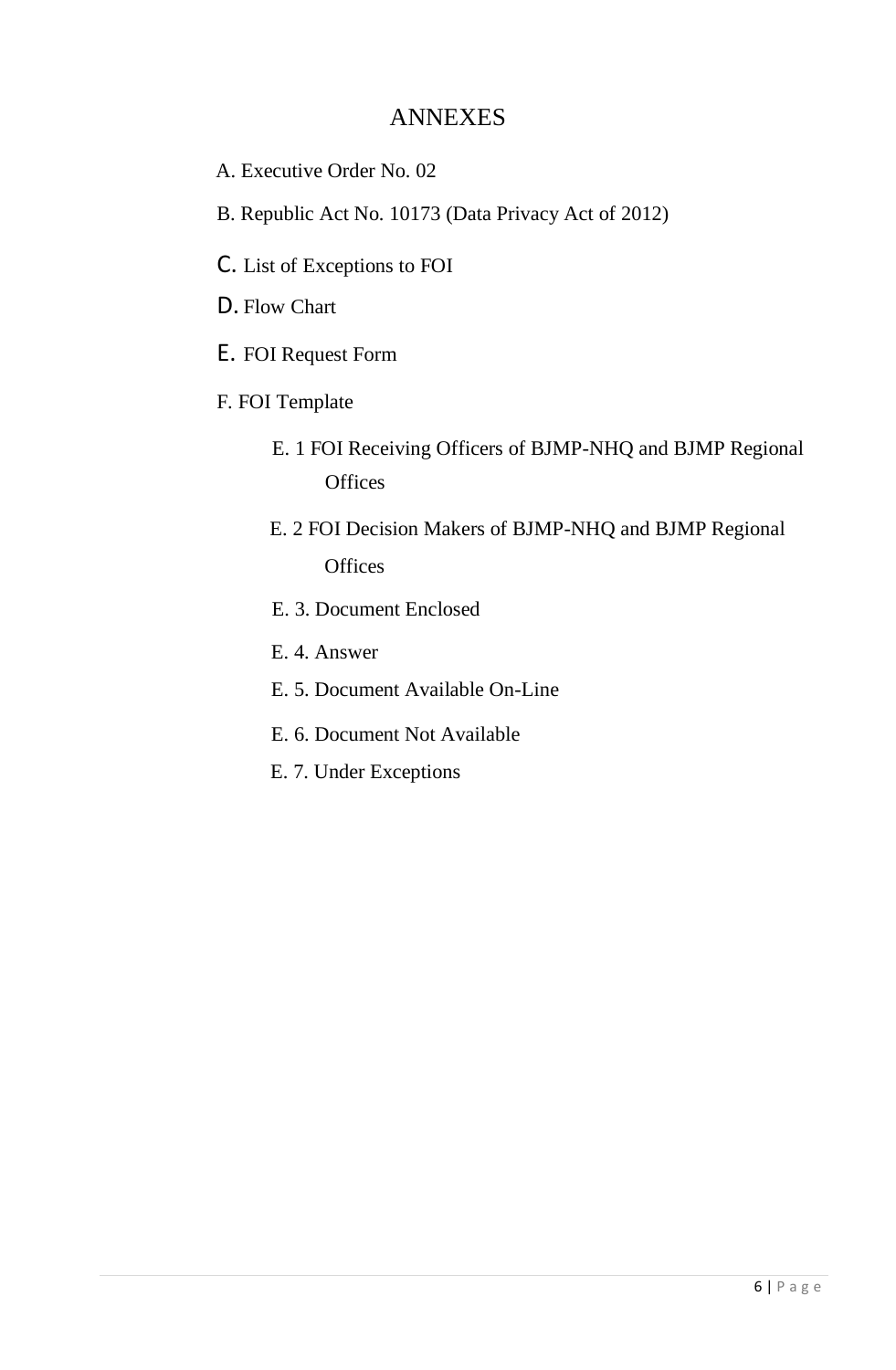# ANNEXES

A. Executive Order No. 02

B. Republic Act No. 10173 (Data Privacy Act of 2012)

C. List of Exceptions to FOI

D. Flow Chart

E. FOI Request Form

F. FOI Template

- E. 1 FOI Receiving Officers of BJMP-NHQ and BJMP Regional Offices
- E. 2 FOI Decision Makers of BJMP-NHQ and BJMP Regional Offices
- E. 3. Document Enclosed
- E. 4. Answer
- E. 5. Document Available On-Line
- E. 6. Document Not Available
- E. 7. Under Exceptions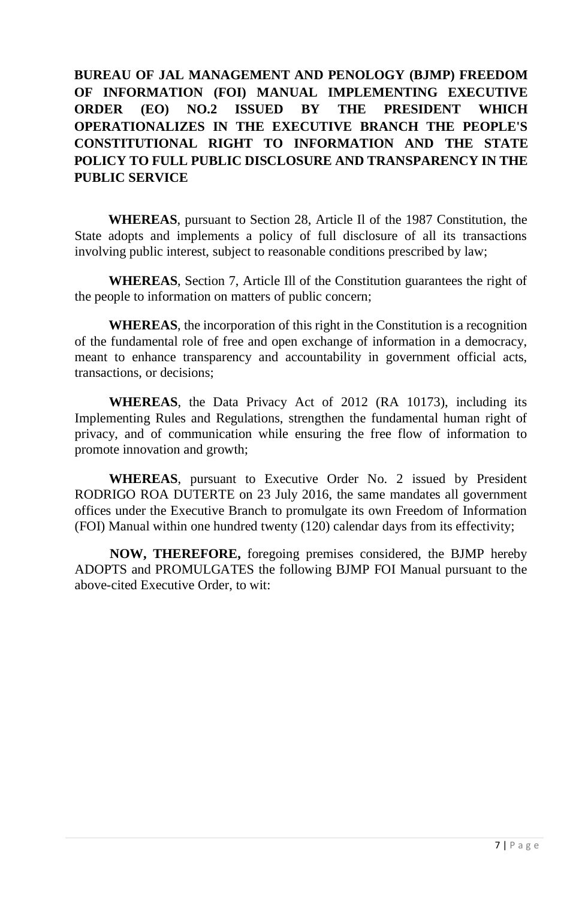**BUREAU OF JAL MANAGEMENT AND PENOLOGY (BJMP) FREEDOM OF INFORMATION (FOI) MANUAL IMPLEMENTING EXECUTIVE ORDER (EO) NO.2 ISSUED BY THE PRESIDENT WHICH OPERATIONALIZES IN THE EXECUTIVE BRANCH THE PEOPLE'S CONSTITUTIONAL RIGHT TO INFORMATION AND THE STATE POLICY TO FULL PUBLIC DISCLOSURE AND TRANSPARENCY IN THE PUBLIC SERVICE**

**WHEREAS**, pursuant to Section 28, Article Il of the 1987 Constitution, the State adopts and implements a policy of full disclosure of all its transactions involving public interest, subject to reasonable conditions prescribed by law;

**WHEREAS**, Section 7, Article Ill of the Constitution guarantees the right of the people to information on matters of public concern;

**WHEREAS**, the incorporation of this right in the Constitution is a recognition of the fundamental role of free and open exchange of information in a democracy, meant to enhance transparency and accountability in government official acts, transactions, or decisions;

**WHEREAS**, the Data Privacy Act of 2012 (RA 10173), including its Implementing Rules and Regulations, strengthen the fundamental human right of privacy, and of communication while ensuring the free flow of information to promote innovation and growth;

**WHEREAS**, pursuant to Executive Order No. 2 issued by President RODRIGO ROA DUTERTE on 23 July 2016, the same mandates all government offices under the Executive Branch to promulgate its own Freedom of Information (FOI) Manual within one hundred twenty (120) calendar days from its effectivity;

**NOW, THEREFORE,** foregoing premises considered, the BJMP hereby ADOPTS and PROMULGATES the following BJMP FOI Manual pursuant to the above-cited Executive Order, to wit: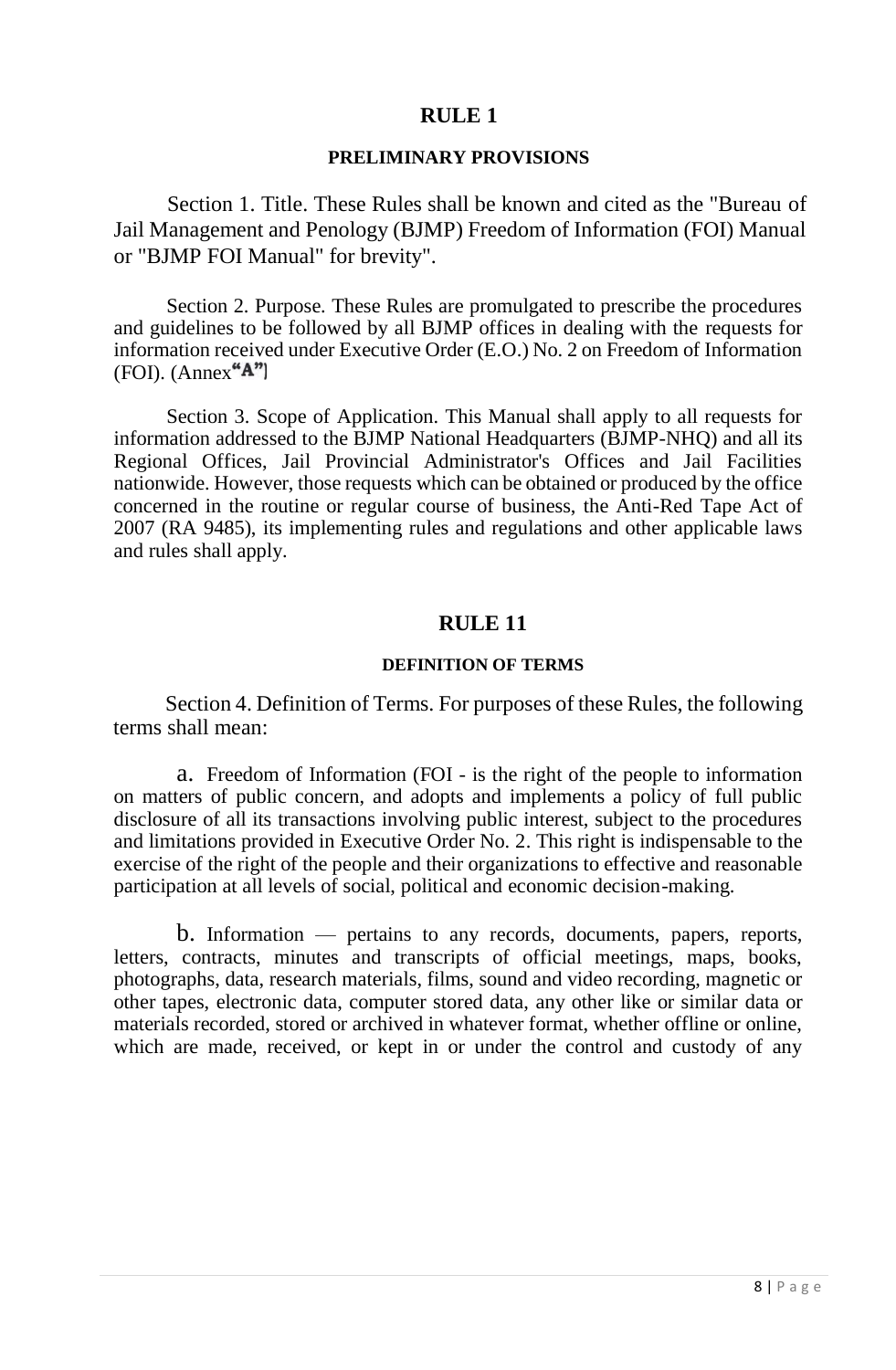# RULE 1

## PRELIMINARY PROVISIONS

Section 1. Title. These Rules shall be known and cited as the "Bureau of Jail Management and Penology (BJMP) Freedom of Information (FOI) Manual or "BJMP FOI Manual" for brevity".

Section 2. Purpose. These Rules are promulgated to prescribe the procedures and guidelines to be followed by all BJMP offices in dealing with the requests for information received under Executive Order (E.O.) No. 2 on Freedom of Information (FOI). (Annex "A")

Section 3. Scope of Application. This Manual shall apply to all requests for information addressed to the BJMP National Headquarters (BJMP-NHQ) and all its Regional Offices, Jail Provincial Administrator's Offices and Jail Facilities nationwide. However, those requests which can be obtained or produced by the office concerned in the routine or regular course of business, the Anti-Red Tape Act of 2007 (RA 9485), its implementing rules and regulations and other applicable laws and rules shall apply.

# RULE 11

## DEFINITION OF TERMS

Section 4. Definition of Terms. For purposes of these Rules, the following terms shall mean:

a. Freedom of Information (FOI - is the right of the people to information on matters of public concern, and adopts and implements a policy of full public disclosure of all its transactions involving public interest, subject to the procedures and limitations provided in Executive Order No. 2. This right is indispensable to the exercise of the right of the people and their organizations to effective and reasonable participation at all levels of social, political and economic decision-making.

b. Information — pertains to any records, documents, papers, reports, letters, contracts, minutes and transcripts of official meetings, maps, books, photographs, data, research materials, films, sound and video recording, magnetic or other tapes, electronic data, computer stored data, any other like or similar data or materials recorded, stored or archived in whatever format, whether offline or online, which are made, received, or kept in or under the control and custody of any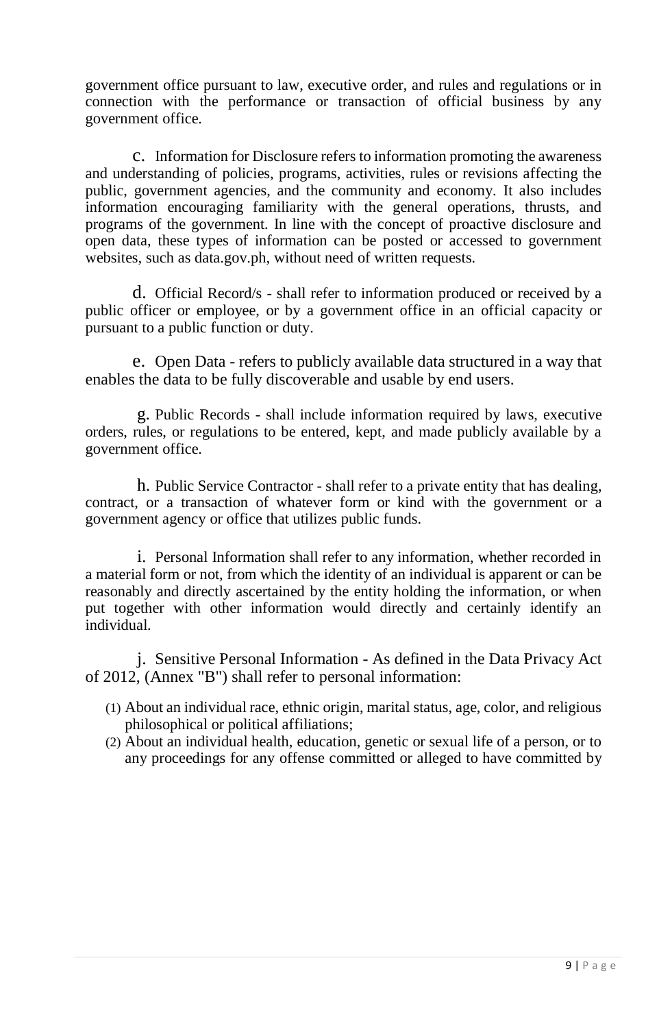government office pursuant to law, executive order, and rules and regulations or in connection with the performance or transaction of official business by any government office.

c. Information for Disclosure refers to information promoting the awareness and understanding of policies, programs, activities, rules or revisions affecting the public, government agencies, and the community and economy. It also includes information encouraging familiarity with the general operations, thrusts, and programs of the government. In line with the concept of proactive disclosure and open data, these types of information can be posted or accessed to government websites, such as data.gov.ph, without need of written requests.

d. Official Record/s - shall refer to information produced or received by a public officer or employee, or by a government office in an official capacity or pursuant to a public function or duty.

e. Open Data - refers to publicly available data structured in a way that enables the data to be fully discoverable and usable by end users.

g. Public Records - shall include information required by laws, executive orders, rules, or regulations to be entered, kept, and made publicly available by a government office.

h. Public Service Contractor - shall refer to a private entity that has dealing, contract, or a transaction of whatever form or kind with the government or a government agency or office that utilizes public funds.

i. Personal Information shall refer to any information, whether recorded in a material form or not, from which the identity of an individual is apparent or can be reasonably and directly ascertained by the entity holding the information, or when put together with other information would directly and certainly identify an individual.

j. Sensitive Personal Information - As defined in the Data Privacy Act of 2012, (Annex "B") shall refer to personal information:

(1) About an individual race, ethnic origin, marital status, age, color, and religious philosophical or political affiliations;
(2) About an individual health, education, genetic or sexual life of a person, or to any proceedings for any offense committed or alleged to have committed by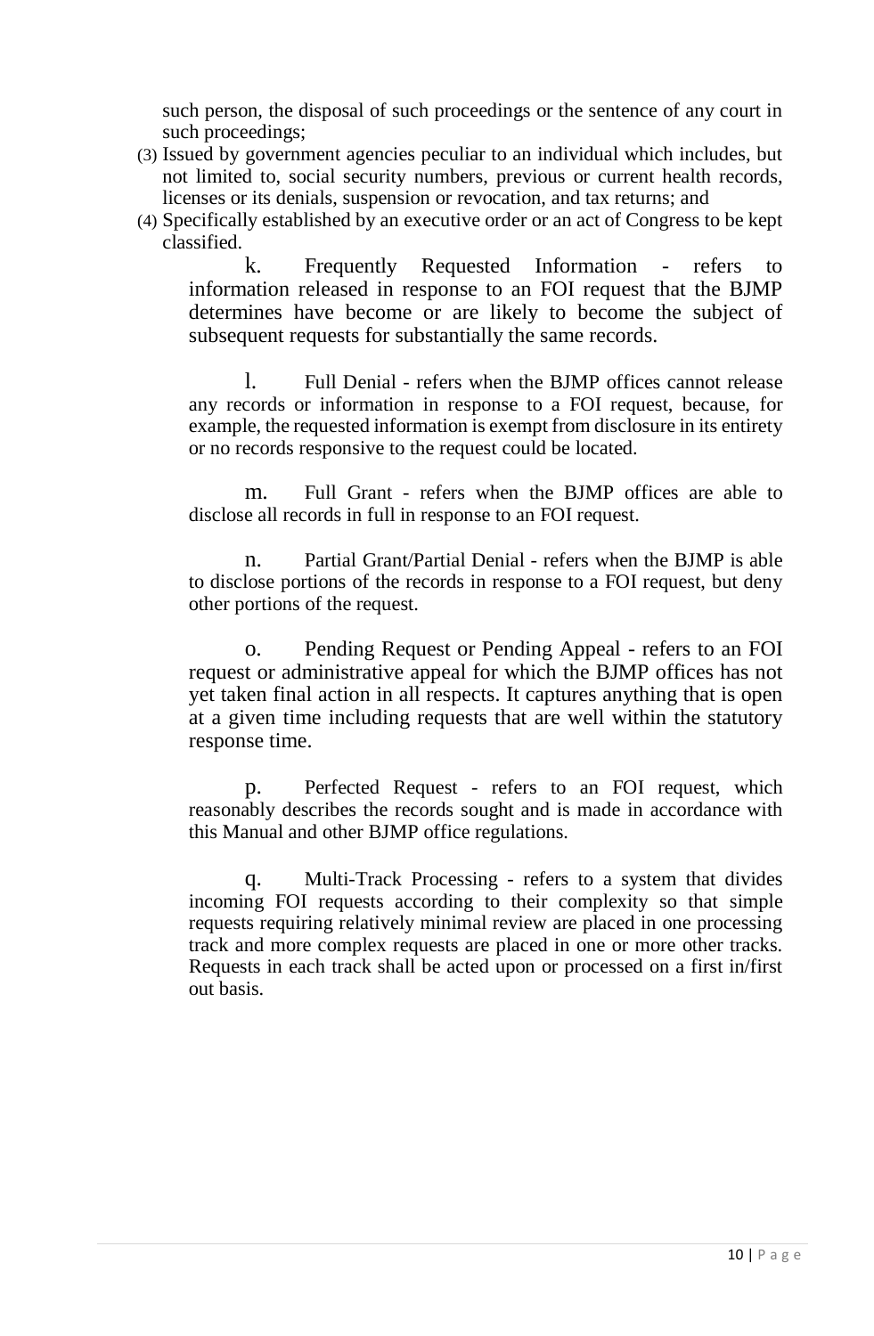such person, the disposal of such proceedings or the sentence of any court in such proceedings;

(3) Issued by government agencies peculiar to an individual which includes, but not limited to, social security numbers, previous or current health records, licenses or its denials, suspension or revocation, and tax returns; and

(4) Specifically established by an executive order or an act of Congress to be kept classified.

k. Frequently Requested Information - refers to information released in response to an FOI request that the BJMP determines have become or are likely to become the subject of subsequent requests for substantially the same records.

l. Full Denial - refers when the BJMP offices cannot release any records or information in response to a FOI request, because, for example, the requested information is exempt from disclosure in its entirety or no records responsive to the request could be located.

m. Full Grant - refers when the BJMP offices are able to disclose all records in full in response to an FOI request.

n. Partial Grant/Partial Denial - refers when the BJMP is able to disclose portions of the records in response to a FOI request, but deny other portions of the request.

o. Pending Request or Pending Appeal - refers to an FOI request or administrative appeal for which the BJMP offices has not yet taken final action in all respects. It captures anything that is open at a given time including requests that are well within the statutory response time.

p. Perfected Request - refers to an FOI request, which reasonably describes the records sought and is made in accordance with this Manual and other BJMP office regulations.

q. Multi-Track Processing - refers to a system that divides incoming FOI requests according to their complexity so that simple requests requiring relatively minimal review are placed in one processing track and more complex requests are placed in one or more other tracks. Requests in each track shall be acted upon or processed on a first in/first out basis.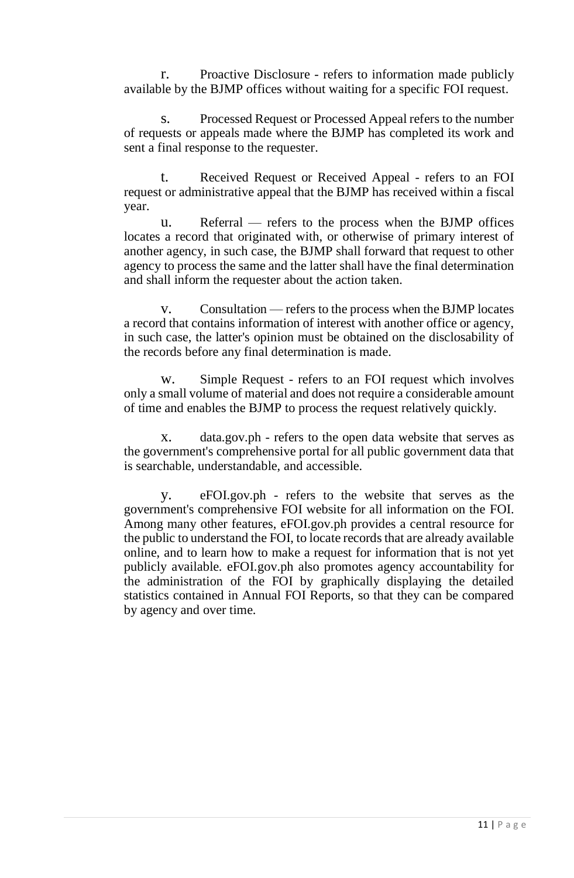r. Proactive Disclosure - refers to information made publicly available by the BJMP offices without waiting for a specific FOI request.

s. Processed Request or Processed Appeal refers to the number of requests or appeals made where the BJMP has completed its work and sent a final response to the requester.

t. Received Request or Received Appeal - refers to an FOI request or administrative appeal that the BJMP has received within a fiscal year.

u. Referral — refers to the process when the BJMP offices locates a record that originated with, or otherwise of primary interest of another agency, in such case, the BJMP shall forward that request to other agency to process the same and the latter shall have the final determination and shall inform the requester about the action taken.

v. Consultation — refers to the process when the BJMP locates a record that contains information of interest with another office or agency, in such case, the latter's opinion must be obtained on the disclosability of the records before any final determination is made.

w. Simple Request - refers to an FOI request which involves only a small volume of material and does not require a considerable amount of time and enables the BJMP to process the request relatively quickly.

x. data.gov.ph - refers to the open data website that serves as the government's comprehensive portal for all public government data that is searchable, understandable, and accessible.

y. eFOI.gov.ph - refers to the website that serves as the government's comprehensive FOI website for all information on the FOI. Among many other features, eFOI.gov.ph provides a central resource for the public to understand the FOI, to locate records that are already available online, and to learn how to make a request for information that is not yet publicly available. eFOI.gov.ph also promotes agency accountability for the administration of the FOI by graphically displaying the detailed statistics contained in Annual FOI Reports, so that they can be compared by agency and over time.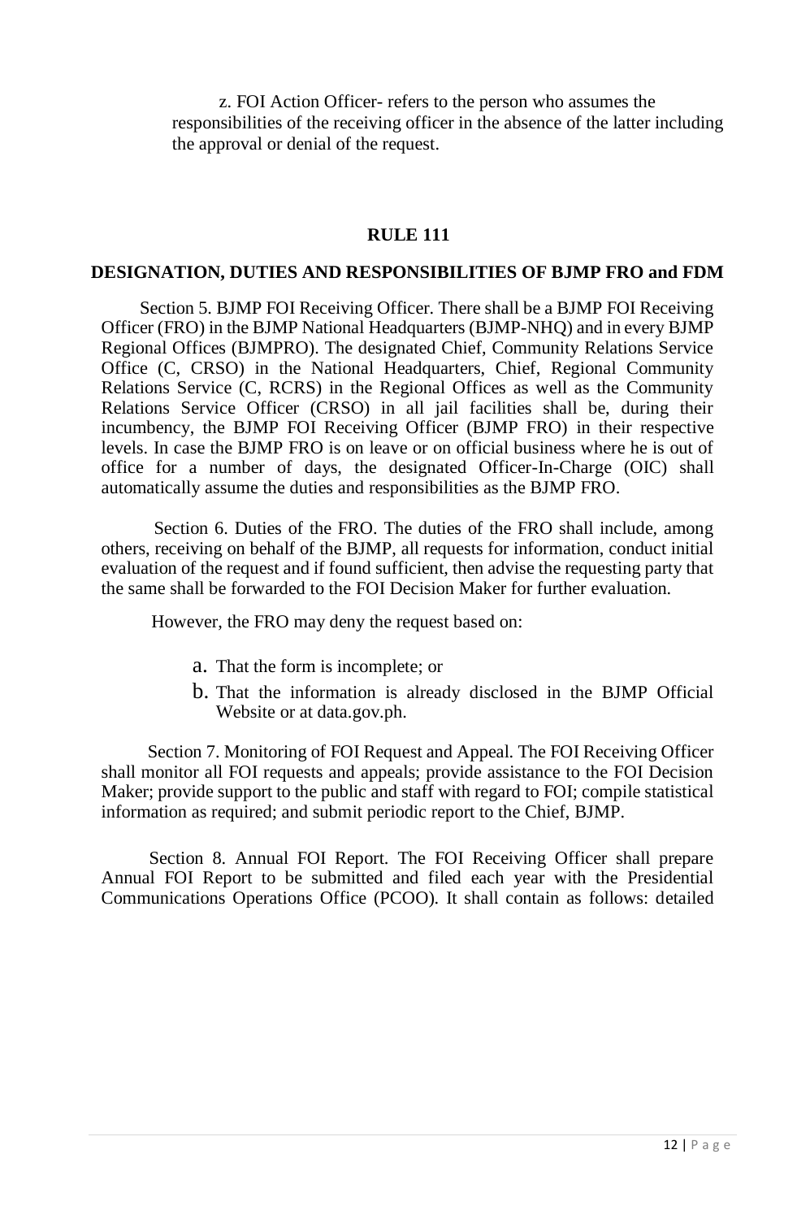z. FOI Action Officer- refers to the person who assumes the responsibilities of the receiving officer in the absence of the latter including the approval or denial of the request.

## RULE 111

## DESIGNATION, DUTIES AND RESPONSIBILITIES OF BJMP FRO and FDM

Section 5. BJMP FOI Receiving Officer. There shall be a BJMP FOI Receiving Officer (FRO) in the BJMP National Headquarters (BJMP-NHQ) and in every BJMP Regional Offices (BJMPRO). The designated Chief, Community Relations Service Office (C, CRSO) in the National Headquarters, Chief, Regional Community Relations Service (C, RCRS) in the Regional Offices as well as the Community Relations Service Officer (CRSO) in all jail facilities shall be, during their incumbency, the BJMP FOI Receiving Officer (BJMP FRO) in their respective levels. In case the BJMP FRO is on leave or on official business where he is out of office for a number of days, the designated Officer-In-Charge (OIC) shall automatically assume the duties and responsibilities as the BJMP FRO.

Section 6. Duties of the FRO. The duties of the FRO shall include, among others, receiving on behalf of the BJMP, all requests for information, conduct initial evaluation of the request and if found sufficient, then advise the requesting party that the same shall be forwarded to the FOI Decision Maker for further evaluation.

However, the FRO may deny the request based on:

a. That the form is incomplete; or
b. That the information is already disclosed in the BJMP Official Website or at data.gov.ph.

Section 7. Monitoring of FOI Request and Appeal. The FOI Receiving Officer shall monitor all FOI requests and appeals; provide assistance to the FOI Decision Maker; provide support to the public and staff with regard to FOI; compile statistical information as required; and submit periodic report to the Chief, BJMP.

Section 8. Annual FOI Report. The FOI Receiving Officer shall prepare Annual FOI Report to be submitted and filed each year with the Presidential Communications Operations Office (PCOO). It shall contain as follows: detailed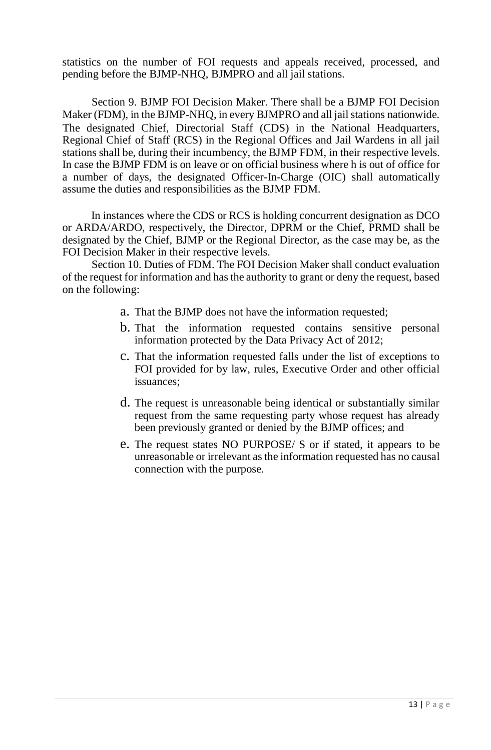statistics on the number of FOI requests and appeals received, processed, and pending before the BJMP-NHQ, BJMPRO and all jail stations.

Section 9. BJMP FOI Decision Maker. There shall be a BJMP FOI Decision Maker (FDM), in the BJMP-NHQ, in every BJMPRO and all jail stations nationwide. The designated Chief, Directorial Staff (CDS) in the National Headquarters, Regional Chief of Staff (RCS) in the Regional Offices and Jail Wardens in all jail stations shall be, during their incumbency, the BJMP FDM, in their respective levels. In case the BJMP FDM is on leave or on official business where h is out of office for a number of days, the designated Officer-In-Charge (OIC) shall automatically assume the duties and responsibilities as the BJMP FDM.

In instances where the CDS or RCS is holding concurrent designation as DCO or ARDA/ARDO, respectively, the Director, DPRM or the Chief, PRMD shall be designated by the Chief, BJMP or the Regional Director, as the case may be, as the FOI Decision Maker in their respective levels.

Section 10. Duties of FDM. The FOI Decision Maker shall conduct evaluation of the request for information and has the authority to grant or deny the request, based on the following:

a. That the BJMP does not have the information requested;

b. That the information requested contains sensitive personal information protected by the Data Privacy Act of 2012;

c. That the information requested falls under the list of exceptions to FOI provided for by law, rules, Executive Order and other official issuances;

d. The request is unreasonable being identical or substantially similar request from the same requesting party whose request has already been previously granted or denied by the BJMP offices; and

e. The request states NO PURPOSE/ S or if stated, it appears to be unreasonable or irrelevant as the information requested has no causal connection with the purpose.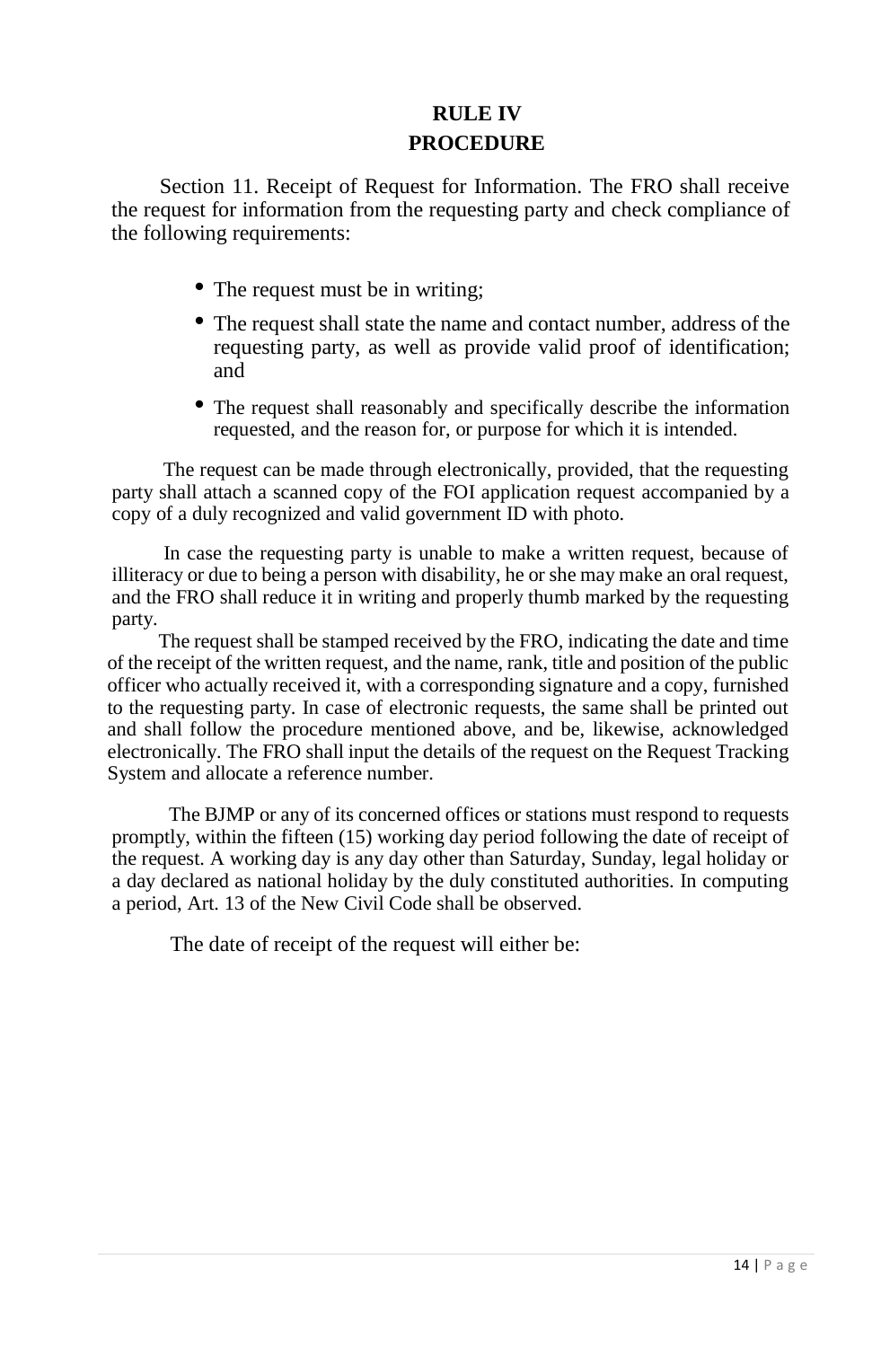# RULE IV
## PROCEDURE

Section 11. Receipt of Request for Information. The FRO shall receive the request for information from the requesting party and check compliance of the following requirements:

- The request must be in writing;
- The request shall state the name and contact number, address of the requesting party, as well as provide valid proof of identification; and
- The request shall reasonably and specifically describe the information requested, and the reason for, or purpose for which it is intended.

The request can be made through electronically, provided, that the requesting party shall attach a scanned copy of the FOI application request accompanied by a copy of a duly recognized and valid government ID with photo.

In case the requesting party is unable to make a written request, because of illiteracy or due to being a person with disability, he or she may make an oral request, and the FRO shall reduce it in writing and properly thumb marked by the requesting party.

The request shall be stamped received by the FRO, indicating the date and time of the receipt of the written request, and the name, rank, title and position of the public officer who actually received it, with a corresponding signature and a copy, furnished to the requesting party. In case of electronic requests, the same shall be printed out and shall follow the procedure mentioned above, and be, likewise, acknowledged electronically. The FRO shall input the details of the request on the Request Tracking System and allocate a reference number.

The BJMP or any of its concerned offices or stations must respond to requests promptly, within the fifteen (15) working day period following the date of receipt of the request. A working day is any day other than Saturday, Sunday, legal holiday or a day declared as national holiday by the duly constituted authorities. In computing a period, Art. 13 of the New Civil Code shall be observed.

The date of receipt of the request will either be: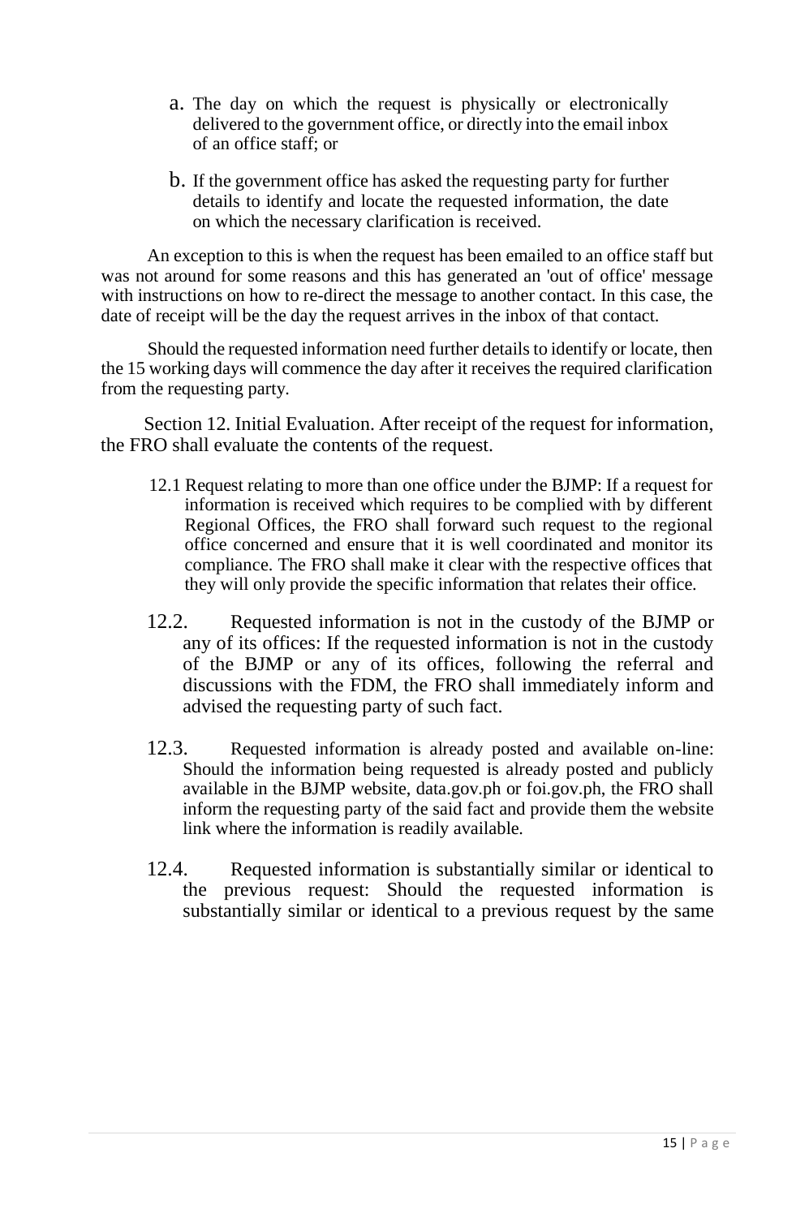a. The day on which the request is physically or electronically delivered to the government office, or directly into the email inbox of an office staff; or

b. If the government office has asked the requesting party for further details to identify and locate the requested information, the date on which the necessary clarification is received.

An exception to this is when the request has been emailed to an office staff but was not around for some reasons and this has generated an 'out of office' message with instructions on how to re-direct the message to another contact. In this case, the date of receipt will be the day the request arrives in the inbox of that contact.

Should the requested information need further details to identify or locate, then the 15 working days will commence the day after it receives the required clarification from the requesting party.

Section 12. Initial Evaluation. After receipt of the request for information, the FRO shall evaluate the contents of the request.

12.1 Request relating to more than one office under the BJMP: If a request for information is received which requires to be complied with by different Regional Offices, the FRO shall forward such request to the regional office concerned and ensure that it is well coordinated and monitor its compliance. The FRO shall make it clear with the respective offices that they will only provide the specific information that relates their office.

12.2. Requested information is not in the custody of the BJMP or any of its offices: If the requested information is not in the custody of the BJMP or any of its offices, following the referral and discussions with the FDM, the FRO shall immediately inform and advised the requesting party of such fact.

12.3. Requested information is already posted and available on-line: Should the information being requested is already posted and publicly available in the BJMP website, data.gov.ph or foi.gov.ph, the FRO shall inform the requesting party of the said fact and provide them the website link where the information is readily available.

12.4. Requested information is substantially similar or identical to the previous request: Should the requested information is substantially similar or identical to a previous request by the same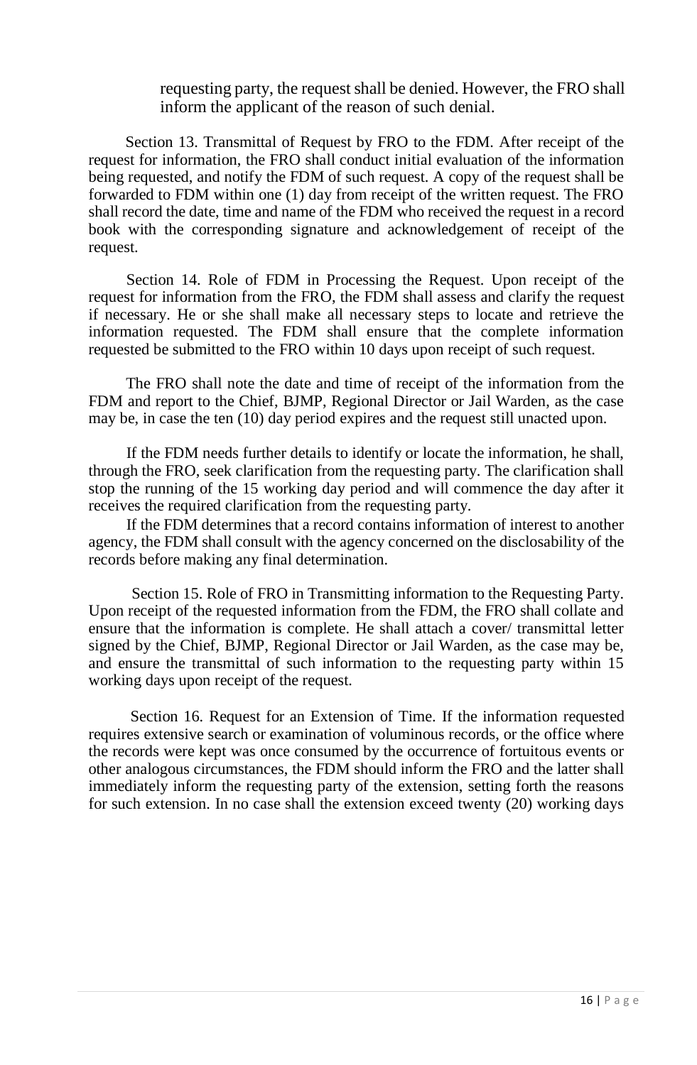requesting party, the request shall be denied. However, the FRO shall inform the applicant of the reason of such denial.

Section 13. Transmittal of Request by FRO to the FDM. After receipt of the request for information, the FRO shall conduct initial evaluation of the information being requested, and notify the FDM of such request. A copy of the request shall be forwarded to FDM within one (1) day from receipt of the written request. The FRO shall record the date, time and name of the FDM who received the request in a record book with the corresponding signature and acknowledgement of receipt of the request.

Section 14. Role of FDM in Processing the Request. Upon receipt of the request for information from the FRO, the FDM shall assess and clarify the request if necessary. He or she shall make all necessary steps to locate and retrieve the information requested. The FDM shall ensure that the complete information requested be submitted to the FRO within 10 days upon receipt of such request.

The FRO shall note the date and time of receipt of the information from the FDM and report to the Chief, BJMP, Regional Director or Jail Warden, as the case may be, in case the ten (10) day period expires and the request still unacted upon.

If the FDM needs further details to identify or locate the information, he shall, through the FRO, seek clarification from the requesting party. The clarification shall stop the running of the 15 working day period and will commence the day after it receives the required clarification from the requesting party.

If the FDM determines that a record contains information of interest to another agency, the FDM shall consult with the agency concerned on the disclosability of the records before making any final determination.

Section 15. Role of FRO in Transmitting information to the Requesting Party. Upon receipt of the requested information from the FDM, the FRO shall collate and ensure that the information is complete. He shall attach a cover/ transmittal letter signed by the Chief, BJMP, Regional Director or Jail Warden, as the case may be, and ensure the transmittal of such information to the requesting party within 15 working days upon receipt of the request.

Section 16. Request for an Extension of Time. If the information requested requires extensive search or examination of voluminous records, or the office where the records were kept was once consumed by the occurrence of fortuitous events or other analogous circumstances, the FDM should inform the FRO and the latter shall immediately inform the requesting party of the extension, setting forth the reasons for such extension. In no case shall the extension exceed twenty (20) working days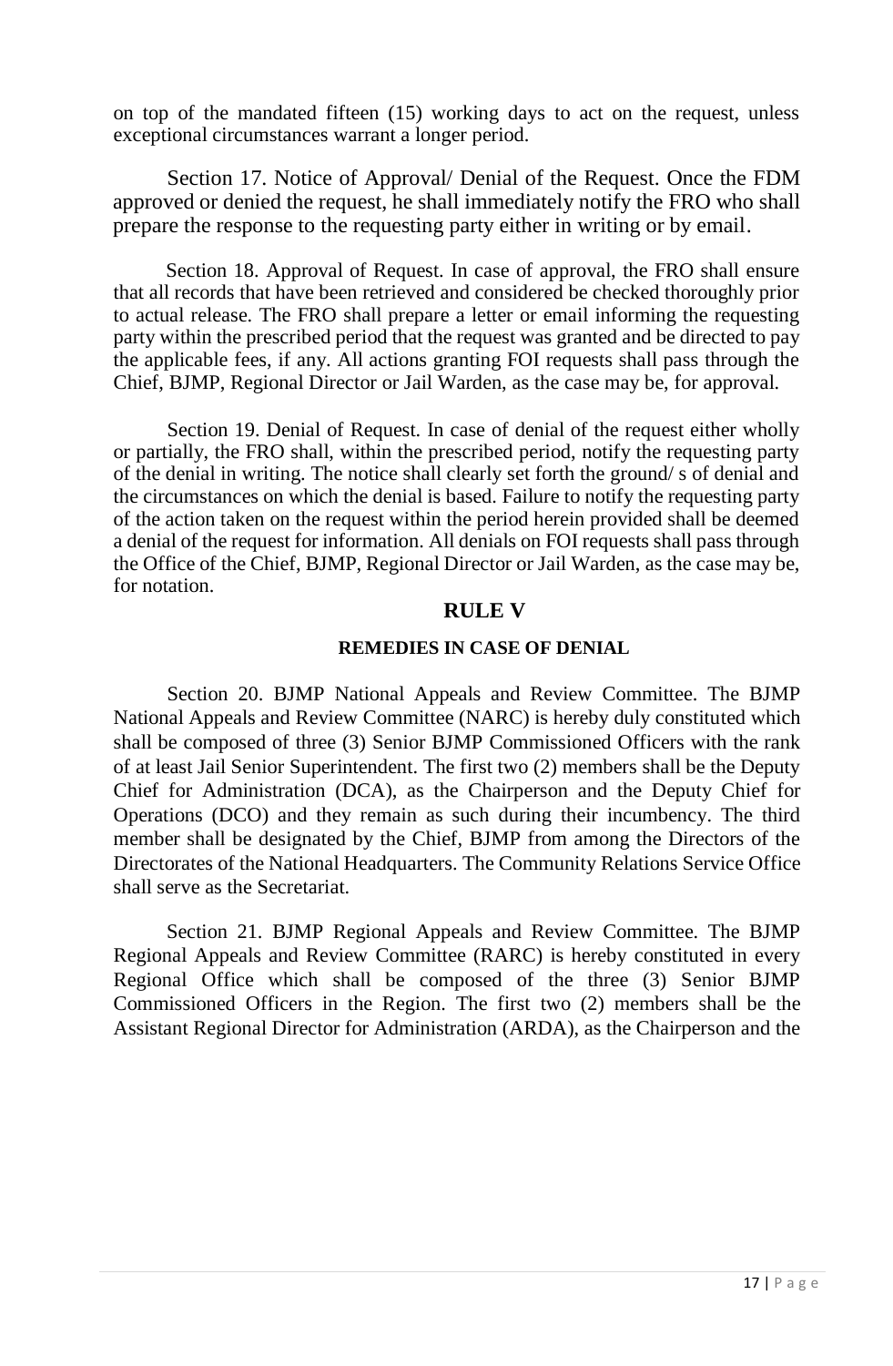on top of the mandated fifteen (15) working days to act on the request, unless exceptional circumstances warrant a longer period.

Section 17. Notice of Approval/ Denial of the Request. Once the FDM approved or denied the request, he shall immediately notify the FRO who shall prepare the response to the requesting party either in writing or by email.

Section 18. Approval of Request. In case of approval, the FRO shall ensure that all records that have been retrieved and considered be checked thoroughly prior to actual release. The FRO shall prepare a letter or email informing the requesting party within the prescribed period that the request was granted and be directed to pay the applicable fees, if any. All actions granting FOI requests shall pass through the Chief, BJMP, Regional Director or Jail Warden, as the case may be, for approval.

Section 19. Denial of Request. In case of denial of the request either wholly or partially, the FRO shall, within the prescribed period, notify the requesting party of the denial in writing. The notice shall clearly set forth the ground/ s of denial and the circumstances on which the denial is based. Failure to notify the requesting party of the action taken on the request within the period herein provided shall be deemed a denial of the request for information. All denials on FOI requests shall pass through the Office of the Chief, BJMP, Regional Director or Jail Warden, as the case may be, for notation.

## RULE V

### REMEDIES IN CASE OF DENIAL

Section 20. BJMP National Appeals and Review Committee. The BJMP National Appeals and Review Committee (NARC) is hereby duly constituted which shall be composed of three (3) Senior BJMP Commissioned Officers with the rank of at least Jail Senior Superintendent. The first two (2) members shall be the Deputy Chief for Administration (DCA), as the Chairperson and the Deputy Chief for Operations (DCO) and they remain as such during their incumbency. The third member shall be designated by the Chief, BJMP from among the Directors of the Directorates of the National Headquarters. The Community Relations Service Office shall serve as the Secretariat.

Section 21. BJMP Regional Appeals and Review Committee. The BJMP Regional Appeals and Review Committee (RARC) is hereby constituted in every Regional Office which shall be composed of the three (3) Senior BJMP Commissioned Officers in the Region. The first two (2) members shall be the Assistant Regional Director for Administration (ARDA), as the Chairperson and the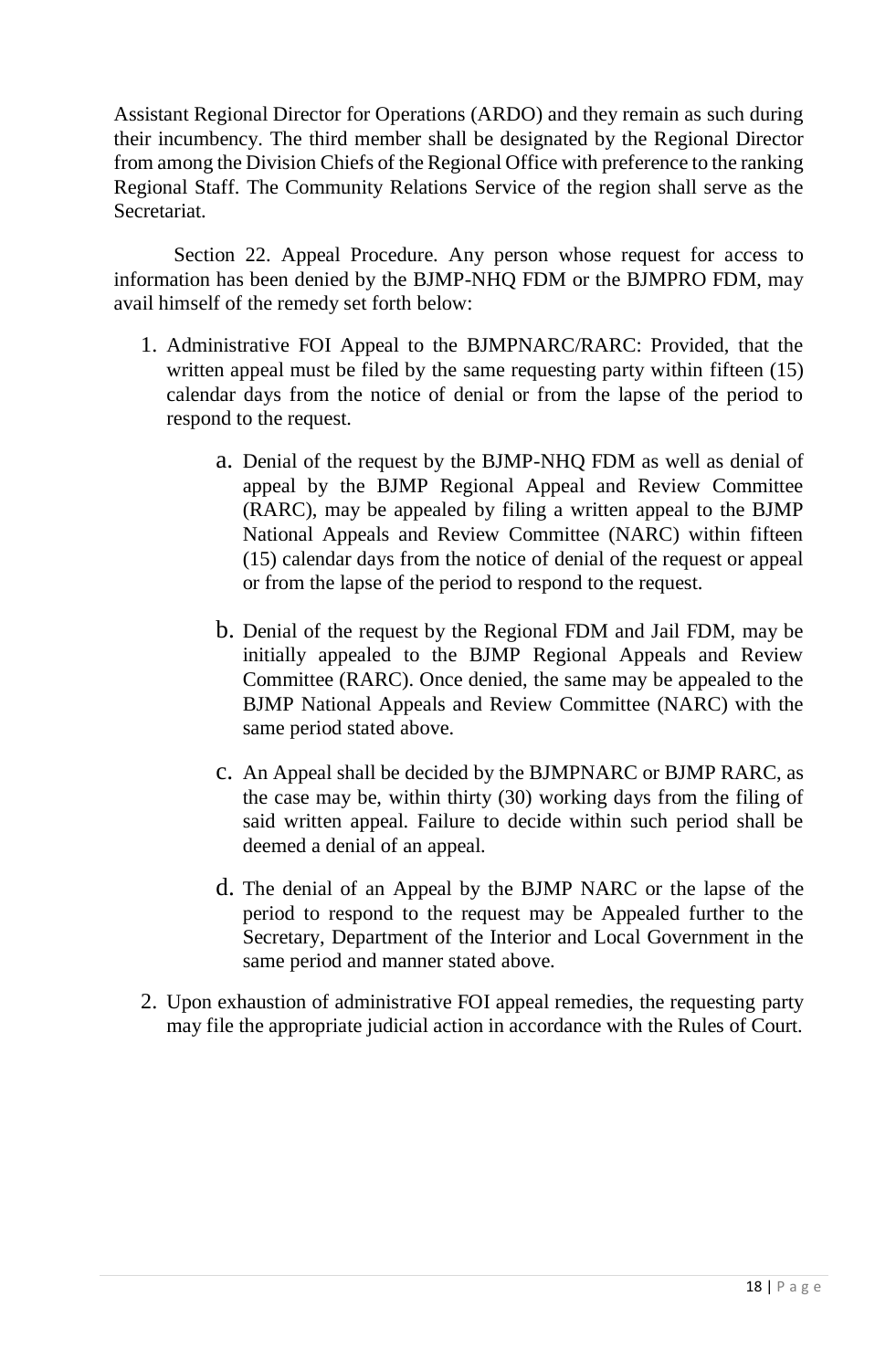Assistant Regional Director for Operations (ARDO) and they remain as such during their incumbency. The third member shall be designated by the Regional Director from among the Division Chiefs of the Regional Office with preference to the ranking Regional Staff. The Community Relations Service of the region shall serve as the Secretariat.

Section 22. Appeal Procedure. Any person whose request for access to information has been denied by the BJMP-NHQ FDM or the BJMPRO FDM, may avail himself of the remedy set forth below:

1. Administrative FOI Appeal to the BJMPNARC/RARC: Provided, that the written appeal must be filed by the same requesting party within fifteen (15) calendar days from the notice of denial or from the lapse of the period to respond to the request.

    a. Denial of the request by the BJMP-NHQ FDM as well as denial of appeal by the BJMP Regional Appeal and Review Committee (RARC), may be appealed by filing a written appeal to the BJMP National Appeals and Review Committee (NARC) within fifteen (15) calendar days from the notice of denial of the request or appeal or from the lapse of the period to respond to the request.

    b. Denial of the request by the Regional FDM and Jail FDM, may be initially appealed to the BJMP Regional Appeals and Review Committee (RARC). Once denied, the same may be appealed to the BJMP National Appeals and Review Committee (NARC) with the same period stated above.

    c. An Appeal shall be decided by the BJMPNARC or BJMP RARC, as the case may be, within thirty (30) working days from the filing of said written appeal. Failure to decide within such period shall be deemed a denial of an appeal.

    d. The denial of an Appeal by the BJMP NARC or the lapse of the period to respond to the request may be Appealed further to the Secretary, Department of the Interior and Local Government in the same period and manner stated above.

2. Upon exhaustion of administrative FOI appeal remedies, the requesting party may file the appropriate judicial action in accordance with the Rules of Court.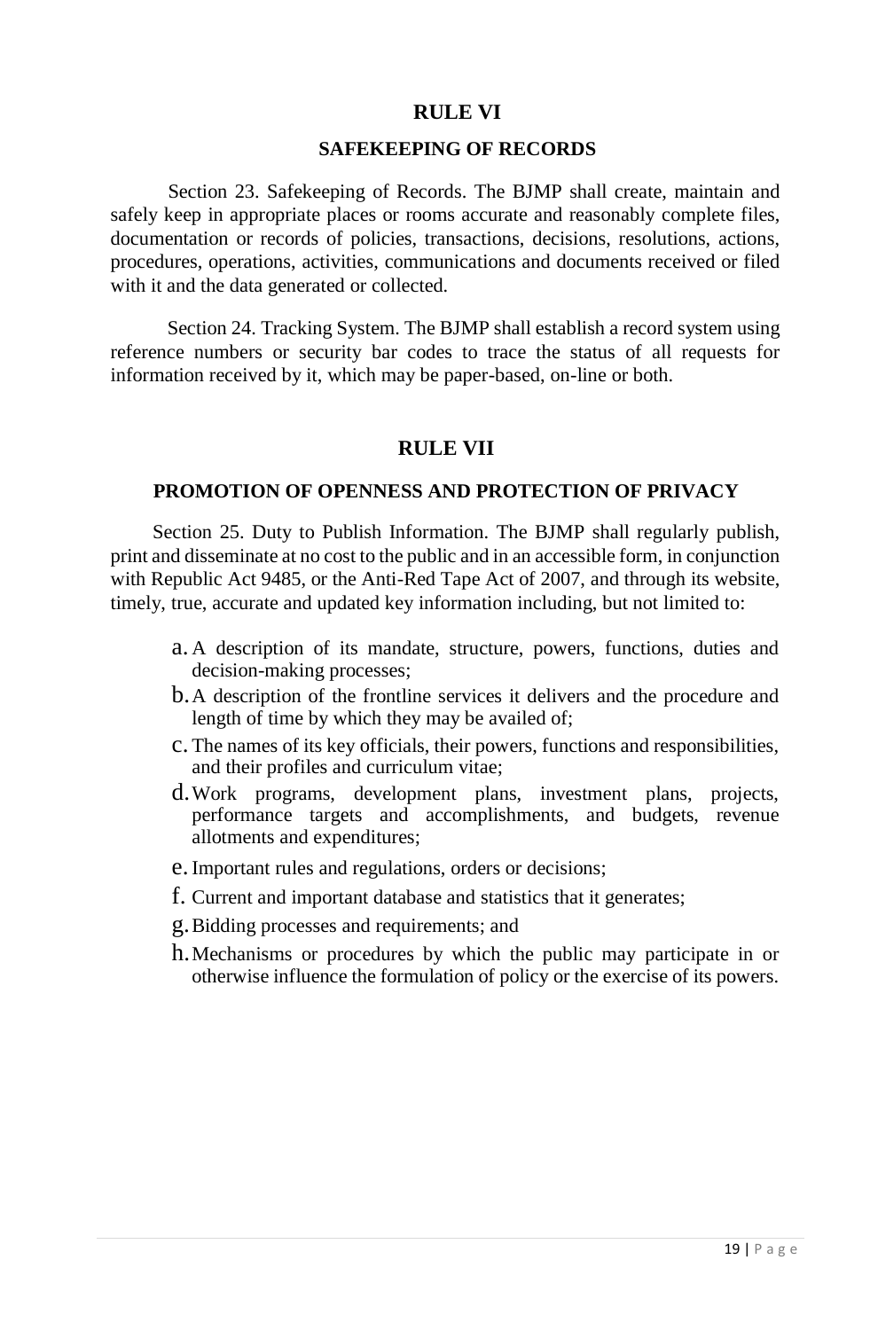## RULE VI

### SAFEKEEPING OF RECORDS

Section 23. Safekeeping of Records. The BJMP shall create, maintain and safely keep in appropriate places or rooms accurate and reasonably complete files, documentation or records of policies, transactions, decisions, resolutions, actions, procedures, operations, activities, communications and documents received or filed with it and the data generated or collected.

Section 24. Tracking System. The BJMP shall establish a record system using reference numbers or security bar codes to trace the status of all requests for information received by it, which may be paper-based, on-line or both.

## RULE VII

### PROMOTION OF OPENNESS AND PROTECTION OF PRIVACY

Section 25. Duty to Publish Information. The BJMP shall regularly publish, print and disseminate at no cost to the public and in an accessible form, in conjunction with Republic Act 9485, or the Anti-Red Tape Act of 2007, and through its website, timely, true, accurate and updated key information including, but not limited to:

a. A description of its mandate, structure, powers, functions, duties and decision-making processes;
b. A description of the frontline services it delivers and the procedure and length of time by which they may be availed of;
c. The names of its key officials, their powers, functions and responsibilities, and their profiles and curriculum vitae;
d. Work programs, development plans, investment plans, projects, performance targets and accomplishments, and budgets, revenue allotments and expenditures;
e. Important rules and regulations, orders or decisions;
f. Current and important database and statistics that it generates;
g. Bidding processes and requirements; and
h. Mechanisms or procedures by which the public may participate in or otherwise influence the formulation of policy or the exercise of its powers.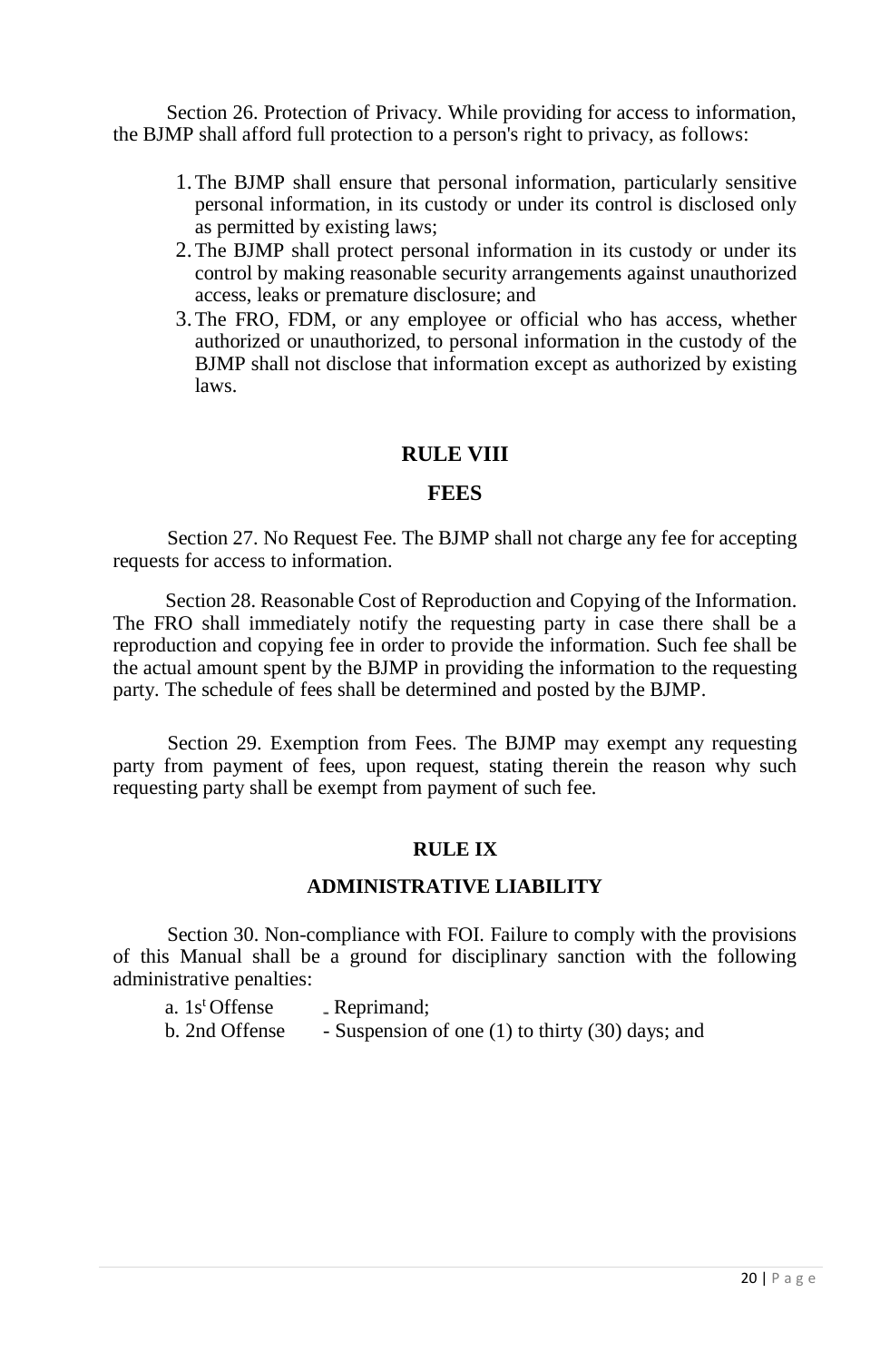Section 26. Protection of Privacy. While providing for access to information, the BJMP shall afford full protection to a person's right to privacy, as follows:

1. The BJMP shall ensure that personal information, particularly sensitive personal information, in its custody or under its control is disclosed only as permitted by existing laws;
2. The BJMP shall protect personal information in its custody or under its control by making reasonable security arrangements against unauthorized access, leaks or premature disclosure; and
3. The FRO, FDM, or any employee or official who has access, whether authorized or unauthorized, to personal information in the custody of the BJMP shall not disclose that information except as authorized by existing laws.

## RULE VIII

## FEES

Section 27. No Request Fee. The BJMP shall not charge any fee for accepting requests for access to information.

Section 28. Reasonable Cost of Reproduction and Copying of the Information. The FRO shall immediately notify the requesting party in case there shall be a reproduction and copying fee in order to provide the information. Such fee shall be the actual amount spent by the BJMP in providing the information to the requesting party. The schedule of fees shall be determined and posted by the BJMP.

Section 29. Exemption from Fees. The BJMP may exempt any requesting party from payment of fees, upon request, stating therein the reason why such requesting party shall be exempt from payment of such fee.

## RULE IX

## ADMINISTRATIVE LIABILITY

Section 30. Non-compliance with FOI. Failure to comply with the provisions of this Manual shall be a ground for disciplinary sanction with the following administrative penalties:

a. 1st Offense - Reprimand;
b. 2nd Offense - Suspension of one (1) to thirty (30) days; and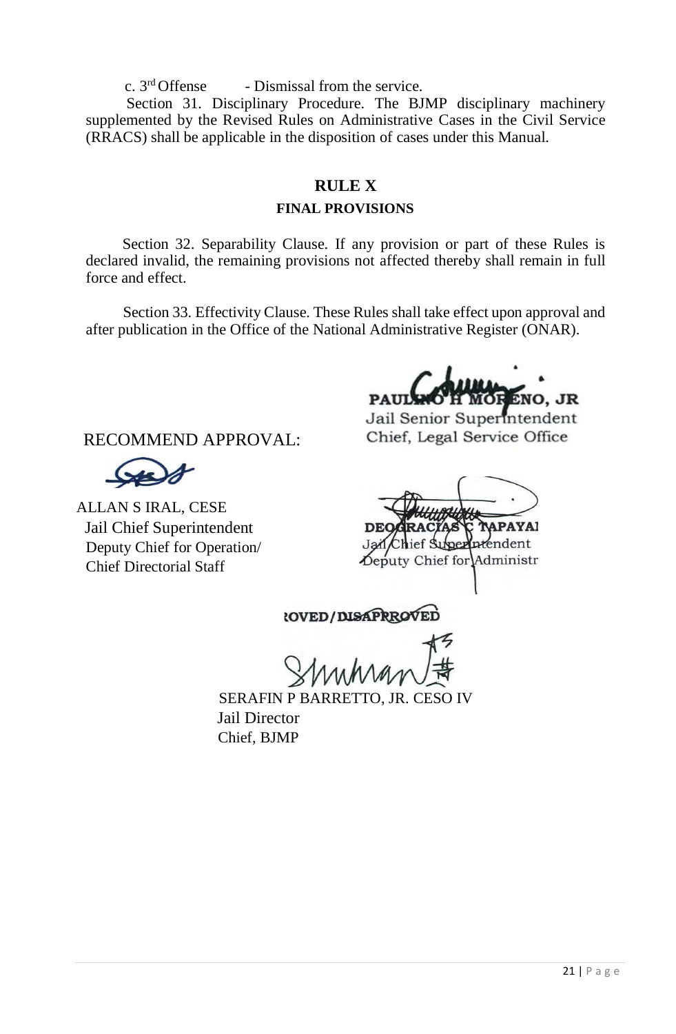c. 3rd Offense - Dismissal from the service.

Section 31. Disciplinary Procedure. The BJMP disciplinary machinery supplemented by the Revised Rules on Administrative Cases in the Civil Service (RRACS) shall be applicable in the disposition of cases under this Manual.

## RULE X

### FINAL PROVISIONS

Section 32. Separability Clause. If any provision or part of these Rules is declared invalid, the remaining provisions not affected thereby shall remain in full force and effect.

Section 33. Effectivity Clause. These Rules shall take effect upon approval and after publication in the Office of the National Administrative Register (ONAR).

PAULINO H MORENO, JR
Jail Senior Superintendent
Chief, Legal Service Office

RECOMMEND APPROVAL:

ALLAN S IRAL, CESE
Jail Chief Superintendent
Deputy Chief for Operation/
Chief Directorial Staff

DEOGRACIAS C TAPAYAN
Jail Chief Superintendent
Deputy Chief for Administration

APPROVED/DISAPPROVED

SERAFIN P BARRETTO, JR. CESO IV
Jail Director
Chief, BJMP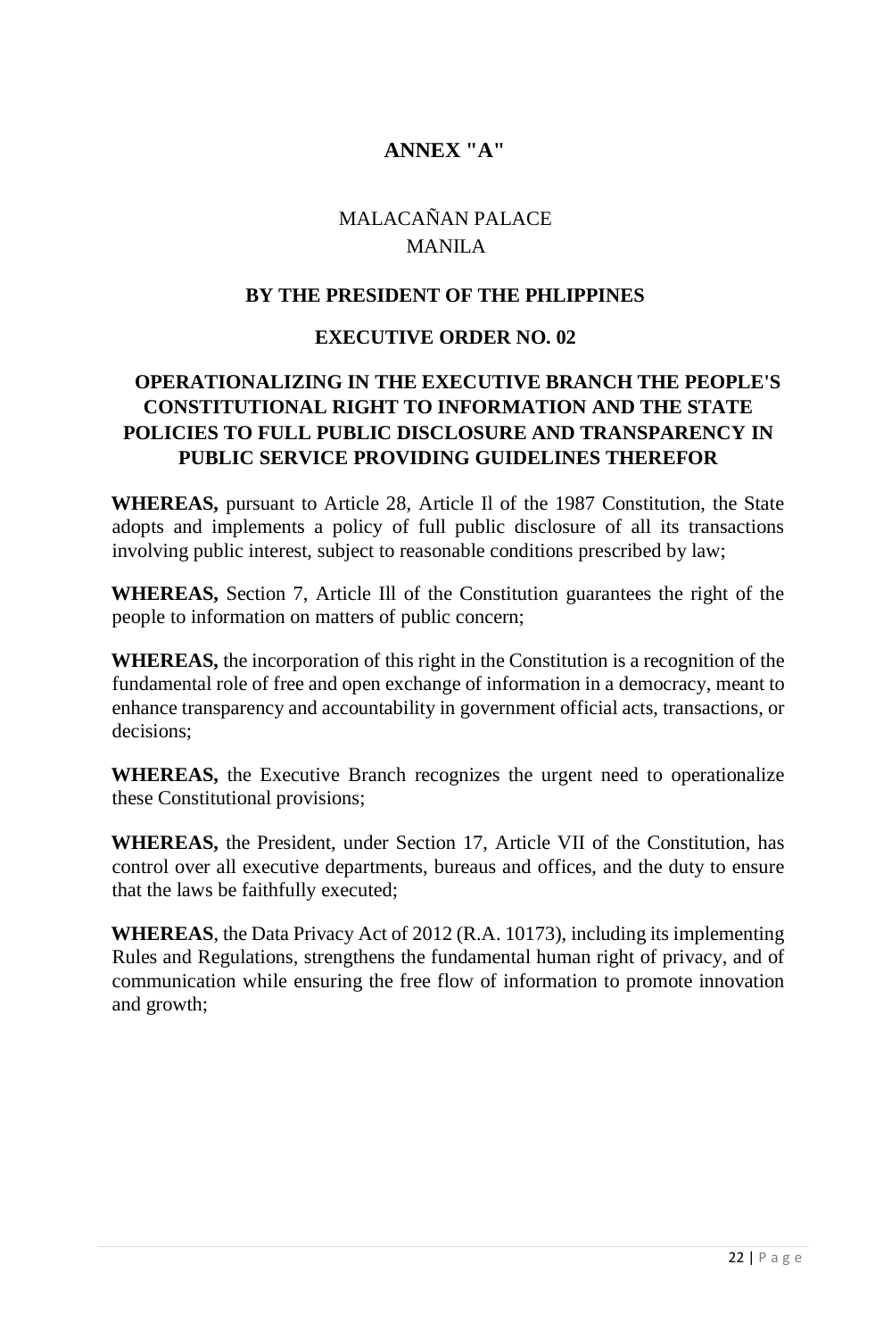## ANNEX "A"

MALACAÑAN PALACE
MANILA

**BY THE PRESIDENT OF THE PHLIPPINES**

**EXECUTIVE ORDER NO. 02**

**OPERATIONALIZING IN THE EXECUTIVE BRANCH THE PEOPLE'S CONSTITUTIONAL RIGHT TO INFORMATION AND THE STATE POLICIES TO FULL PUBLIC DISCLOSURE AND TRANSPARENCY IN PUBLIC SERVICE PROVIDING GUIDELINES THEREFOR**

**WHEREAS,** pursuant to Article 28, Article Il of the 1987 Constitution, the State adopts and implements a policy of full public disclosure of all its transactions involving public interest, subject to reasonable conditions prescribed by law;

**WHEREAS,** Section 7, Article Ill of the Constitution guarantees the right of the people to information on matters of public concern;

**WHEREAS,** the incorporation of this right in the Constitution is a recognition of the fundamental role of free and open exchange of information in a democracy, meant to enhance transparency and accountability in government official acts, transactions, or decisions;

**WHEREAS,** the Executive Branch recognizes the urgent need to operationalize these Constitutional provisions;

**WHEREAS,** the President, under Section 17, Article VII of the Constitution, has control over all executive departments, bureaus and offices, and the duty to ensure that the laws be faithfully executed;

**WHEREAS**, the Data Privacy Act of 2012 (R.A. 10173), including its implementing Rules and Regulations, strengthens the fundamental human right of privacy, and of communication while ensuring the free flow of information to promote innovation and growth;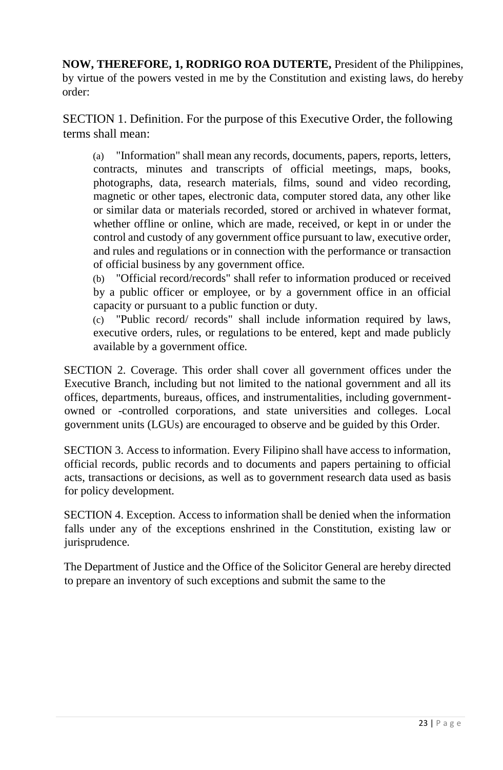**NOW, THEREFORE, 1, RODRIGO ROA DUTERTE,** President of the Philippines, by virtue of the powers vested in me by the Constitution and existing laws, do hereby order:

SECTION 1. Definition. For the purpose of this Executive Order, the following terms shall mean:

(a) "Information" shall mean any records, documents, papers, reports, letters, contracts, minutes and transcripts of official meetings, maps, books, photographs, data, research materials, films, sound and video recording, magnetic or other tapes, electronic data, computer stored data, any other like or similar data or materials recorded, stored or archived in whatever format, whether offline or online, which are made, received, or kept in or under the control and custody of any government office pursuant to law, executive order, and rules and regulations or in connection with the performance or transaction of official business by any government office.

(b) "Official record/records" shall refer to information produced or received by a public officer or employee, or by a government office in an official capacity or pursuant to a public function or duty.

(c) "Public record/ records" shall include information required by laws, executive orders, rules, or regulations to be entered, kept and made publicly available by a government office.

SECTION 2. Coverage. This order shall cover all government offices under the Executive Branch, including but not limited to the national government and all its offices, departments, bureaus, offices, and instrumentalities, including government-owned or -controlled corporations, and state universities and colleges. Local government units (LGUs) are encouraged to observe and be guided by this Order.

SECTION 3. Access to information. Every Filipino shall have access to information, official records, public records and to documents and papers pertaining to official acts, transactions or decisions, as well as to government research data used as basis for policy development.

SECTION 4. Exception. Access to information shall be denied when the information falls under any of the exceptions enshrined in the Constitution, existing law or jurisprudence.

The Department of Justice and the Office of the Solicitor General are hereby directed to prepare an inventory of such exceptions and submit the same to the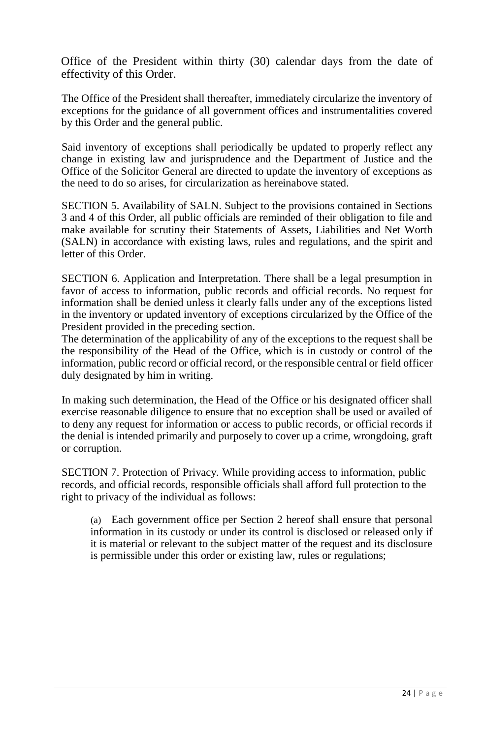Office of the President within thirty (30) calendar days from the date of effectivity of this Order.

The Office of the President shall thereafter, immediately circularize the inventory of exceptions for the guidance of all government offices and instrumentalities covered by this Order and the general public.

Said inventory of exceptions shall periodically be updated to properly reflect any change in existing law and jurisprudence and the Department of Justice and the Office of the Solicitor General are directed to update the inventory of exceptions as the need to do so arises, for circularization as hereinabove stated.

SECTION 5. Availability of SALN. Subject to the provisions contained in Sections 3 and 4 of this Order, all public officials are reminded of their obligation to file and make available for scrutiny their Statements of Assets, Liabilities and Net Worth (SALN) in accordance with existing laws, rules and regulations, and the spirit and letter of this Order.

SECTION 6. Application and Interpretation. There shall be a legal presumption in favor of access to information, public records and official records. No request for information shall be denied unless it clearly falls under any of the exceptions listed in the inventory or updated inventory of exceptions circularized by the Office of the President provided in the preceding section.
The determination of the applicability of any of the exceptions to the request shall be the responsibility of the Head of the Office, which is in custody or control of the information, public record or official record, or the responsible central or field officer duly designated by him in writing.

In making such determination, the Head of the Office or his designated officer shall exercise reasonable diligence to ensure that no exception shall be used or availed of to deny any request for information or access to public records, or official records if the denial is intended primarily and purposely to cover up a crime, wrongdoing, graft or corruption.

SECTION 7. Protection of Privacy. While providing access to information, public records, and official records, responsible officials shall afford full protection to the right to privacy of the individual as follows:

(a) Each government office per Section 2 hereof shall ensure that personal information in its custody or under its control is disclosed or released only if it is material or relevant to the subject matter of the request and its disclosure is permissible under this order or existing law, rules or regulations;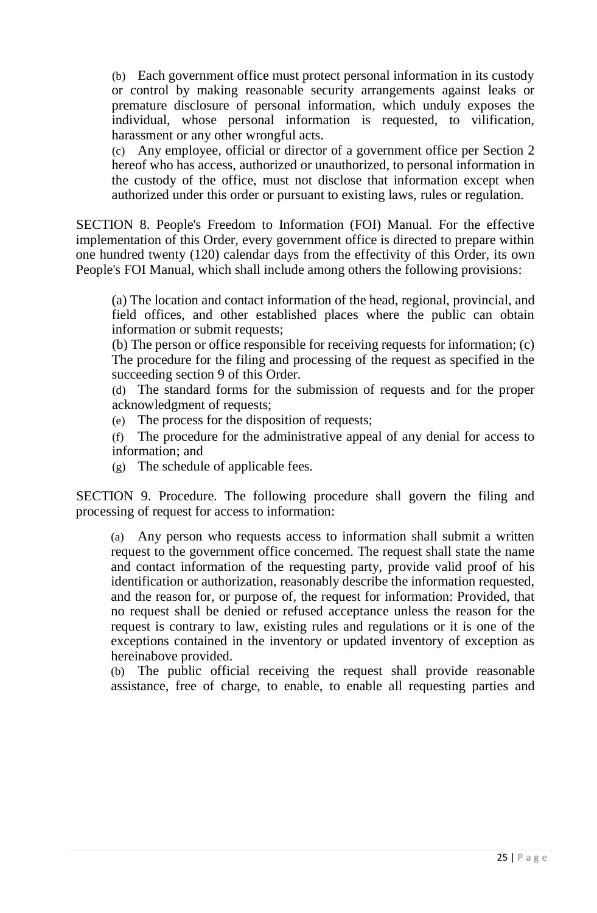(b) Each government office must protect personal information in its custody or control by making reasonable security arrangements against leaks or premature disclosure of personal information, which unduly exposes the individual, whose personal information is requested, to vilification, harassment or any other wrongful acts.

(c) Any employee, official or director of a government office per Section 2 hereof who has access, authorized or unauthorized, to personal information in the custody of the office, must not disclose that information except when authorized under this order or pursuant to existing laws, rules or regulation.

SECTION 8. People's Freedom to Information (FOI) Manual. For the effective implementation of this Order, every government office is directed to prepare within one hundred twenty (120) calendar days from the effectivity of this Order, its own People's FOI Manual, which shall include among others the following provisions:

(a) The location and contact information of the head, regional, provincial, and field offices, and other established places where the public can obtain information or submit requests;

(b) The person or office responsible for receiving requests for information; (c) The procedure for the filing and processing of the request as specified in the succeeding section 9 of this Order.

(d) The standard forms for the submission of requests and for the proper acknowledgment of requests;

(e) The process for the disposition of requests;

(f) The procedure for the administrative appeal of any denial for access to information; and

(g) The schedule of applicable fees.

SECTION 9. Procedure. The following procedure shall govern the filing and processing of request for access to information:

(a) Any person who requests access to information shall submit a written request to the government office concerned. The request shall state the name and contact information of the requesting party, provide valid proof of his identification or authorization, reasonably describe the information requested, and the reason for, or purpose of, the request for information: Provided, that no request shall be denied or refused acceptance unless the reason for the request is contrary to law, existing rules and regulations or it is one of the exceptions contained in the inventory or updated inventory of exception as hereinabove provided.

(b) The public official receiving the request shall provide reasonable assistance, free of charge, to enable, to enable all requesting parties and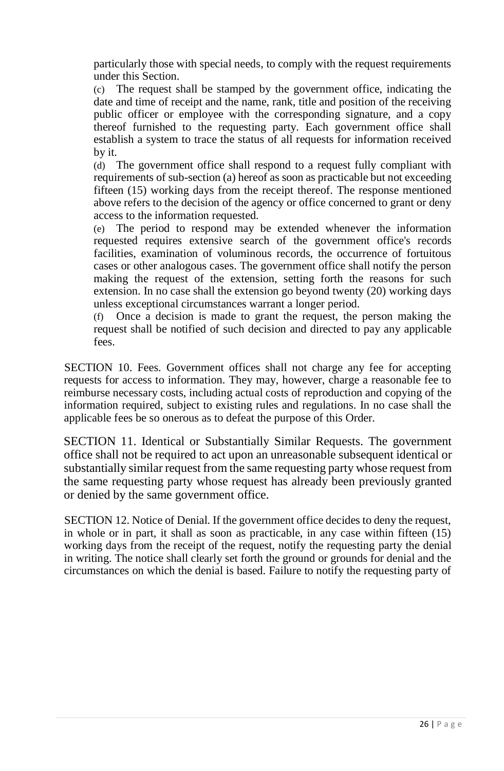particularly those with special needs, to comply with the request requirements under this Section.

(c) The request shall be stamped by the government office, indicating the date and time of receipt and the name, rank, title and position of the receiving public officer or employee with the corresponding signature, and a copy thereof furnished to the requesting party. Each government office shall establish a system to trace the status of all requests for information received by it.

(d) The government office shall respond to a request fully compliant with requirements of sub-section (a) hereof as soon as practicable but not exceeding fifteen (15) working days from the receipt thereof. The response mentioned above refers to the decision of the agency or office concerned to grant or deny access to the information requested.

(e) The period to respond may be extended whenever the information requested requires extensive search of the government office's records facilities, examination of voluminous records, the occurrence of fortuitous cases or other analogous cases. The government office shall notify the person making the request of the extension, setting forth the reasons for such extension. In no case shall the extension go beyond twenty (20) working days unless exceptional circumstances warrant a longer period.

(f) Once a decision is made to grant the request, the person making the request shall be notified of such decision and directed to pay any applicable fees.

SECTION 10. Fees. Government offices shall not charge any fee for accepting requests for access to information. They may, however, charge a reasonable fee to reimburse necessary costs, including actual costs of reproduction and copying of the information required, subject to existing rules and regulations. In no case shall the applicable fees be so onerous as to defeat the purpose of this Order.

SECTION 11. Identical or Substantially Similar Requests. The government office shall not be required to act upon an unreasonable subsequent identical or substantially similar request from the same requesting party whose request from the same requesting party whose request has already been previously granted or denied by the same government office.

SECTION 12. Notice of Denial. If the government office decides to deny the request, in whole or in part, it shall as soon as practicable, in any case within fifteen (15) working days from the receipt of the request, notify the requesting party the denial in writing. The notice shall clearly set forth the ground or grounds for denial and the circumstances on which the denial is based. Failure to notify the requesting party of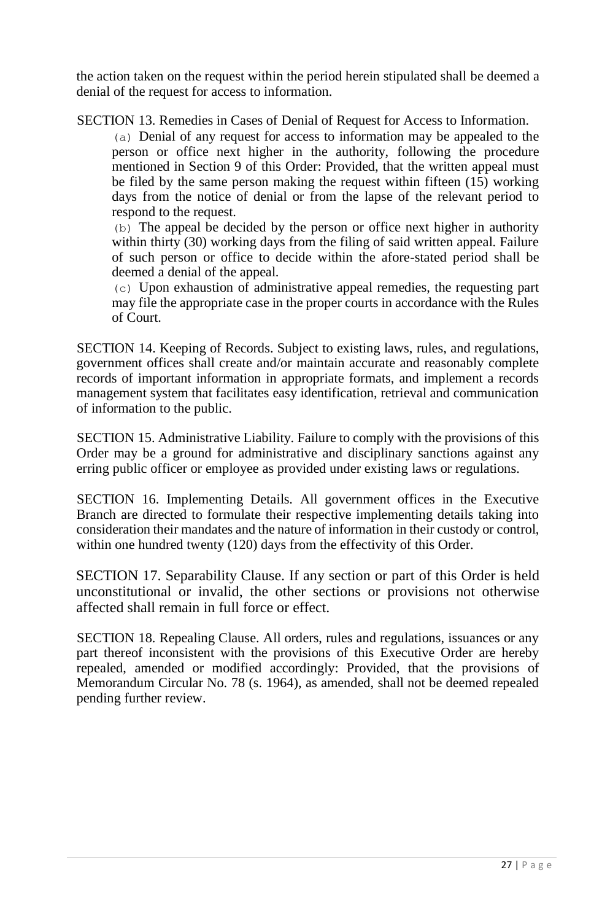the action taken on the request within the period herein stipulated shall be deemed a denial of the request for access to information.

SECTION 13. Remedies in Cases of Denial of Request for Access to Information.

(a) Denial of any request for access to information may be appealed to the person or office next higher in the authority, following the procedure mentioned in Section 9 of this Order: Provided, that the written appeal must be filed by the same person making the request within fifteen (15) working days from the notice of denial or from the lapse of the relevant period to respond to the request.

(b) The appeal be decided by the person or office next higher in authority within thirty (30) working days from the filing of said written appeal. Failure of such person or office to decide within the afore-stated period shall be deemed a denial of the appeal.

(c) Upon exhaustion of administrative appeal remedies, the requesting part may file the appropriate case in the proper courts in accordance with the Rules of Court.

SECTION 14. Keeping of Records. Subject to existing laws, rules, and regulations, government offices shall create and/or maintain accurate and reasonably complete records of important information in appropriate formats, and implement a records management system that facilitates easy identification, retrieval and communication of information to the public.

SECTION 15. Administrative Liability. Failure to comply with the provisions of this Order may be a ground for administrative and disciplinary sanctions against any erring public officer or employee as provided under existing laws or regulations.

SECTION 16. Implementing Details. All government offices in the Executive Branch are directed to formulate their respective implementing details taking into consideration their mandates and the nature of information in their custody or control, within one hundred twenty (120) days from the effectivity of this Order.

SECTION 17. Separability Clause. If any section or part of this Order is held unconstitutional or invalid, the other sections or provisions not otherwise affected shall remain in full force or effect.

SECTION 18. Repealing Clause. All orders, rules and regulations, issuances or any part thereof inconsistent with the provisions of this Executive Order are hereby repealed, amended or modified accordingly: Provided, that the provisions of Memorandum Circular No. 78 (s. 1964), as amended, shall not be deemed repealed pending further review.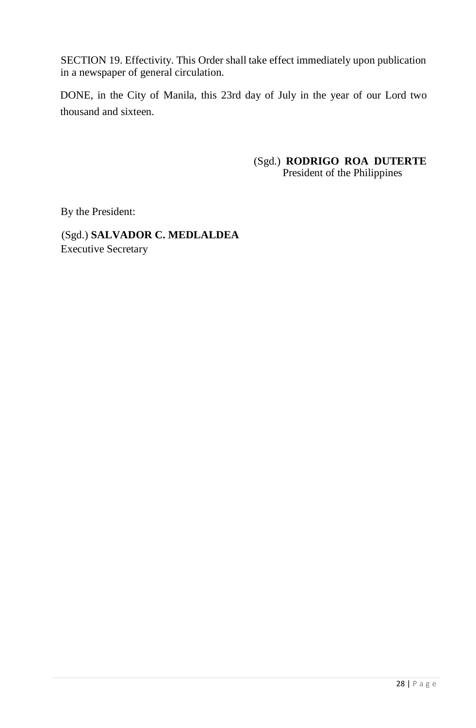SECTION 19. Effectivity. This Order shall take effect immediately upon publication in a newspaper of general circulation.

DONE, in the City of Manila, this 23rd day of July in the year of our Lord two thousand and sixteen.

(Sgd.) **RODRIGO ROA DUTERTE**
President of the Philippines

By the President:

(Sgd.) **SALVADOR C. MEDLALDEA**
Executive Secretary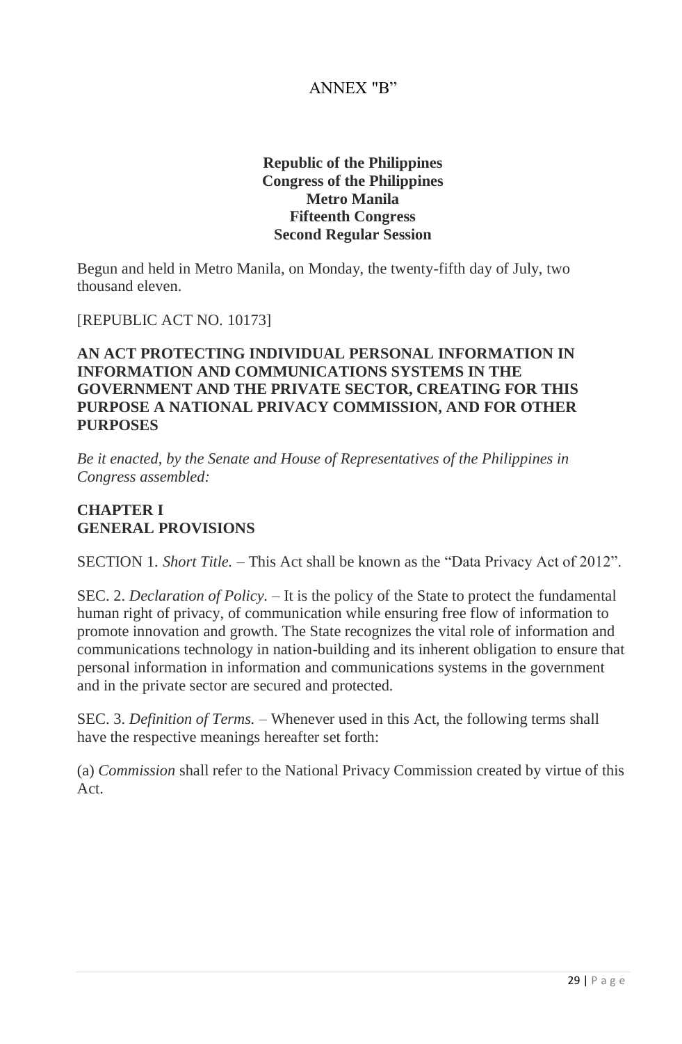ANNEX "B"

**Republic of the Philippines**
**Congress of the Philippines**
**Metro Manila**
**Fifteenth Congress**
**Second Regular Session**

Begun and held in Metro Manila, on Monday, the twenty-fifth day of July, two thousand eleven.

[REPUBLIC ACT NO. 10173]

**AN ACT PROTECTING INDIVIDUAL PERSONAL INFORMATION IN INFORMATION AND COMMUNICATIONS SYSTEMS IN THE GOVERNMENT AND THE PRIVATE SECTOR, CREATING FOR THIS PURPOSE A NATIONAL PRIVACY COMMISSION, AND FOR OTHER PURPOSES**

*Be it enacted, by the Senate and House of Representatives of the Philippines in Congress assembled:*

## CHAPTER I
## GENERAL PROVISIONS

SECTION 1. *Short Title.* – This Act shall be known as the "Data Privacy Act of 2012".

SEC. 2. *Declaration of Policy.* – It is the policy of the State to protect the fundamental human right of privacy, of communication while ensuring free flow of information to promote innovation and growth. The State recognizes the vital role of information and communications technology in nation-building and its inherent obligation to ensure that personal information in information and communications systems in the government and in the private sector are secured and protected.

SEC. 3. *Definition of Terms.* – Whenever used in this Act, the following terms shall have the respective meanings hereafter set forth:

(a) *Commission* shall refer to the National Privacy Commission created by virtue of this Act.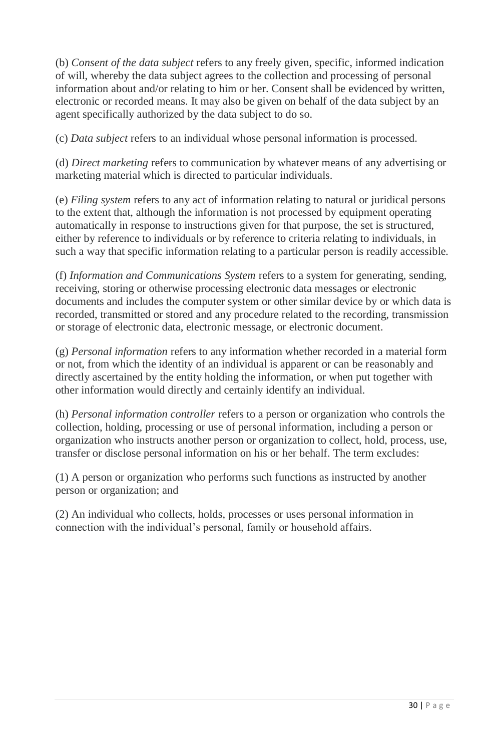(b) *Consent of the data subject* refers to any freely given, specific, informed indication of will, whereby the data subject agrees to the collection and processing of personal information about and/or relating to him or her. Consent shall be evidenced by written, electronic or recorded means. It may also be given on behalf of the data subject by an agent specifically authorized by the data subject to do so.

(c) *Data subject* refers to an individual whose personal information is processed.

(d) *Direct marketing* refers to communication by whatever means of any advertising or marketing material which is directed to particular individuals.

(e) *Filing system* refers to any act of information relating to natural or juridical persons to the extent that, although the information is not processed by equipment operating automatically in response to instructions given for that purpose, the set is structured, either by reference to individuals or by reference to criteria relating to individuals, in such a way that specific information relating to a particular person is readily accessible.

(f) *Information and Communications System* refers to a system for generating, sending, receiving, storing or otherwise processing electronic data messages or electronic documents and includes the computer system or other similar device by or which data is recorded, transmitted or stored and any procedure related to the recording, transmission or storage of electronic data, electronic message, or electronic document.

(g) *Personal information* refers to any information whether recorded in a material form or not, from which the identity of an individual is apparent or can be reasonably and directly ascertained by the entity holding the information, or when put together with other information would directly and certainly identify an individual.

(h) *Personal information controller* refers to a person or organization who controls the collection, holding, processing or use of personal information, including a person or organization who instructs another person or organization to collect, hold, process, use, transfer or disclose personal information on his or her behalf. The term excludes:

(1) A person or organization who performs such functions as instructed by another person or organization; and

(2) An individual who collects, holds, processes or uses personal information in connection with the individual's personal, family or household affairs.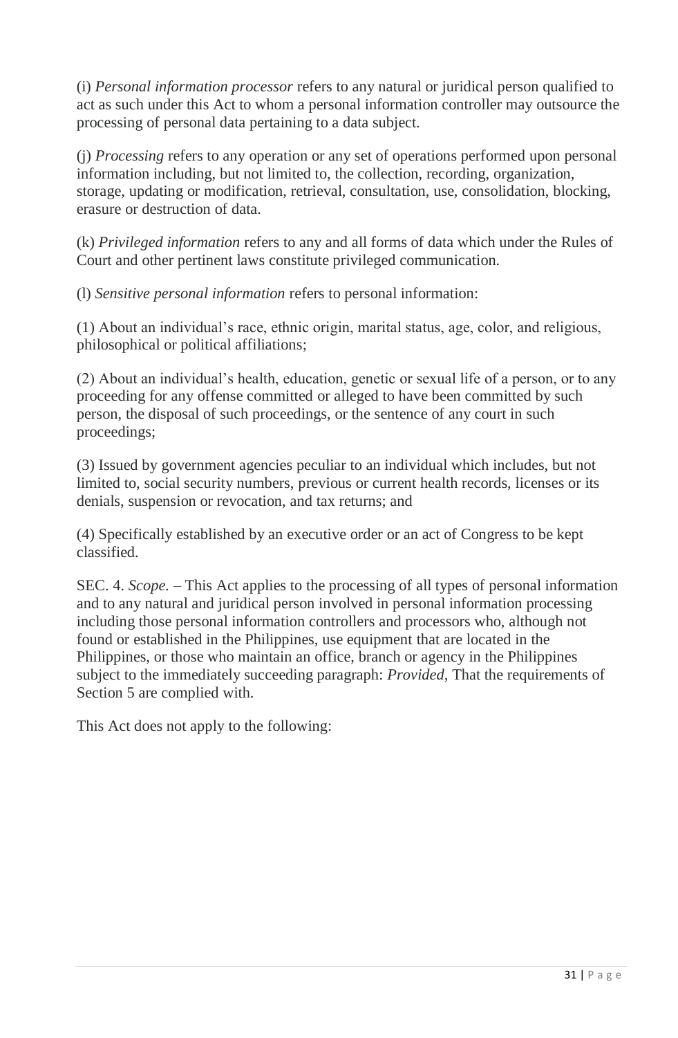(i) *Personal information processor* refers to any natural or juridical person qualified to act as such under this Act to whom a personal information controller may outsource the processing of personal data pertaining to a data subject.

(j) *Processing* refers to any operation or any set of operations performed upon personal information including, but not limited to, the collection, recording, organization, storage, updating or modification, retrieval, consultation, use, consolidation, blocking, erasure or destruction of data.

(k) *Privileged information* refers to any and all forms of data which under the Rules of Court and other pertinent laws constitute privileged communication.

(l) *Sensitive personal information* refers to personal information:

(1) About an individual's race, ethnic origin, marital status, age, color, and religious, philosophical or political affiliations;

(2) About an individual's health, education, genetic or sexual life of a person, or to any proceeding for any offense committed or alleged to have been committed by such person, the disposal of such proceedings, or the sentence of any court in such proceedings;

(3) Issued by government agencies peculiar to an individual which includes, but not limited to, social security numbers, previous or current health records, licenses or its denials, suspension or revocation, and tax returns; and

(4) Specifically established by an executive order or an act of Congress to be kept classified.

SEC. 4. *Scope.* – This Act applies to the processing of all types of personal information and to any natural and juridical person involved in personal information processing including those personal information controllers and processors who, although not found or established in the Philippines, use equipment that are located in the Philippines, or those who maintain an office, branch or agency in the Philippines subject to the immediately succeeding paragraph: *Provided*, That the requirements of Section 5 are complied with.

This Act does not apply to the following: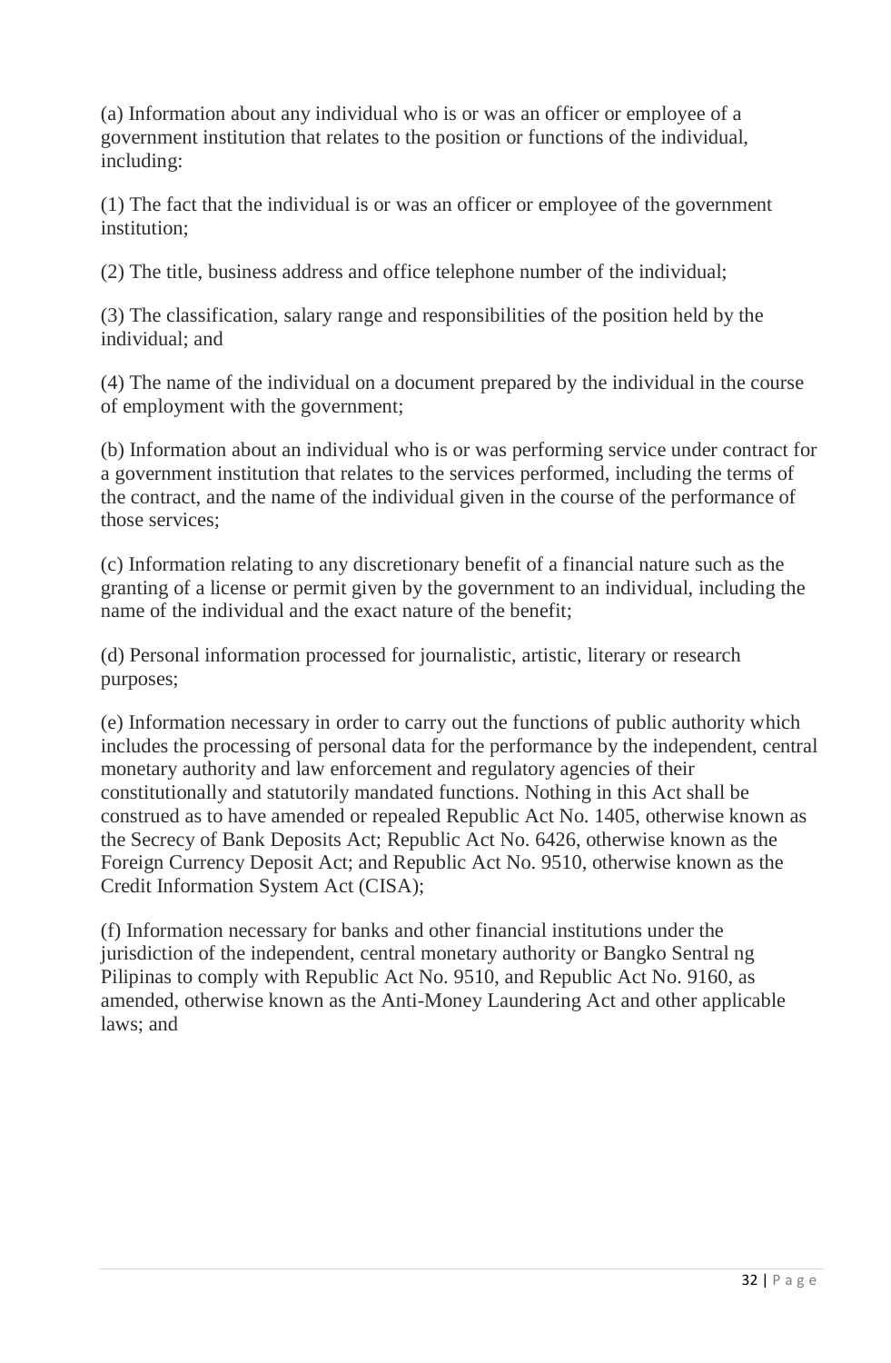(a) Information about any individual who is or was an officer or employee of a government institution that relates to the position or functions of the individual, including:

(1) The fact that the individual is or was an officer or employee of the government institution;

(2) The title, business address and office telephone number of the individual;

(3) The classification, salary range and responsibilities of the position held by the individual; and

(4) The name of the individual on a document prepared by the individual in the course of employment with the government;

(b) Information about an individual who is or was performing service under contract for a government institution that relates to the services performed, including the terms of the contract, and the name of the individual given in the course of the performance of those services;

(c) Information relating to any discretionary benefit of a financial nature such as the granting of a license or permit given by the government to an individual, including the name of the individual and the exact nature of the benefit;

(d) Personal information processed for journalistic, artistic, literary or research purposes;

(e) Information necessary in order to carry out the functions of public authority which includes the processing of personal data for the performance by the independent, central monetary authority and law enforcement and regulatory agencies of their constitutionally and statutorily mandated functions. Nothing in this Act shall be construed as to have amended or repealed Republic Act No. 1405, otherwise known as the Secrecy of Bank Deposits Act; Republic Act No. 6426, otherwise known as the Foreign Currency Deposit Act; and Republic Act No. 9510, otherwise known as the Credit Information System Act (CISA);

(f) Information necessary for banks and other financial institutions under the jurisdiction of the independent, central monetary authority or Bangko Sentral ng Pilipinas to comply with Republic Act No. 9510, and Republic Act No. 9160, as amended, otherwise known as the Anti-Money Laundering Act and other applicable laws; and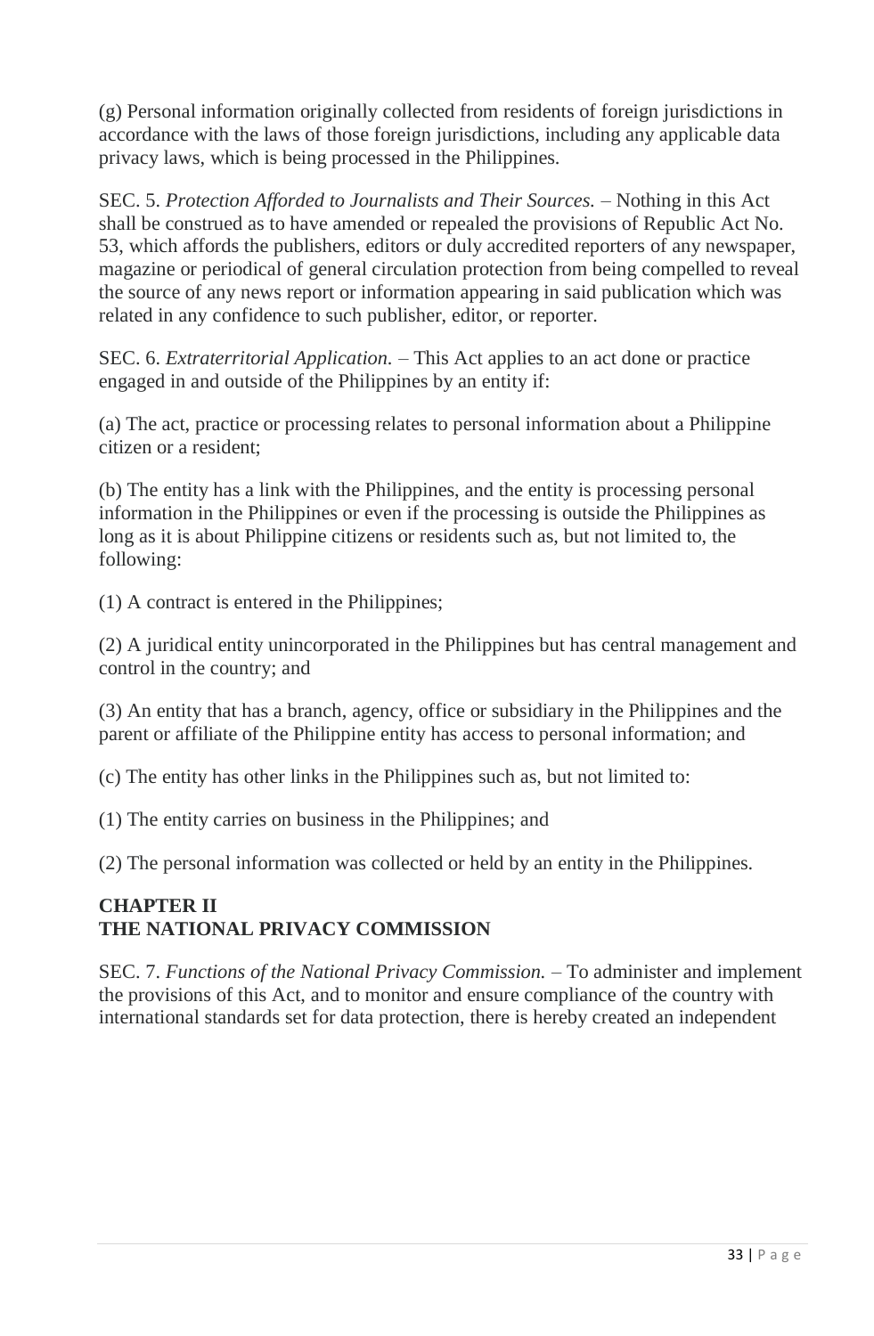(g) Personal information originally collected from residents of foreign jurisdictions in accordance with the laws of those foreign jurisdictions, including any applicable data privacy laws, which is being processed in the Philippines.

SEC. 5. *Protection Afforded to Journalists and Their Sources.* – Nothing in this Act shall be construed as to have amended or repealed the provisions of Republic Act No. 53, which affords the publishers, editors or duly accredited reporters of any newspaper, magazine or periodical of general circulation protection from being compelled to reveal the source of any news report or information appearing in said publication which was related in any confidence to such publisher, editor, or reporter.

SEC. 6. *Extraterritorial Application.* – This Act applies to an act done or practice engaged in and outside of the Philippines by an entity if:

(a) The act, practice or processing relates to personal information about a Philippine citizen or a resident;

(b) The entity has a link with the Philippines, and the entity is processing personal information in the Philippines or even if the processing is outside the Philippines as long as it is about Philippine citizens or residents such as, but not limited to, the following:

(1) A contract is entered in the Philippines;

(2) A juridical entity unincorporated in the Philippines but has central management and control in the country; and

(3) An entity that has a branch, agency, office or subsidiary in the Philippines and the parent or affiliate of the Philippine entity has access to personal information; and

(c) The entity has other links in the Philippines such as, but not limited to:

(1) The entity carries on business in the Philippines; and

(2) The personal information was collected or held by an entity in the Philippines.

## CHAPTER II
## THE NATIONAL PRIVACY COMMISSION

SEC. 7. *Functions of the National Privacy Commission.* – To administer and implement the provisions of this Act, and to monitor and ensure compliance of the country with international standards set for data protection, there is hereby created an independent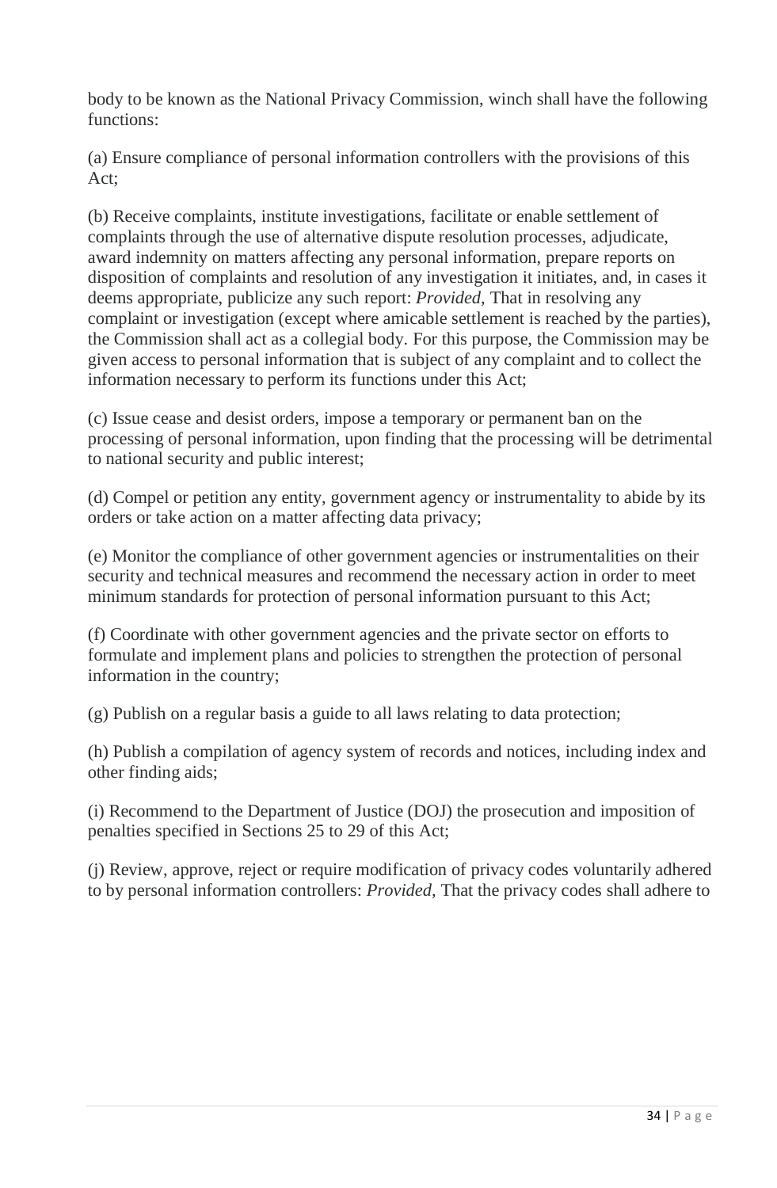body to be known as the National Privacy Commission, winch shall have the following functions:

(a) Ensure compliance of personal information controllers with the provisions of this Act;

(b) Receive complaints, institute investigations, facilitate or enable settlement of complaints through the use of alternative dispute resolution processes, adjudicate, award indemnity on matters affecting any personal information, prepare reports on disposition of complaints and resolution of any investigation it initiates, and, in cases it deems appropriate, publicize any such report: *Provided,* That in resolving any complaint or investigation (except where amicable settlement is reached by the parties), the Commission shall act as a collegial body. For this purpose, the Commission may be given access to personal information that is subject of any complaint and to collect the information necessary to perform its functions under this Act;

(c) Issue cease and desist orders, impose a temporary or permanent ban on the processing of personal information, upon finding that the processing will be detrimental to national security and public interest;

(d) Compel or petition any entity, government agency or instrumentality to abide by its orders or take action on a matter affecting data privacy;

(e) Monitor the compliance of other government agencies or instrumentalities on their security and technical measures and recommend the necessary action in order to meet minimum standards for protection of personal information pursuant to this Act;

(f) Coordinate with other government agencies and the private sector on efforts to formulate and implement plans and policies to strengthen the protection of personal information in the country;

(g) Publish on a regular basis a guide to all laws relating to data protection;

(h) Publish a compilation of agency system of records and notices, including index and other finding aids;

(i) Recommend to the Department of Justice (DOJ) the prosecution and imposition of penalties specified in Sections 25 to 29 of this Act;

(j) Review, approve, reject or require modification of privacy codes voluntarily adhered to by personal information controllers: *Provided*, That the privacy codes shall adhere to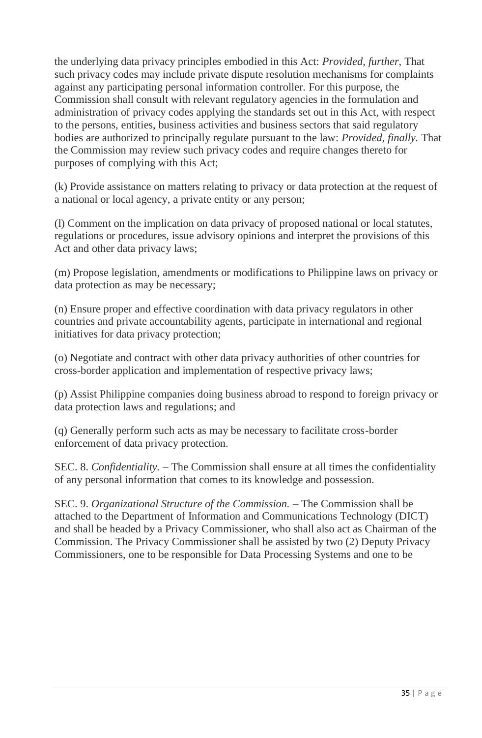the underlying data privacy principles embodied in this Act: *Provided, further,* That such privacy codes may include private dispute resolution mechanisms for complaints against any participating personal information controller. For this purpose, the Commission shall consult with relevant regulatory agencies in the formulation and administration of privacy codes applying the standards set out in this Act, with respect to the persons, entities, business activities and business sectors that said regulatory bodies are authorized to principally regulate pursuant to the law: *Provided, finally.* That the Commission may review such privacy codes and require changes thereto for purposes of complying with this Act;

(k) Provide assistance on matters relating to privacy or data protection at the request of a national or local agency, a private entity or any person;

(l) Comment on the implication on data privacy of proposed national or local statutes, regulations or procedures, issue advisory opinions and interpret the provisions of this Act and other data privacy laws;

(m) Propose legislation, amendments or modifications to Philippine laws on privacy or data protection as may be necessary;

(n) Ensure proper and effective coordination with data privacy regulators in other countries and private accountability agents, participate in international and regional initiatives for data privacy protection;

(o) Negotiate and contract with other data privacy authorities of other countries for cross-border application and implementation of respective privacy laws;

(p) Assist Philippine companies doing business abroad to respond to foreign privacy or data protection laws and regulations; and

(q) Generally perform such acts as may be necessary to facilitate cross-border enforcement of data privacy protection.

SEC. 8. *Confidentiality.* – The Commission shall ensure at all times the confidentiality of any personal information that comes to its knowledge and possession.

SEC. 9. *Organizational Structure of the Commission.* – The Commission shall be attached to the Department of Information and Communications Technology (DICT) and shall be headed by a Privacy Commissioner, who shall also act as Chairman of the Commission. The Privacy Commissioner shall be assisted by two (2) Deputy Privacy Commissioners, one to be responsible for Data Processing Systems and one to be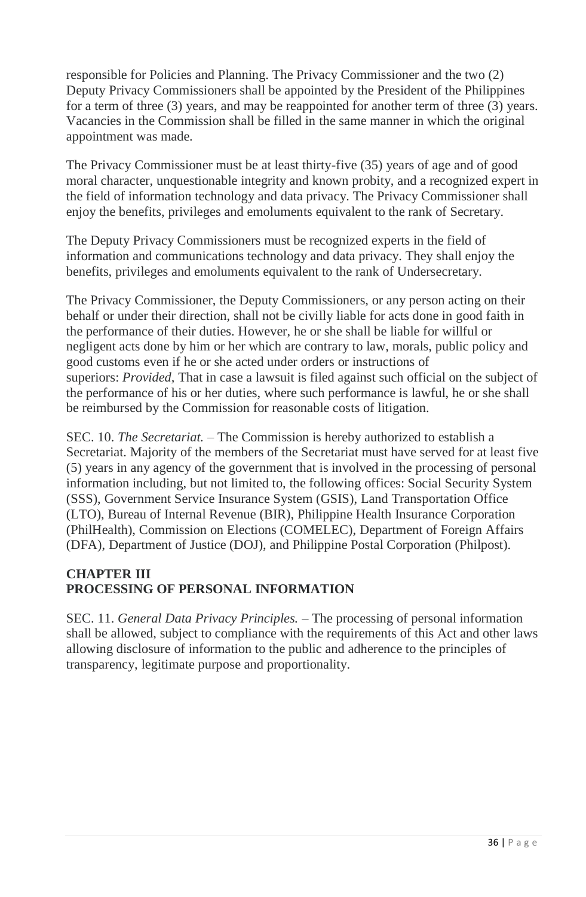responsible for Policies and Planning. The Privacy Commissioner and the two (2) Deputy Privacy Commissioners shall be appointed by the President of the Philippines for a term of three (3) years, and may be reappointed for another term of three (3) years. Vacancies in the Commission shall be filled in the same manner in which the original appointment was made.

The Privacy Commissioner must be at least thirty-five (35) years of age and of good moral character, unquestionable integrity and known probity, and a recognized expert in the field of information technology and data privacy. The Privacy Commissioner shall enjoy the benefits, privileges and emoluments equivalent to the rank of Secretary.

The Deputy Privacy Commissioners must be recognized experts in the field of information and communications technology and data privacy. They shall enjoy the benefits, privileges and emoluments equivalent to the rank of Undersecretary.

The Privacy Commissioner, the Deputy Commissioners, or any person acting on their behalf or under their direction, shall not be civilly liable for acts done in good faith in the performance of their duties. However, he or she shall be liable for willful or negligent acts done by him or her which are contrary to law, morals, public policy and good customs even if he or she acted under orders or instructions of superiors: *Provided*, That in case a lawsuit is filed against such official on the subject of the performance of his or her duties, where such performance is lawful, he or she shall be reimbursed by the Commission for reasonable costs of litigation.

SEC. 10. *The Secretariat.* – The Commission is hereby authorized to establish a Secretariat. Majority of the members of the Secretariat must have served for at least five (5) years in any agency of the government that is involved in the processing of personal information including, but not limited to, the following offices: Social Security System (SSS), Government Service Insurance System (GSIS), Land Transportation Office (LTO), Bureau of Internal Revenue (BIR), Philippine Health Insurance Corporation (PhilHealth), Commission on Elections (COMELEC), Department of Foreign Affairs (DFA), Department of Justice (DOJ), and Philippine Postal Corporation (Philpost).

## CHAPTER III
## PROCESSING OF PERSONAL INFORMATION

SEC. 11. *General Data Privacy Principles.* – The processing of personal information shall be allowed, subject to compliance with the requirements of this Act and other laws allowing disclosure of information to the public and adherence to the principles of transparency, legitimate purpose and proportionality.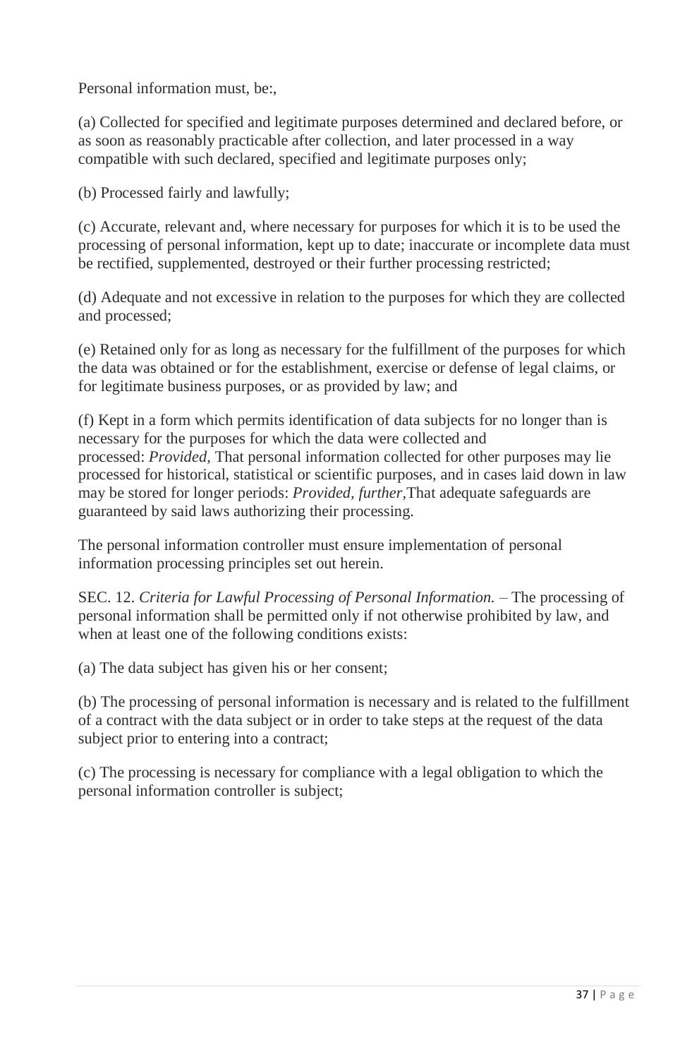Personal information must, be:,

(a) Collected for specified and legitimate purposes determined and declared before, or as soon as reasonably practicable after collection, and later processed in a way compatible with such declared, specified and legitimate purposes only;

(b) Processed fairly and lawfully;

(c) Accurate, relevant and, where necessary for purposes for which it is to be used the processing of personal information, kept up to date; inaccurate or incomplete data must be rectified, supplemented, destroyed or their further processing restricted;

(d) Adequate and not excessive in relation to the purposes for which they are collected and processed;

(e) Retained only for as long as necessary for the fulfillment of the purposes for which the data was obtained or for the establishment, exercise or defense of legal claims, or for legitimate business purposes, or as provided by law; and

(f) Kept in a form which permits identification of data subjects for no longer than is necessary for the purposes for which the data were collected and processed: *Provided*, That personal information collected for other purposes may lie processed for historical, statistical or scientific purposes, and in cases laid down in law may be stored for longer periods: *Provided, further*,That adequate safeguards are guaranteed by said laws authorizing their processing.

The personal information controller must ensure implementation of personal information processing principles set out herein.

SEC. 12. *Criteria for Lawful Processing of Personal Information.* – The processing of personal information shall be permitted only if not otherwise prohibited by law, and when at least one of the following conditions exists:

(a) The data subject has given his or her consent;

(b) The processing of personal information is necessary and is related to the fulfillment of a contract with the data subject or in order to take steps at the request of the data subject prior to entering into a contract;

(c) The processing is necessary for compliance with a legal obligation to which the personal information controller is subject;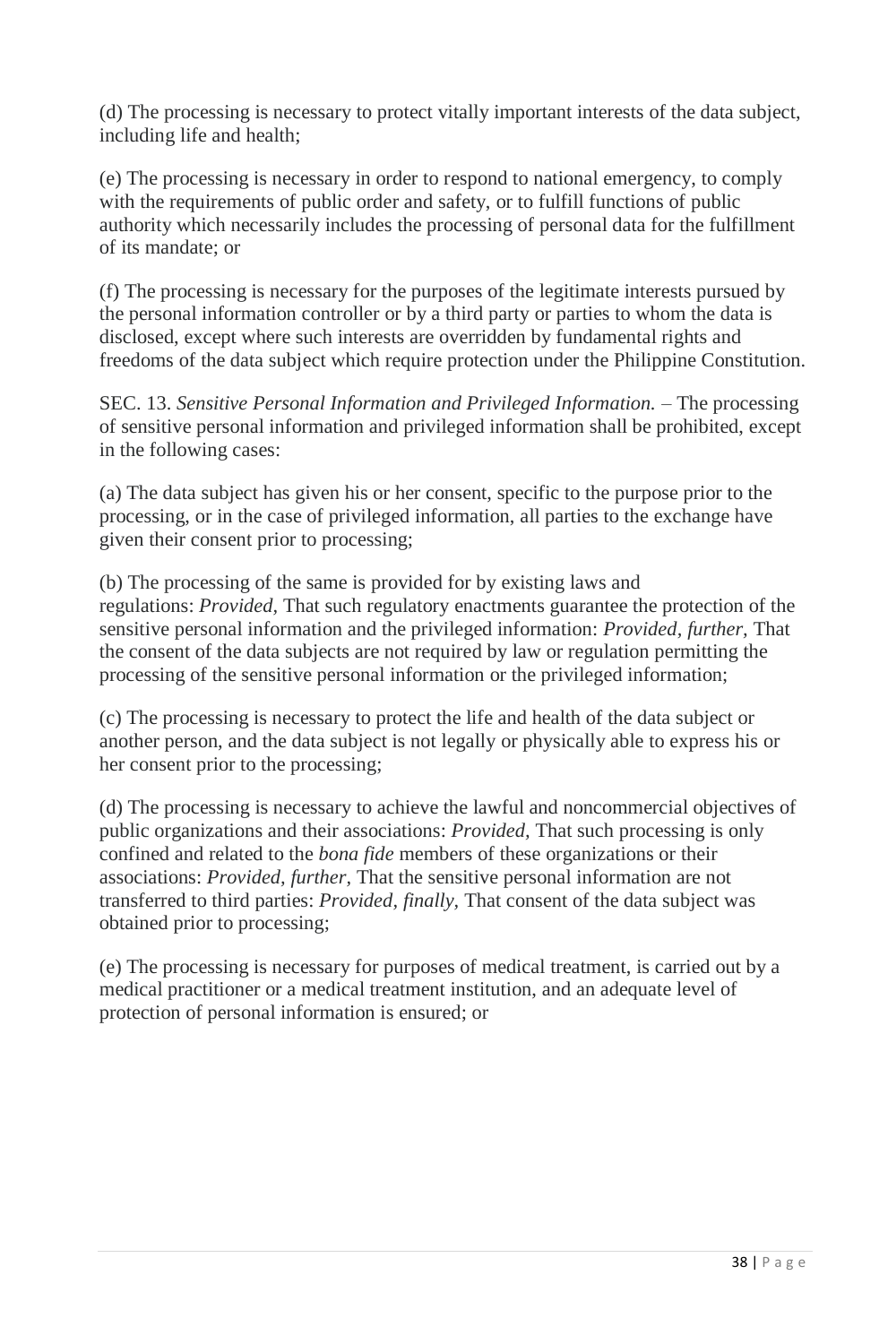(d) The processing is necessary to protect vitally important interests of the data subject, including life and health;

(e) The processing is necessary in order to respond to national emergency, to comply with the requirements of public order and safety, or to fulfill functions of public authority which necessarily includes the processing of personal data for the fulfillment of its mandate; or

(f) The processing is necessary for the purposes of the legitimate interests pursued by the personal information controller or by a third party or parties to whom the data is disclosed, except where such interests are overridden by fundamental rights and freedoms of the data subject which require protection under the Philippine Constitution.

SEC. 13. *Sensitive Personal Information and Privileged Information.* – The processing of sensitive personal information and privileged information shall be prohibited, except in the following cases:

(a) The data subject has given his or her consent, specific to the purpose prior to the processing, or in the case of privileged information, all parties to the exchange have given their consent prior to processing;

(b) The processing of the same is provided for by existing laws and regulations: *Provided*, That such regulatory enactments guarantee the protection of the sensitive personal information and the privileged information: *Provided*, *further*, That the consent of the data subjects are not required by law or regulation permitting the processing of the sensitive personal information or the privileged information;

(c) The processing is necessary to protect the life and health of the data subject or another person, and the data subject is not legally or physically able to express his or her consent prior to the processing;

(d) The processing is necessary to achieve the lawful and noncommercial objectives of public organizations and their associations: *Provided,* That such processing is only confined and related to the *bona fide* members of these organizations or their associations: *Provided, further,* That the sensitive personal information are not transferred to third parties: *Provided*, *finally*, That consent of the data subject was obtained prior to processing;

(e) The processing is necessary for purposes of medical treatment, is carried out by a medical practitioner or a medical treatment institution, and an adequate level of protection of personal information is ensured; or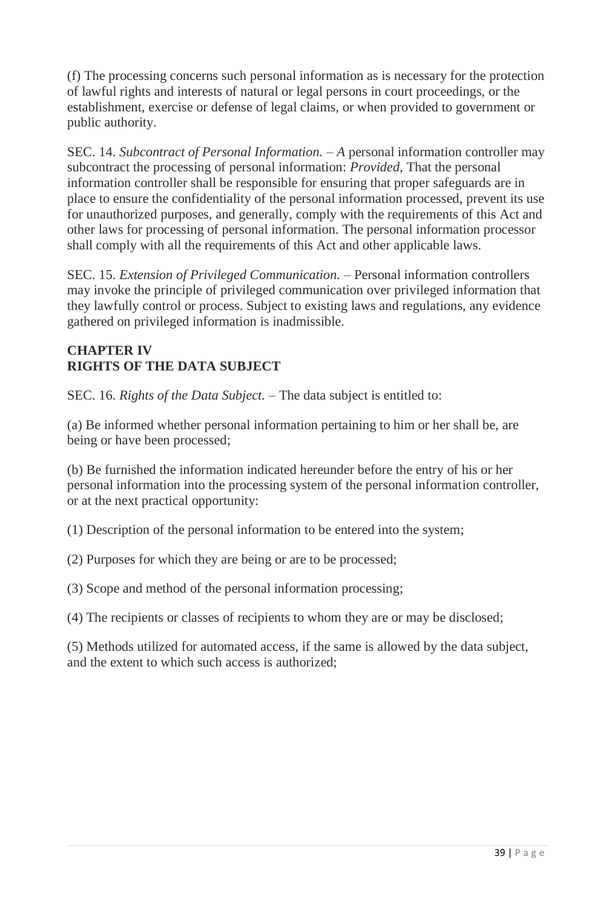(f) The processing concerns such personal information as is necessary for the protection of lawful rights and interests of natural or legal persons in court proceedings, or the establishment, exercise or defense of legal claims, or when provided to government or public authority.

SEC. 14. *Subcontract of Personal Information. – A* personal information controller may subcontract the processing of personal information: *Provided,* That the personal information controller shall be responsible for ensuring that proper safeguards are in place to ensure the confidentiality of the personal information processed, prevent its use for unauthorized purposes, and generally, comply with the requirements of this Act and other laws for processing of personal information. The personal information processor shall comply with all the requirements of this Act and other applicable laws.

SEC. 15. *Extension of Privileged Communication.* – Personal information controllers may invoke the principle of privileged communication over privileged information that they lawfully control or process. Subject to existing laws and regulations, any evidence gathered on privileged information is inadmissible.

## CHAPTER IV
## RIGHTS OF THE DATA SUBJECT

SEC. 16. *Rights of the Data Subject.* – The data subject is entitled to:

(a) Be informed whether personal information pertaining to him or her shall be, are being or have been processed;

(b) Be furnished the information indicated hereunder before the entry of his or her personal information into the processing system of the personal information controller, or at the next practical opportunity:

(1) Description of the personal information to be entered into the system;

(2) Purposes for which they are being or are to be processed;

(3) Scope and method of the personal information processing;

(4) The recipients or classes of recipients to whom they are or may be disclosed;

(5) Methods utilized for automated access, if the same is allowed by the data subject, and the extent to which such access is authorized;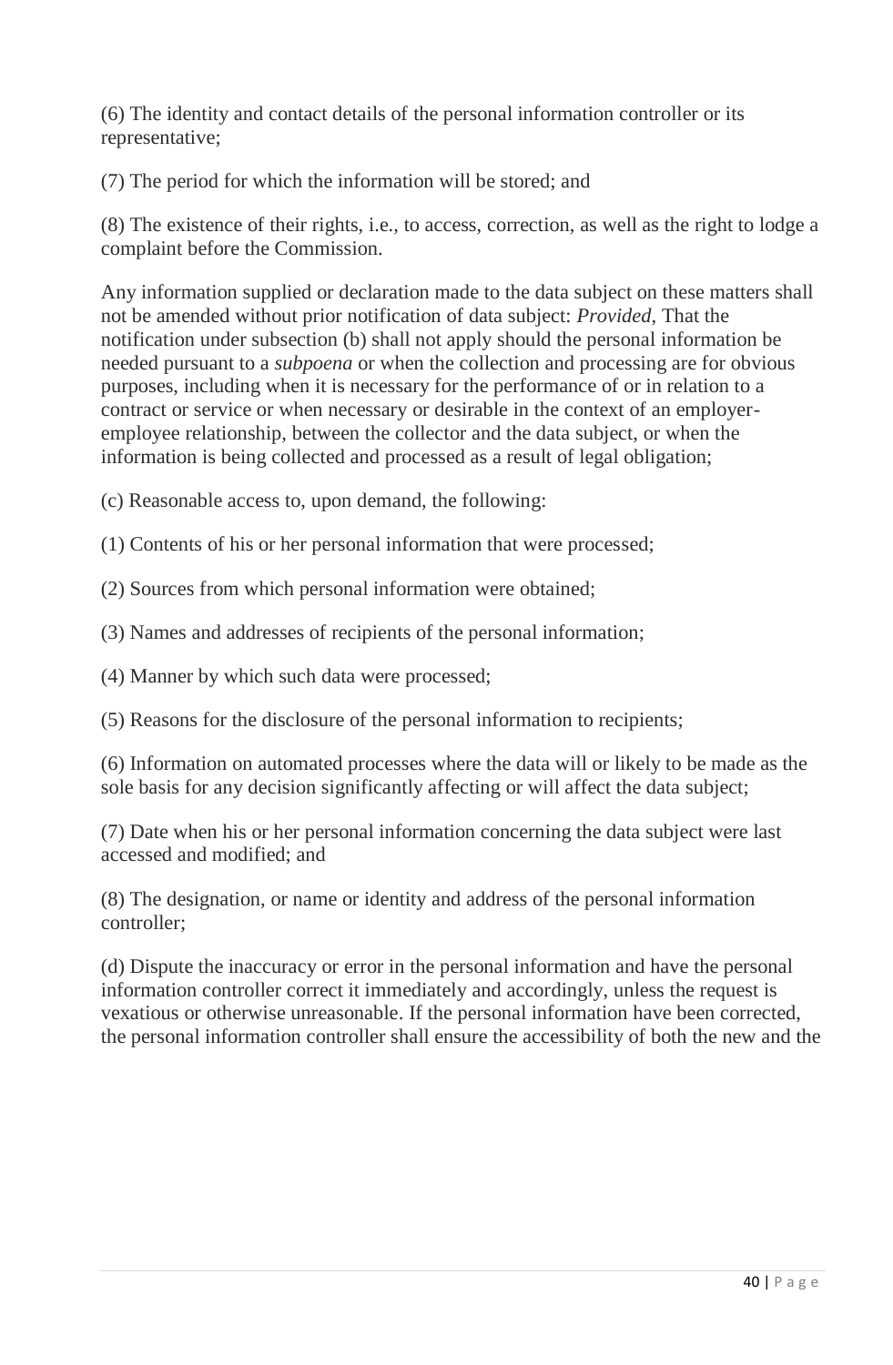(6) The identity and contact details of the personal information controller or its representative;

(7) The period for which the information will be stored; and

(8) The existence of their rights, i.e., to access, correction, as well as the right to lodge a complaint before the Commission.

Any information supplied or declaration made to the data subject on these matters shall not be amended without prior notification of data subject: *Provided*, That the notification under subsection (b) shall not apply should the personal information be needed pursuant to a *subpoena* or when the collection and processing are for obvious purposes, including when it is necessary for the performance of or in relation to a contract or service or when necessary or desirable in the context of an employer-employee relationship, between the collector and the data subject, or when the information is being collected and processed as a result of legal obligation;

(c) Reasonable access to, upon demand, the following:

(1) Contents of his or her personal information that were processed;

(2) Sources from which personal information were obtained;

(3) Names and addresses of recipients of the personal information;

(4) Manner by which such data were processed;

(5) Reasons for the disclosure of the personal information to recipients;

(6) Information on automated processes where the data will or likely to be made as the sole basis for any decision significantly affecting or will affect the data subject;

(7) Date when his or her personal information concerning the data subject were last accessed and modified; and

(8) The designation, or name or identity and address of the personal information controller;

(d) Dispute the inaccuracy or error in the personal information and have the personal information controller correct it immediately and accordingly, unless the request is vexatious or otherwise unreasonable. If the personal information have been corrected, the personal information controller shall ensure the accessibility of both the new and the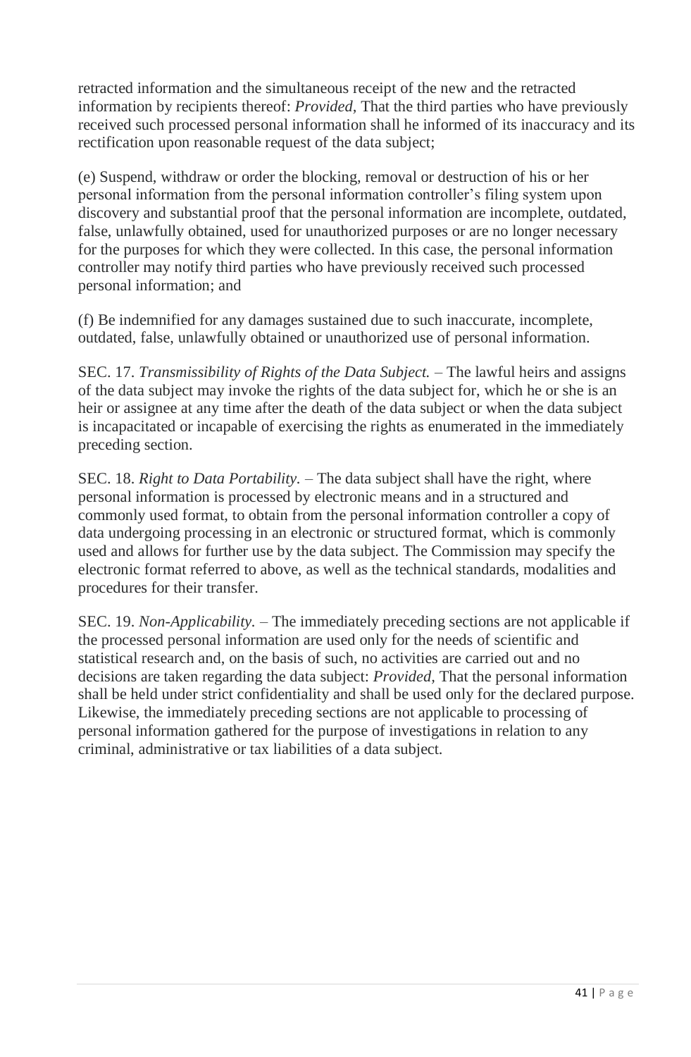retracted information and the simultaneous receipt of the new and the retracted information by recipients thereof: *Provided*, That the third parties who have previously received such processed personal information shall he informed of its inaccuracy and its rectification upon reasonable request of the data subject;

(e) Suspend, withdraw or order the blocking, removal or destruction of his or her personal information from the personal information controller's filing system upon discovery and substantial proof that the personal information are incomplete, outdated, false, unlawfully obtained, used for unauthorized purposes or are no longer necessary for the purposes for which they were collected. In this case, the personal information controller may notify third parties who have previously received such processed personal information; and

(f) Be indemnified for any damages sustained due to such inaccurate, incomplete, outdated, false, unlawfully obtained or unauthorized use of personal information.

SEC. 17. *Transmissibility of Rights of the Data Subject.* – The lawful heirs and assigns of the data subject may invoke the rights of the data subject for, which he or she is an heir or assignee at any time after the death of the data subject or when the data subject is incapacitated or incapable of exercising the rights as enumerated in the immediately preceding section.

SEC. 18. *Right to Data Portability.* – The data subject shall have the right, where personal information is processed by electronic means and in a structured and commonly used format, to obtain from the personal information controller a copy of data undergoing processing in an electronic or structured format, which is commonly used and allows for further use by the data subject. The Commission may specify the electronic format referred to above, as well as the technical standards, modalities and procedures for their transfer.

SEC. 19. *Non-Applicability.* – The immediately preceding sections are not applicable if the processed personal information are used only for the needs of scientific and statistical research and, on the basis of such, no activities are carried out and no decisions are taken regarding the data subject: *Provided*, That the personal information shall be held under strict confidentiality and shall be used only for the declared purpose. Likewise, the immediately preceding sections are not applicable to processing of personal information gathered for the purpose of investigations in relation to any criminal, administrative or tax liabilities of a data subject.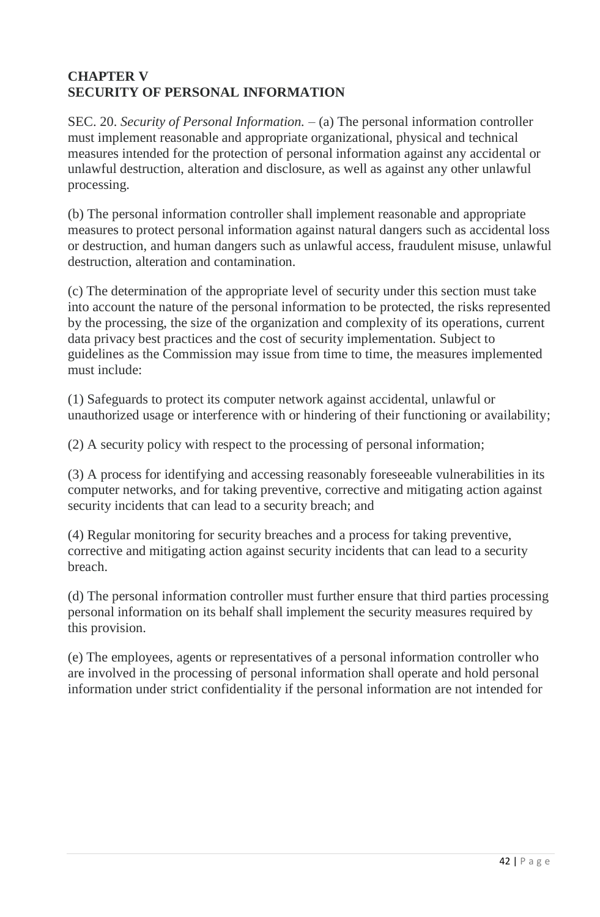## CHAPTER V
## SECURITY OF PERSONAL INFORMATION

SEC. 20. *Security of Personal Information.* – (a) The personal information controller must implement reasonable and appropriate organizational, physical and technical measures intended for the protection of personal information against any accidental or unlawful destruction, alteration and disclosure, as well as against any other unlawful processing.

(b) The personal information controller shall implement reasonable and appropriate measures to protect personal information against natural dangers such as accidental loss or destruction, and human dangers such as unlawful access, fraudulent misuse, unlawful destruction, alteration and contamination.

(c) The determination of the appropriate level of security under this section must take into account the nature of the personal information to be protected, the risks represented by the processing, the size of the organization and complexity of its operations, current data privacy best practices and the cost of security implementation. Subject to guidelines as the Commission may issue from time to time, the measures implemented must include:

(1) Safeguards to protect its computer network against accidental, unlawful or unauthorized usage or interference with or hindering of their functioning or availability;

(2) A security policy with respect to the processing of personal information;

(3) A process for identifying and accessing reasonably foreseeable vulnerabilities in its computer networks, and for taking preventive, corrective and mitigating action against security incidents that can lead to a security breach; and

(4) Regular monitoring for security breaches and a process for taking preventive, corrective and mitigating action against security incidents that can lead to a security breach.

(d) The personal information controller must further ensure that third parties processing personal information on its behalf shall implement the security measures required by this provision.

(e) The employees, agents or representatives of a personal information controller who are involved in the processing of personal information shall operate and hold personal information under strict confidentiality if the personal information are not intended for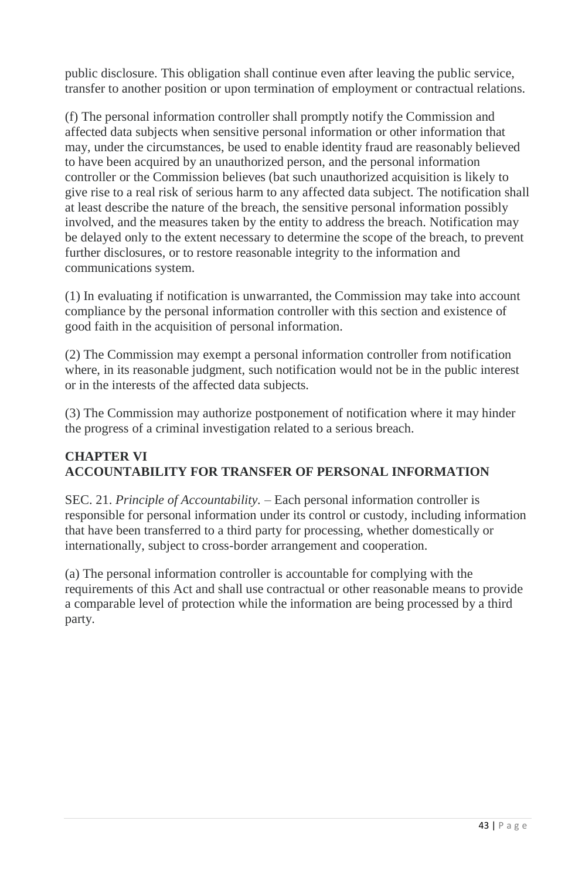public disclosure. This obligation shall continue even after leaving the public service, transfer to another position or upon termination of employment or contractual relations.

(f) The personal information controller shall promptly notify the Commission and affected data subjects when sensitive personal information or other information that may, under the circumstances, be used to enable identity fraud are reasonably believed to have been acquired by an unauthorized person, and the personal information controller or the Commission believes (bat such unauthorized acquisition is likely to give rise to a real risk of serious harm to any affected data subject. The notification shall at least describe the nature of the breach, the sensitive personal information possibly involved, and the measures taken by the entity to address the breach. Notification may be delayed only to the extent necessary to determine the scope of the breach, to prevent further disclosures, or to restore reasonable integrity to the information and communications system.

(1) In evaluating if notification is unwarranted, the Commission may take into account compliance by the personal information controller with this section and existence of good faith in the acquisition of personal information.

(2) The Commission may exempt a personal information controller from notification where, in its reasonable judgment, such notification would not be in the public interest or in the interests of the affected data subjects.

(3) The Commission may authorize postponement of notification where it may hinder the progress of a criminal investigation related to a serious breach.

## CHAPTER VI
## ACCOUNTABILITY FOR TRANSFER OF PERSONAL INFORMATION

SEC. 21. *Principle of Accountability.* – Each personal information controller is responsible for personal information under its control or custody, including information that have been transferred to a third party for processing, whether domestically or internationally, subject to cross-border arrangement and cooperation.

(a) The personal information controller is accountable for complying with the requirements of this Act and shall use contractual or other reasonable means to provide a comparable level of protection while the information are being processed by a third party.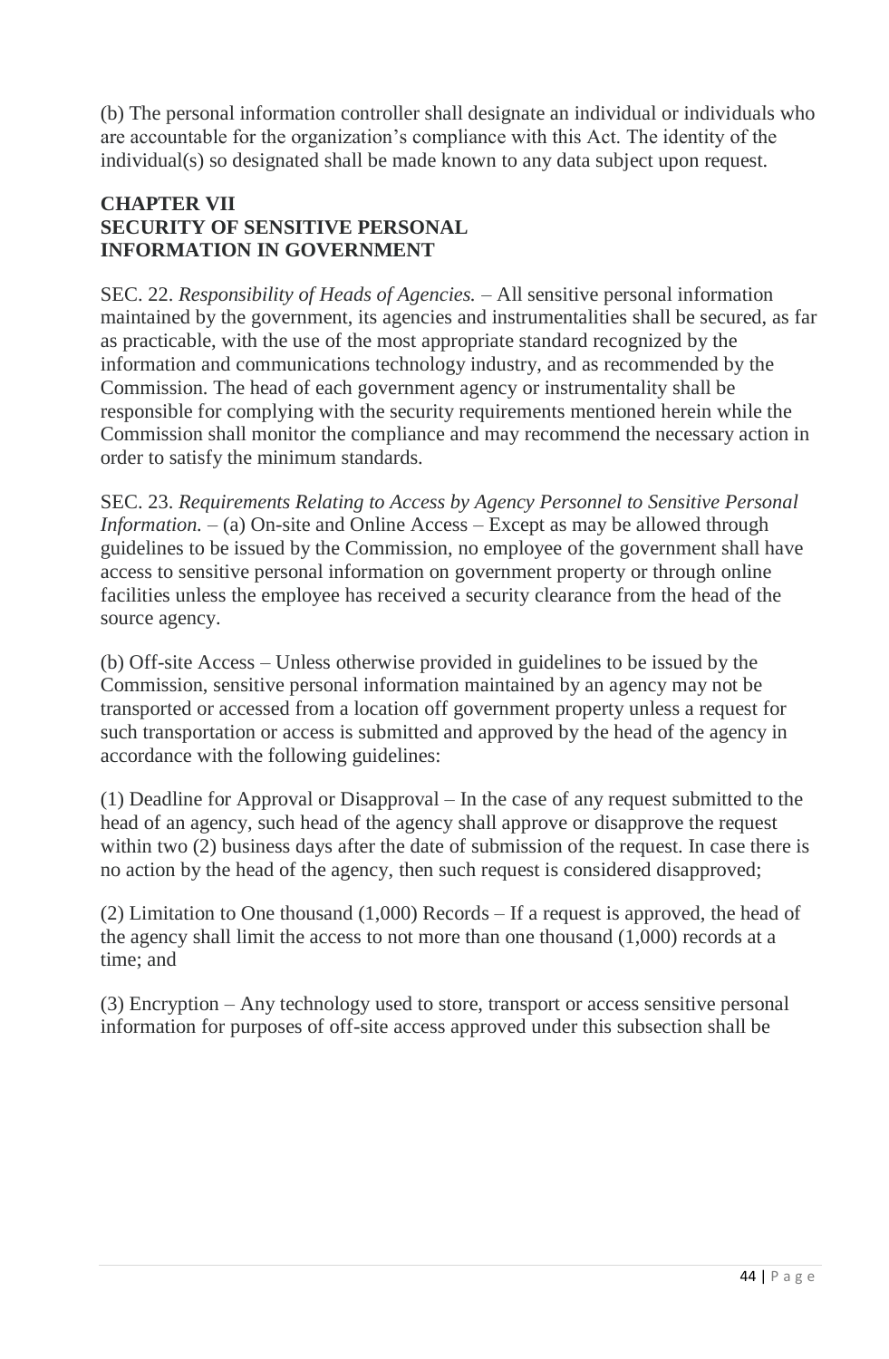(b) The personal information controller shall designate an individual or individuals who are accountable for the organization's compliance with this Act. The identity of the individual(s) so designated shall be made known to any data subject upon request.

## CHAPTER VII
## SECURITY OF SENSITIVE PERSONAL INFORMATION IN GOVERNMENT

SEC. 22. *Responsibility of Heads of Agencies.* – All sensitive personal information maintained by the government, its agencies and instrumentalities shall be secured, as far as practicable, with the use of the most appropriate standard recognized by the information and communications technology industry, and as recommended by the Commission. The head of each government agency or instrumentality shall be responsible for complying with the security requirements mentioned herein while the Commission shall monitor the compliance and may recommend the necessary action in order to satisfy the minimum standards.

SEC. 23. *Requirements Relating to Access by Agency Personnel to Sensitive Personal Information.* – (a) On-site and Online Access – Except as may be allowed through guidelines to be issued by the Commission, no employee of the government shall have access to sensitive personal information on government property or through online facilities unless the employee has received a security clearance from the head of the source agency.

(b) Off-site Access – Unless otherwise provided in guidelines to be issued by the Commission, sensitive personal information maintained by an agency may not be transported or accessed from a location off government property unless a request for such transportation or access is submitted and approved by the head of the agency in accordance with the following guidelines:

(1) Deadline for Approval or Disapproval – In the case of any request submitted to the head of an agency, such head of the agency shall approve or disapprove the request within two (2) business days after the date of submission of the request. In case there is no action by the head of the agency, then such request is considered disapproved;

(2) Limitation to One thousand (1,000) Records – If a request is approved, the head of the agency shall limit the access to not more than one thousand (1,000) records at a time; and

(3) Encryption – Any technology used to store, transport or access sensitive personal information for purposes of off-site access approved under this subsection shall be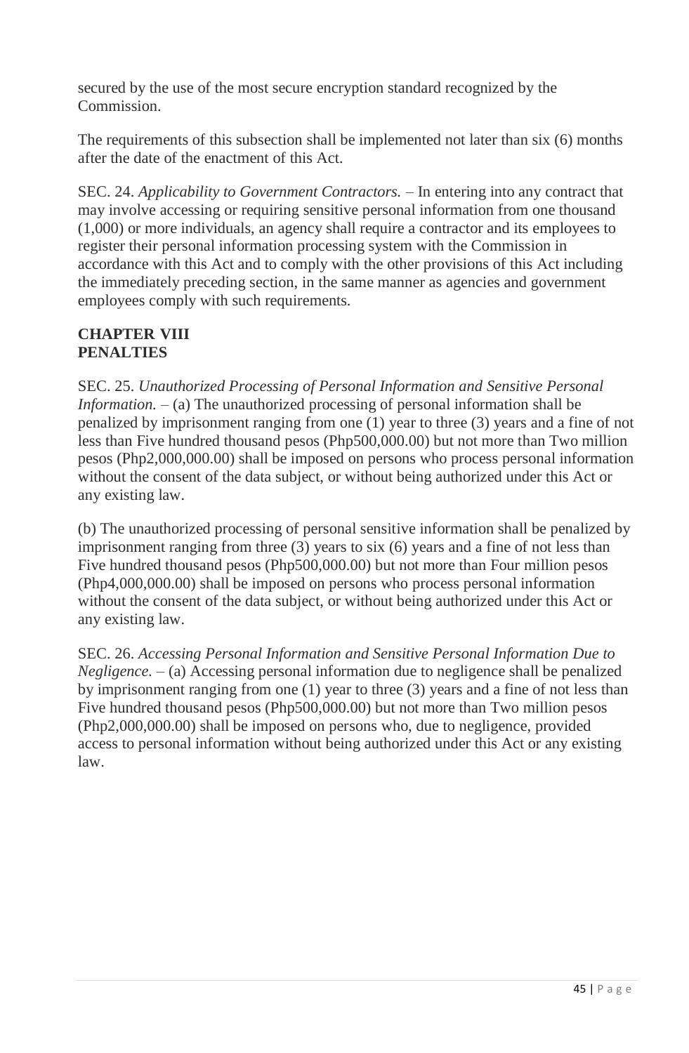secured by the use of the most secure encryption standard recognized by the Commission.

The requirements of this subsection shall be implemented not later than six (6) months after the date of the enactment of this Act.

SEC. 24. *Applicability to Government Contractors.* – In entering into any contract that may involve accessing or requiring sensitive personal information from one thousand (1,000) or more individuals, an agency shall require a contractor and its employees to register their personal information processing system with the Commission in accordance with this Act and to comply with the other provisions of this Act including the immediately preceding section, in the same manner as agencies and government employees comply with such requirements.

## CHAPTER VIII
## PENALTIES

SEC. 25. *Unauthorized Processing of Personal Information and Sensitive Personal Information.* – (a) The unauthorized processing of personal information shall be penalized by imprisonment ranging from one (1) year to three (3) years and a fine of not less than Five hundred thousand pesos (Php500,000.00) but not more than Two million pesos (Php2,000,000.00) shall be imposed on persons who process personal information without the consent of the data subject, or without being authorized under this Act or any existing law.

(b) The unauthorized processing of personal sensitive information shall be penalized by imprisonment ranging from three (3) years to six (6) years and a fine of not less than Five hundred thousand pesos (Php500,000.00) but not more than Four million pesos (Php4,000,000.00) shall be imposed on persons who process personal information without the consent of the data subject, or without being authorized under this Act or any existing law.

SEC. 26. *Accessing Personal Information and Sensitive Personal Information Due to Negligence.* – (a) Accessing personal information due to negligence shall be penalized by imprisonment ranging from one (1) year to three (3) years and a fine of not less than Five hundred thousand pesos (Php500,000.00) but not more than Two million pesos (Php2,000,000.00) shall be imposed on persons who, due to negligence, provided access to personal information without being authorized under this Act or any existing law.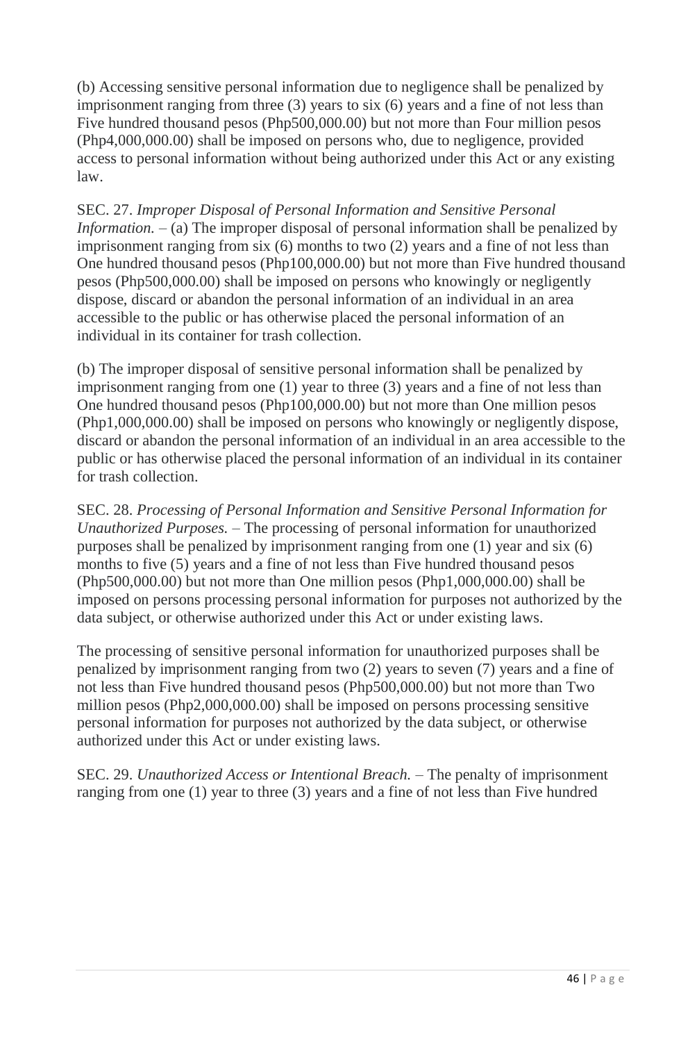(b) Accessing sensitive personal information due to negligence shall be penalized by imprisonment ranging from three (3) years to six (6) years and a fine of not less than Five hundred thousand pesos (Php500,000.00) but not more than Four million pesos (Php4,000,000.00) shall be imposed on persons who, due to negligence, provided access to personal information without being authorized under this Act or any existing law.

SEC. 27. *Improper Disposal of Personal Information and Sensitive Personal Information.* – (a) The improper disposal of personal information shall be penalized by imprisonment ranging from six (6) months to two (2) years and a fine of not less than One hundred thousand pesos (Php100,000.00) but not more than Five hundred thousand pesos (Php500,000.00) shall be imposed on persons who knowingly or negligently dispose, discard or abandon the personal information of an individual in an area accessible to the public or has otherwise placed the personal information of an individual in its container for trash collection.

(b) The improper disposal of sensitive personal information shall be penalized by imprisonment ranging from one (1) year to three (3) years and a fine of not less than One hundred thousand pesos (Php100,000.00) but not more than One million pesos (Php1,000,000.00) shall be imposed on persons who knowingly or negligently dispose, discard or abandon the personal information of an individual in an area accessible to the public or has otherwise placed the personal information of an individual in its container for trash collection.

SEC. 28. *Processing of Personal Information and Sensitive Personal Information for Unauthorized Purposes.* – The processing of personal information for unauthorized purposes shall be penalized by imprisonment ranging from one (1) year and six (6) months to five (5) years and a fine of not less than Five hundred thousand pesos (Php500,000.00) but not more than One million pesos (Php1,000,000.00) shall be imposed on persons processing personal information for purposes not authorized by the data subject, or otherwise authorized under this Act or under existing laws.

The processing of sensitive personal information for unauthorized purposes shall be penalized by imprisonment ranging from two (2) years to seven (7) years and a fine of not less than Five hundred thousand pesos (Php500,000.00) but not more than Two million pesos (Php2,000,000.00) shall be imposed on persons processing sensitive personal information for purposes not authorized by the data subject, or otherwise authorized under this Act or under existing laws.

SEC. 29. *Unauthorized Access or Intentional Breach.* – The penalty of imprisonment ranging from one (1) year to three (3) years and a fine of not less than Five hundred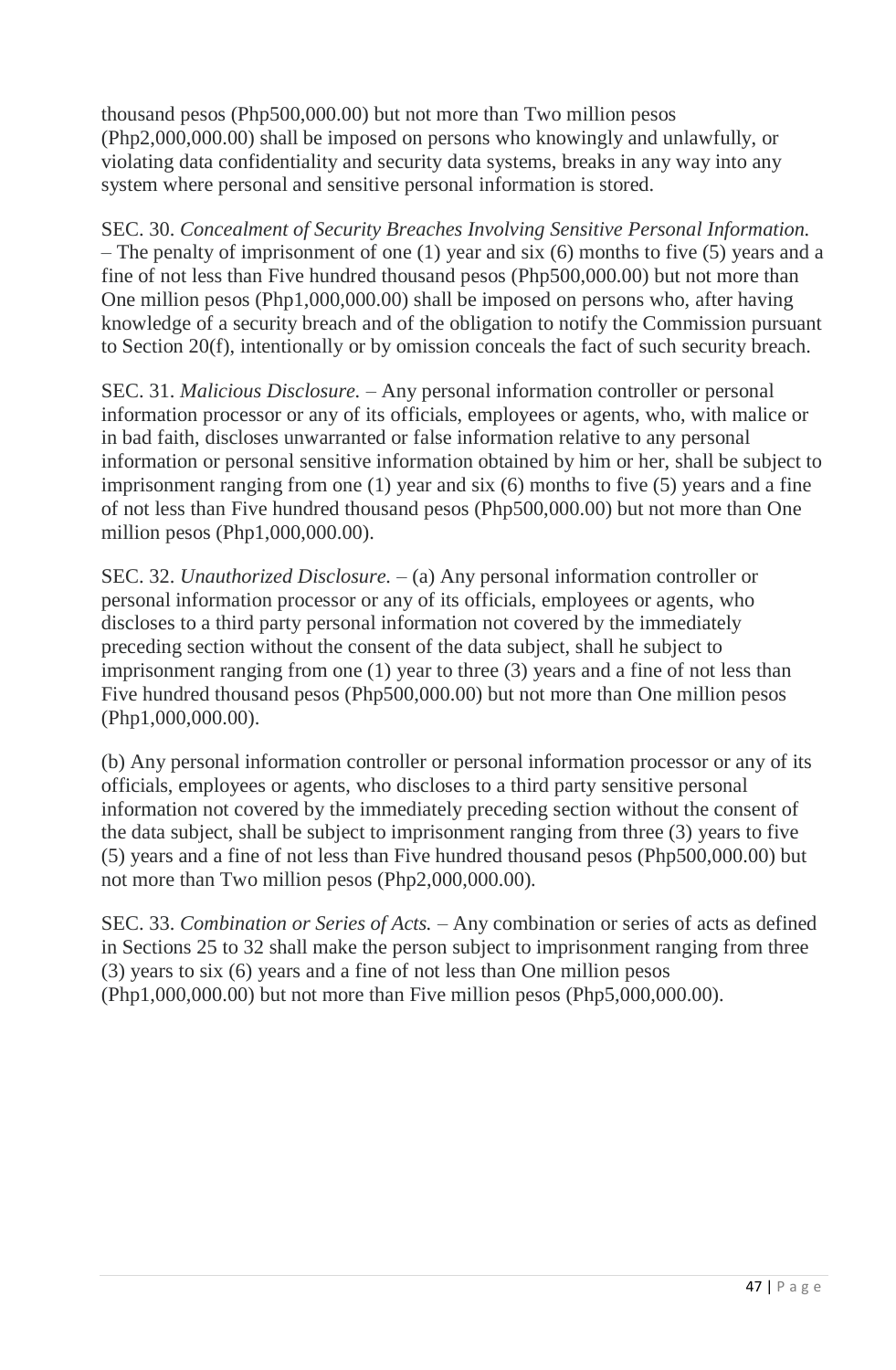thousand pesos (Php500,000.00) but not more than Two million pesos (Php2,000,000.00) shall be imposed on persons who knowingly and unlawfully, or violating data confidentiality and security data systems, breaks in any way into any system where personal and sensitive personal information is stored.

SEC. 30. *Concealment of Security Breaches Involving Sensitive Personal Information.* – The penalty of imprisonment of one (1) year and six (6) months to five (5) years and a fine of not less than Five hundred thousand pesos (Php500,000.00) but not more than One million pesos (Php1,000,000.00) shall be imposed on persons who, after having knowledge of a security breach and of the obligation to notify the Commission pursuant to Section 20(f), intentionally or by omission conceals the fact of such security breach.

SEC. 31. *Malicious Disclosure.* – Any personal information controller or personal information processor or any of its officials, employees or agents, who, with malice or in bad faith, discloses unwarranted or false information relative to any personal information or personal sensitive information obtained by him or her, shall be subject to imprisonment ranging from one (1) year and six (6) months to five (5) years and a fine of not less than Five hundred thousand pesos (Php500,000.00) but not more than One million pesos (Php1,000,000.00).

SEC. 32. *Unauthorized Disclosure.* – (a) Any personal information controller or personal information processor or any of its officials, employees or agents, who discloses to a third party personal information not covered by the immediately preceding section without the consent of the data subject, shall he subject to imprisonment ranging from one (1) year to three (3) years and a fine of not less than Five hundred thousand pesos (Php500,000.00) but not more than One million pesos (Php1,000,000.00).

(b) Any personal information controller or personal information processor or any of its officials, employees or agents, who discloses to a third party sensitive personal information not covered by the immediately preceding section without the consent of the data subject, shall be subject to imprisonment ranging from three (3) years to five (5) years and a fine of not less than Five hundred thousand pesos (Php500,000.00) but not more than Two million pesos (Php2,000,000.00).

SEC. 33. *Combination or Series of Acts.* – Any combination or series of acts as defined in Sections 25 to 32 shall make the person subject to imprisonment ranging from three (3) years to six (6) years and a fine of not less than One million pesos (Php1,000,000.00) but not more than Five million pesos (Php5,000,000.00).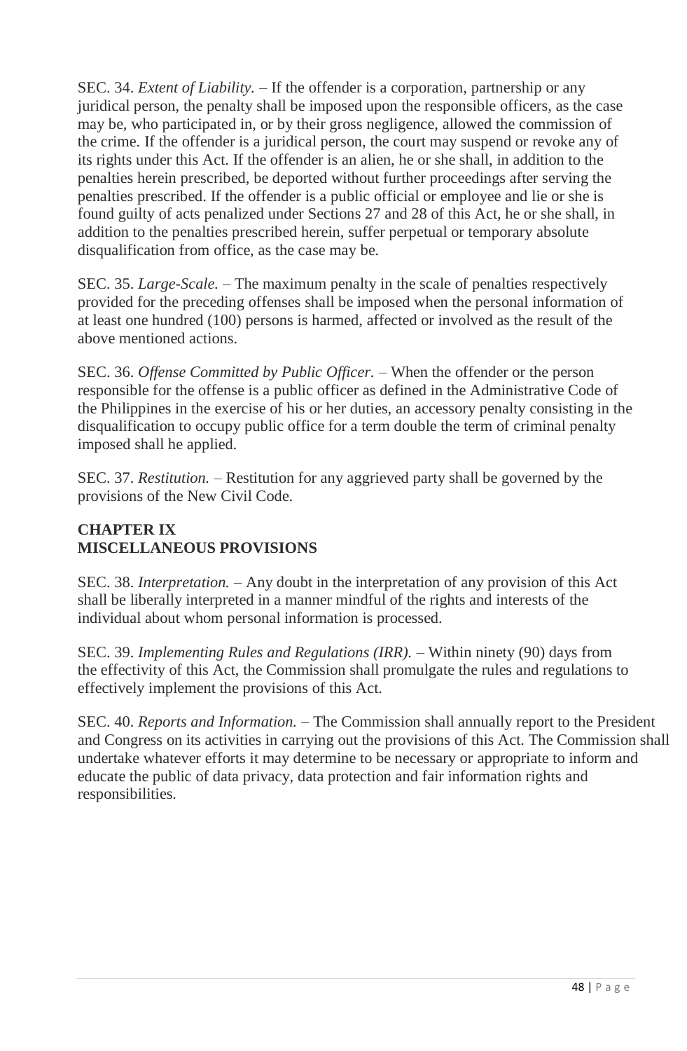SEC. 34. *Extent of Liability.* – If the offender is a corporation, partnership or any juridical person, the penalty shall be imposed upon the responsible officers, as the case may be, who participated in, or by their gross negligence, allowed the commission of the crime. If the offender is a juridical person, the court may suspend or revoke any of its rights under this Act. If the offender is an alien, he or she shall, in addition to the penalties herein prescribed, be deported without further proceedings after serving the penalties prescribed. If the offender is a public official or employee and lie or she is found guilty of acts penalized under Sections 27 and 28 of this Act, he or she shall, in addition to the penalties prescribed herein, suffer perpetual or temporary absolute disqualification from office, as the case may be.

SEC. 35. *Large-Scale.* – The maximum penalty in the scale of penalties respectively provided for the preceding offenses shall be imposed when the personal information of at least one hundred (100) persons is harmed, affected or involved as the result of the above mentioned actions.

SEC. 36. *Offense Committed by Public Officer.* – When the offender or the person responsible for the offense is a public officer as defined in the Administrative Code of the Philippines in the exercise of his or her duties, an accessory penalty consisting in the disqualification to occupy public office for a term double the term of criminal penalty imposed shall he applied.

SEC. 37. *Restitution.* – Restitution for any aggrieved party shall be governed by the provisions of the New Civil Code.

## CHAPTER IX
## MISCELLANEOUS PROVISIONS

SEC. 38. *Interpretation.* – Any doubt in the interpretation of any provision of this Act shall be liberally interpreted in a manner mindful of the rights and interests of the individual about whom personal information is processed.

SEC. 39. *Implementing Rules and Regulations (IRR).* – Within ninety (90) days from the effectivity of this Act, the Commission shall promulgate the rules and regulations to effectively implement the provisions of this Act.

SEC. 40. *Reports and Information.* – The Commission shall annually report to the President and Congress on its activities in carrying out the provisions of this Act. The Commission shall undertake whatever efforts it may determine to be necessary or appropriate to inform and educate the public of data privacy, data protection and fair information rights and responsibilities.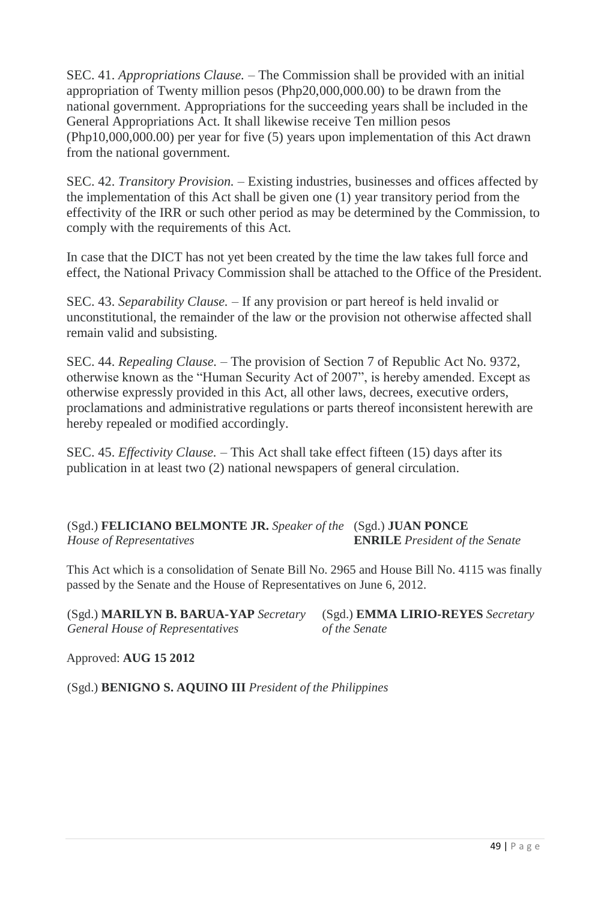SEC. 41. *Appropriations Clause.* – The Commission shall be provided with an initial appropriation of Twenty million pesos (Php20,000,000.00) to be drawn from the national government. Appropriations for the succeeding years shall be included in the General Appropriations Act. It shall likewise receive Ten million pesos (Php10,000,000.00) per year for five (5) years upon implementation of this Act drawn from the national government.

SEC. 42. *Transitory Provision.* – Existing industries, businesses and offices affected by the implementation of this Act shall be given one (1) year transitory period from the effectivity of the IRR or such other period as may be determined by the Commission, to comply with the requirements of this Act.

In case that the DICT has not yet been created by the time the law takes full force and effect, the National Privacy Commission shall be attached to the Office of the President.

SEC. 43. *Separability Clause.* – If any provision or part hereof is held invalid or unconstitutional, the remainder of the law or the provision not otherwise affected shall remain valid and subsisting.

SEC. 44. *Repealing Clause.* – The provision of Section 7 of Republic Act No. 9372, otherwise known as the "Human Security Act of 2007", is hereby amended. Except as otherwise expressly provided in this Act, all other laws, decrees, executive orders, proclamations and administrative regulations or parts thereof inconsistent herewith are hereby repealed or modified accordingly.

SEC. 45. *Effectivity Clause.* – This Act shall take effect fifteen (15) days after its publication in at least two (2) national newspapers of general circulation.

(Sgd.) **FELICIANO BELMONTE JR.** *Speaker of the House of Representatives*

(Sgd.) **JUAN PONCE ENRILE** *President of the Senate*

This Act which is a consolidation of Senate Bill No. 2965 and House Bill No. 4115 was finally passed by the Senate and the House of Representatives on June 6, 2012.

(Sgd.) **MARILYN B. BARUA-YAP** *Secretary General House of Representatives*

(Sgd.) **EMMA LIRIO-REYES** *Secretary of the Senate*

Approved: **AUG 15 2012**

(Sgd.) **BENIGNO S. AQUINO III** *President of the Philippines*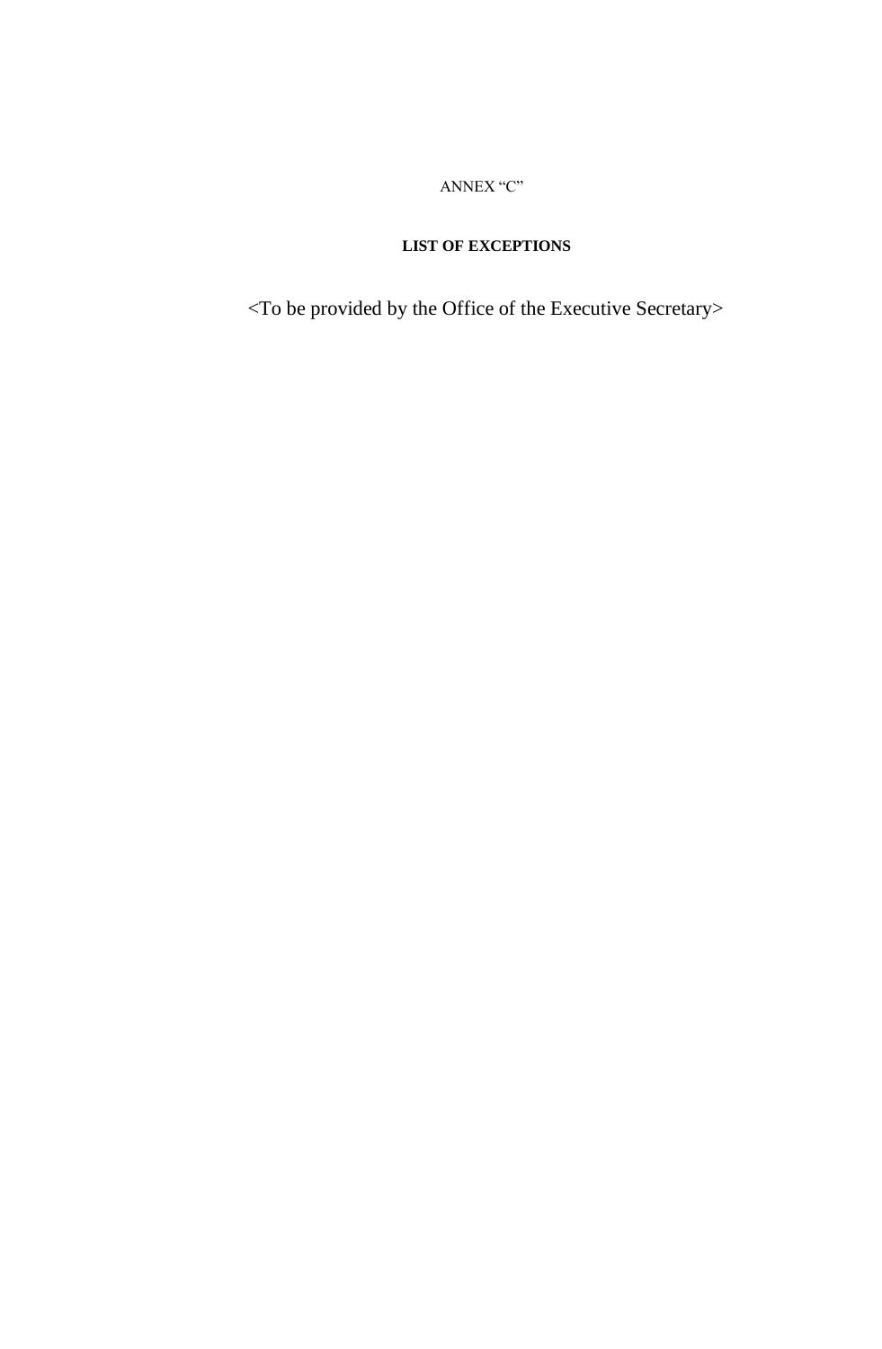ANNEX "C"

**LIST OF EXCEPTIONS**

<To be provided by the Office of the Executive Secretary>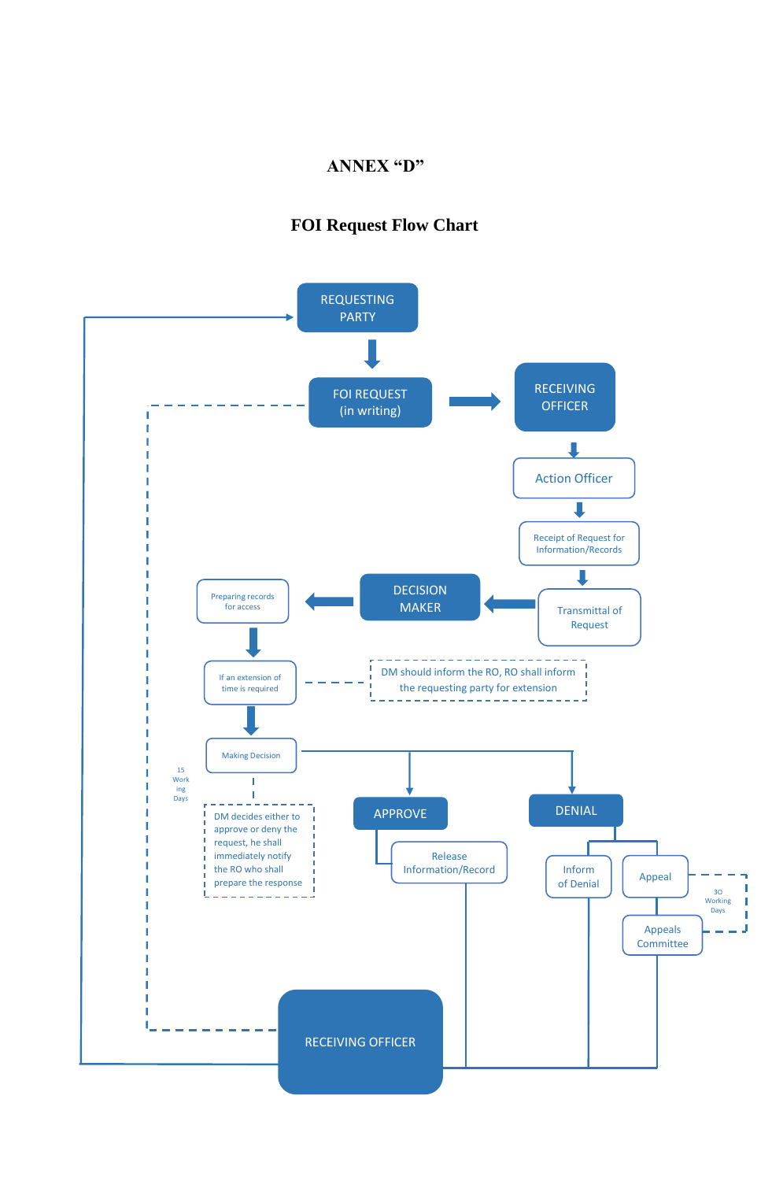**ANNEX "D"**

**FOI Request Flow Chart**

REQUESTING PARTY

FOI REQUEST (in writing)

RECEIVING OFFICER

Action Officer

Receipt of Request for Information/Records

Transmittal of Request

DECISION MAKER

Preparing records for access

If an extension of time is required

DM should inform the RO, RO shall inform the requesting party for extension

Making Decision

15 Working Days

DM decides either to approve or deny the request, he shall immediately notify the RO who shall prepare the response

APPROVE

Release Information/Record

DENIAL

Inform of Denial

Appeal

30 Working Days

Appeals Committee

RECEIVING OFFICER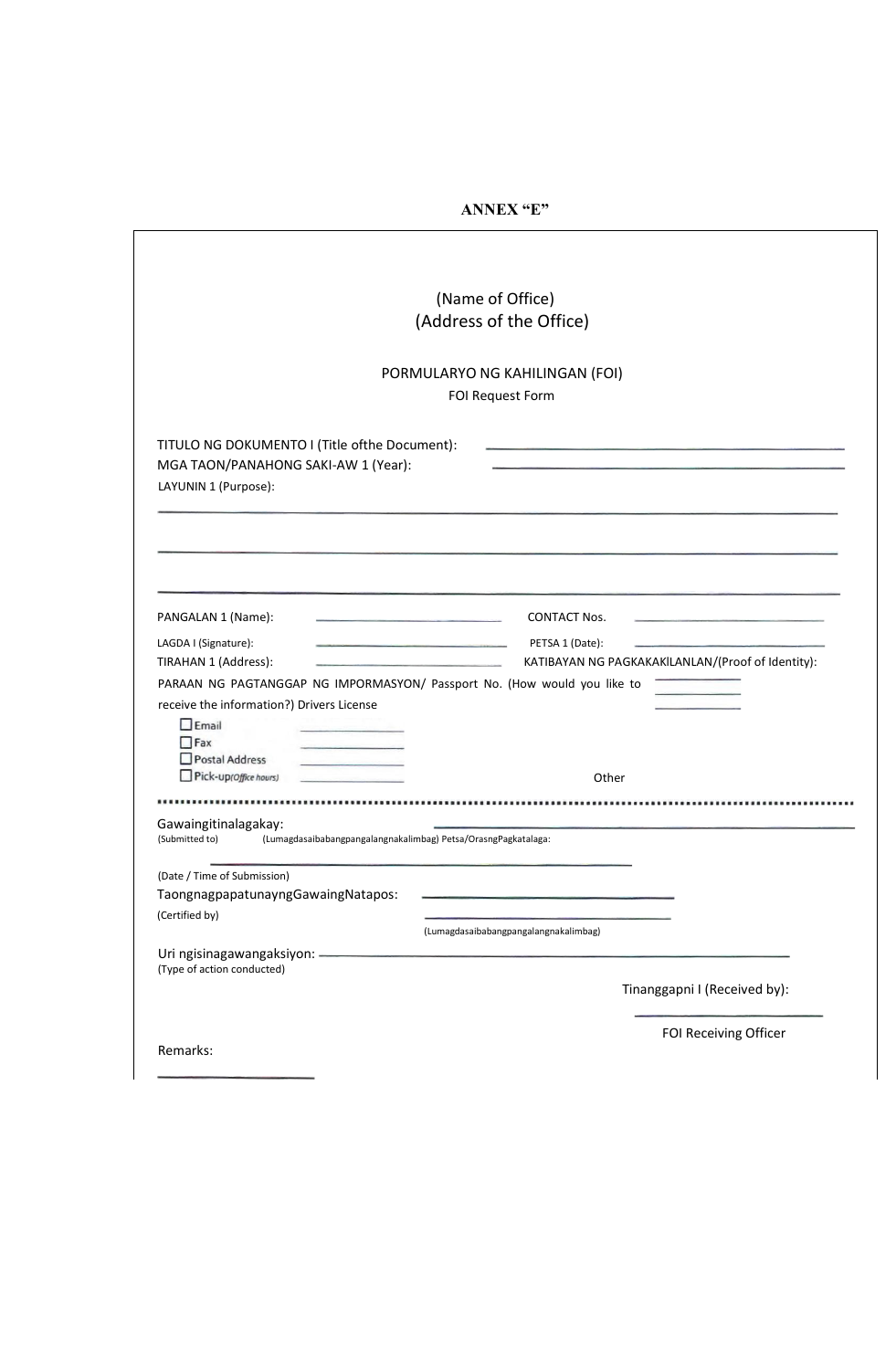**ANNEX "E"**

(Name of Office)
(Address of the Office)

PORMULARYO NG KAHILINGAN (FOI)
FOI Request Form

TITULO NG DOKUMENTO I (Title ofthe Document): ______________________________

MGA TAON/PANAHONG SAKI-AW 1 (Year): ______________________________

LAYUNIN 1 (Purpose):

______________________________________________________________

______________________________________________________________

______________________________________________________________

PANGALAN 1 (Name): ____________________ CONTACT Nos. ____________________

LAGDA I (Signature): ____________________ PETSA 1 (Date): ____________________

TIRAHAN 1 (Address): ____________________ KATIBAYAN NG PAGKAKAKILANLAN/(Proof of Identity):

PARAAN NG PAGTANGGAP NG IMPORMASYON/ Passport No. (How would you like to receive the information?) Drivers License

- ☐ Email ____________
- ☐ Fax ____________
- ☐ Postal Address ____________
- ☐ Pick-up*(Office hours)* ____________

Other

..........................................................................................................................................

Gawaingitinalagakay: ______________________________
(Submitted to) (Lumagdasaibabangpangalangnakalimbag) Petsa/OrasngPagkatalaga:

______________________________
(Date / Time of Submission)

TaongnagpapatunayngGawaingNatapos: ______________________________
(Certified by)

______________________________
(Lumagdasaibabangpangalangnakalimbag)

Uri ngisinagawangaksiyon: ______________________________
(Type of action conducted)

Tinanggapni I (Received by):

______________________________
FOI Receiving Officer

Remarks:

____________________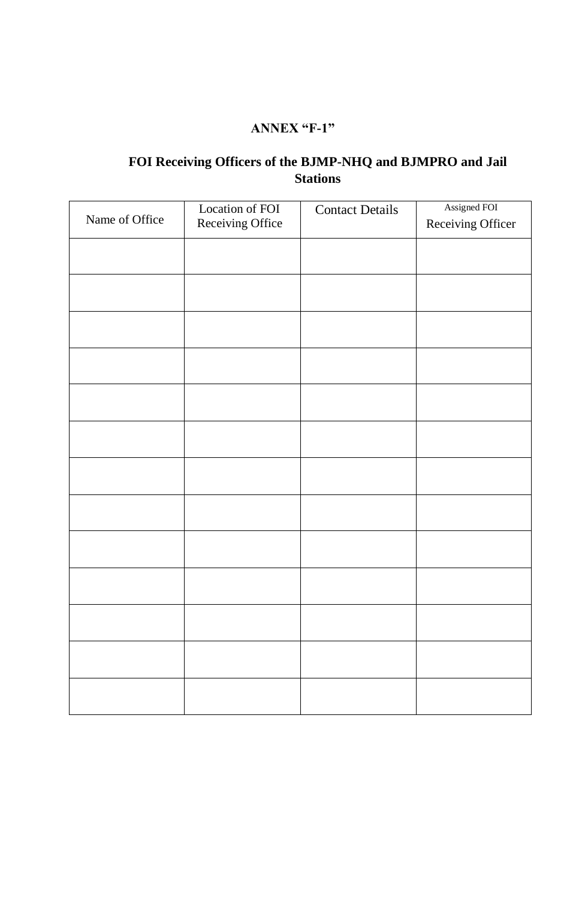**ANNEX "F-1"**

**FOI Receiving Officers of the BJMP-NHQ and BJMPRO and Jail Stations**

| Name of Office | Location of FOI Receiving Office | Contact Details | Assigned FOI Receiving Officer |
|---|---|---|---|
| | | | |
| | | | |
| | | | |
| | | | |
| | | | |
| | | | |
| | | | |
| | | | |
| | | | |
| | | | |
| | | | |
| | | | |
| | | | |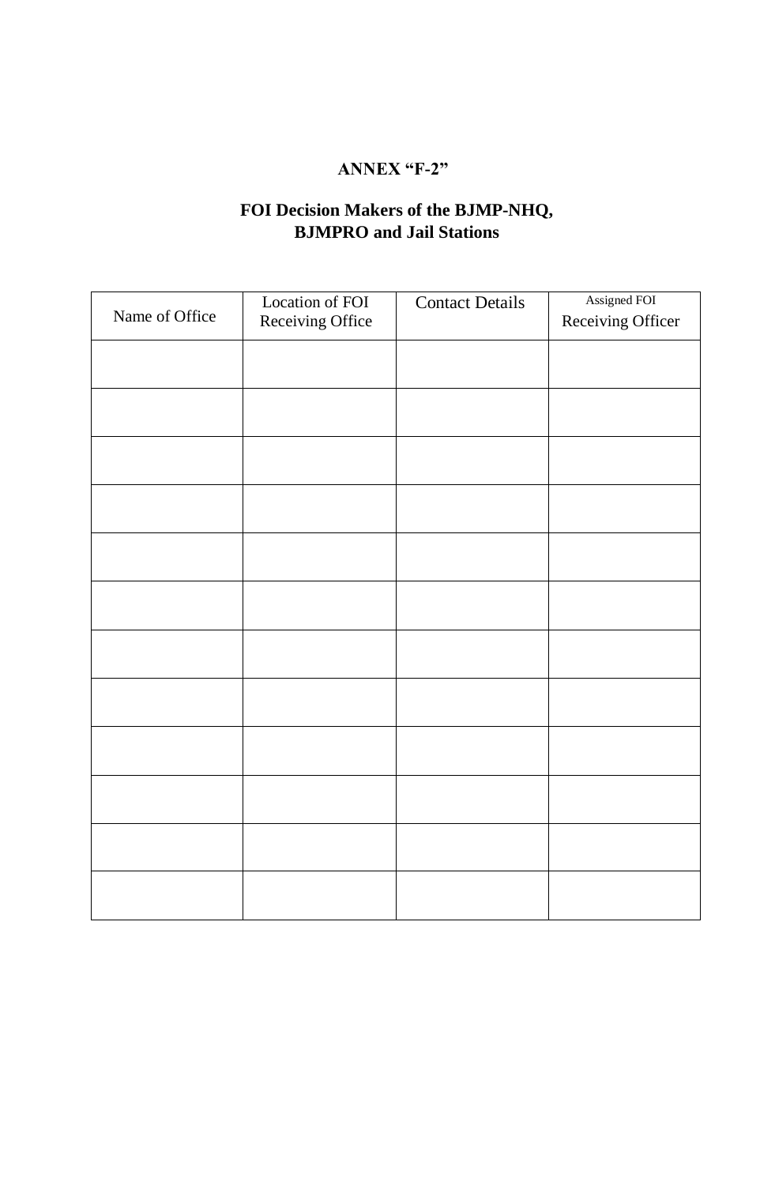**ANNEX "F-2"**

**FOI Decision Makers of the BJMP-NHQ, BJMPRO and Jail Stations**

| Name of Office | Location of FOI Receiving Office | Contact Details | Assigned FOI Receiving Officer |
|---|---|---|---|
| | | | |
| | | | |
| | | | |
| | | | |
| | | | |
| | | | |
| | | | |
| | | | |
| | | | |
| | | | |
| | | | |
| | | | |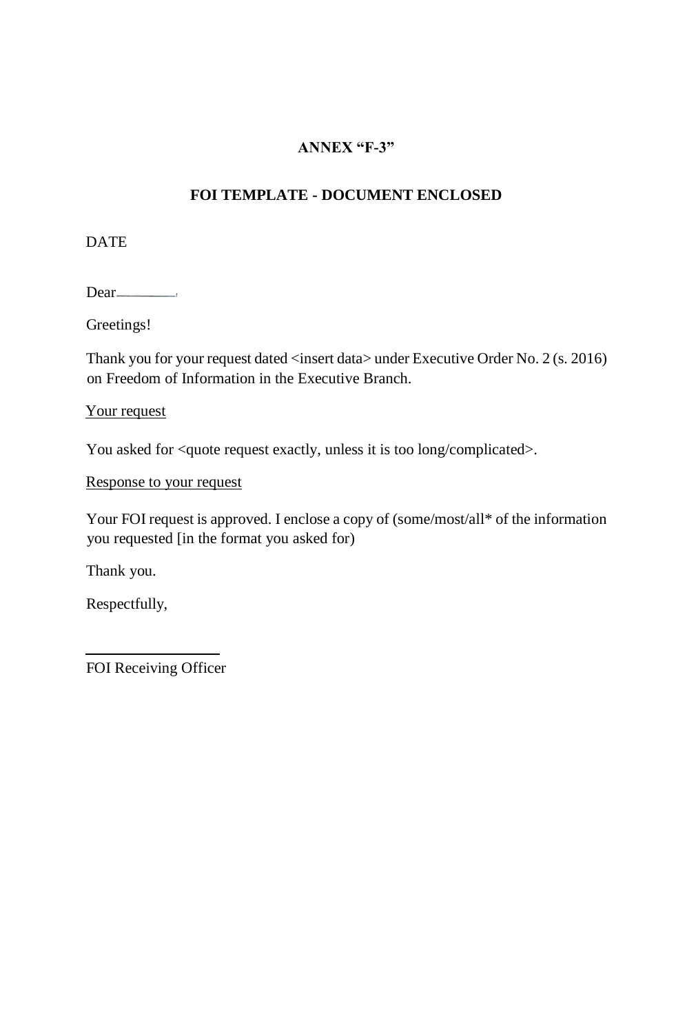**ANNEX "F-3"**

**FOI TEMPLATE - DOCUMENT ENCLOSED**

DATE

Dear________,

Greetings!

Thank you for your request dated <insert data> under Executive Order No. 2 (s. 2016) on Freedom of Information in the Executive Branch.

Your request

You asked for <quote request exactly, unless it is too long/complicated>.

Response to your request

Your FOI request is approved. I enclose a copy of (some/most/all* of the information you requested [in the format you asked for)

Thank you.

Respectfully,

________________

FOI Receiving Officer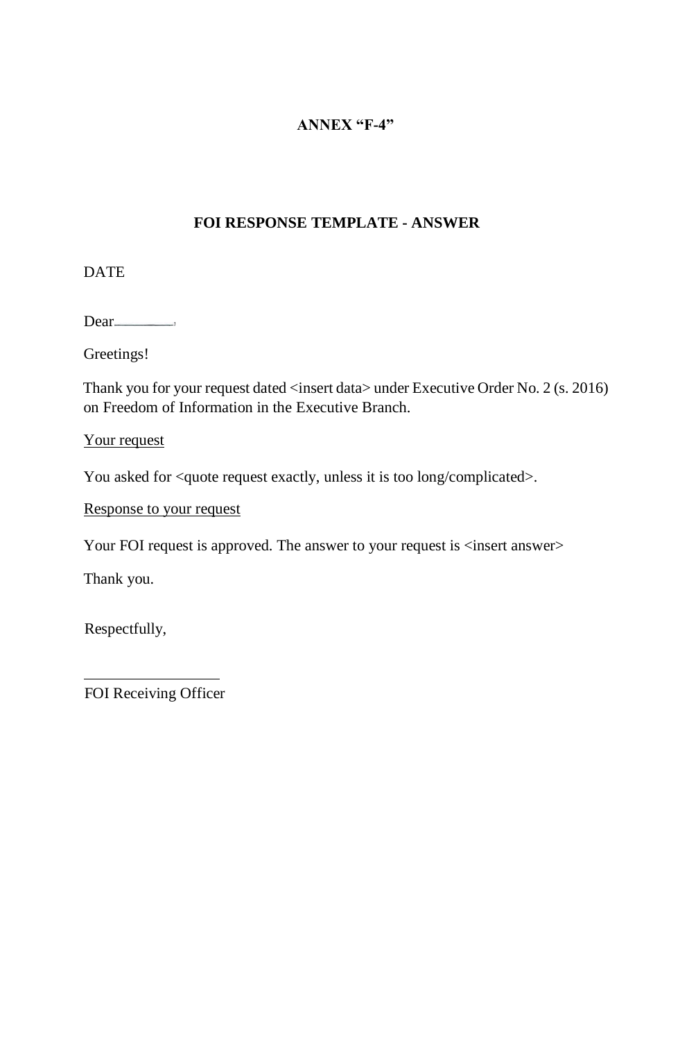**ANNEX "F-4"**

## FOI RESPONSE TEMPLATE - ANSWER

DATE

Dear________,

Greetings!

Thank you for your request dated <insert data> under Executive Order No. 2 (s. 2016) on Freedom of Information in the Executive Branch.

<u>Your request</u>

You asked for <quote request exactly, unless it is too long/complicated>.

<u>Response to your request</u>

Your FOI request is approved. The answer to your request is <insert answer>

Thank you.

Respectfully,

__________________

FOI Receiving Officer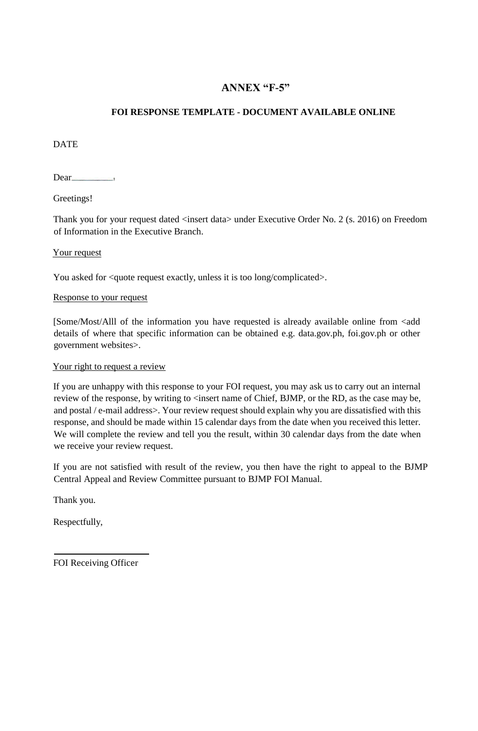# ANNEX "F-5"

## FOI RESPONSE TEMPLATE - DOCUMENT AVAILABLE ONLINE

DATE

Dear________,

Greetings!

Thank you for your request dated <insert data> under Executive Order No. 2 (s. 2016) on Freedom of Information in the Executive Branch.

Your request

You asked for <quote request exactly, unless it is too long/complicated>.

Response to your request

[Some/Most/Alll of the information you have requested is already available online from <add details of where that specific information can be obtained e.g. data.gov.ph, foi.gov.ph or other government websites>.

Your right to request a review

If you are unhappy with this response to your FOI request, you may ask us to carry out an internal review of the response, by writing to <insert name of Chief, BJMP, or the RD, as the case may be, and postal / e-mail address>. Your review request should explain why you are dissatisfied with this response, and should be made within 15 calendar days from the date when you received this letter. We will complete the review and tell you the result, within 30 calendar days from the date when we receive your review request.

If you are not satisfied with result of the review, you then have the right to appeal to the BJMP Central Appeal and Review Committee pursuant to BJMP FOI Manual.

Thank you.

Respectfully,

______________________

FOI Receiving Officer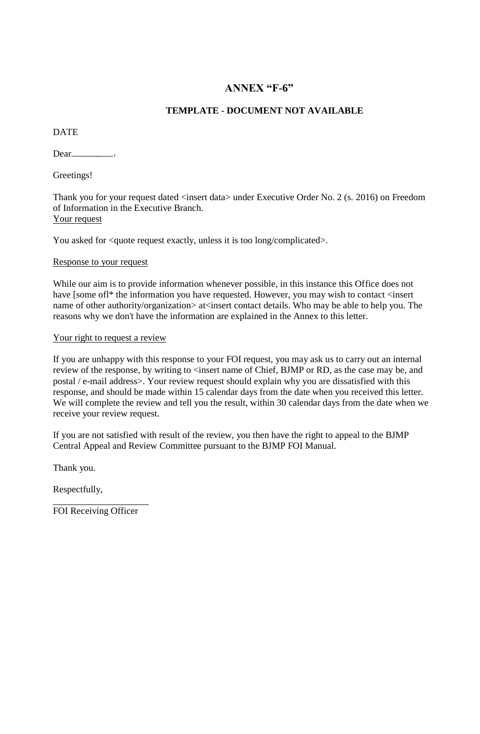# ANNEX “F-6”

## TEMPLATE - DOCUMENT NOT AVAILABLE

DATE

Dear__________,

Greetings!

Thank you for your request dated <insert data> under Executive Order No. 2 (s. 2016) on Freedom of Information in the Executive Branch.

Your request

You asked for <quote request exactly, unless it is too long/complicated>.

Response to your request

While our aim is to provide information whenever possible, in this instance this Office does not have [some ofl* the information you have requested. However, you may wish to contact <insert name of other authority/organization> at<insert contact details. Who may be able to help you. The reasons why we don't have the information are explained in the Annex to this letter.

Your right to request a review

If you are unhappy with this response to your FOI request, you may ask us to carry out an internal review of the response, by writing to <insert name of Chief, BJMP or RD, as the case may be, and postal / e-mail address>. Your review request should explain why you are dissatisfied with this response, and should be made within 15 calendar days from the date when you received this letter. We will complete the review and tell you the result, within 30 calendar days from the date when we receive your review request.

If you are not satisfied with result of the review, you then have the right to appeal to the BJMP Central Appeal and Review Committee pursuant to the BJMP FOI Manual.

Thank you.

Respectfully,

______________________

FOI Receiving Officer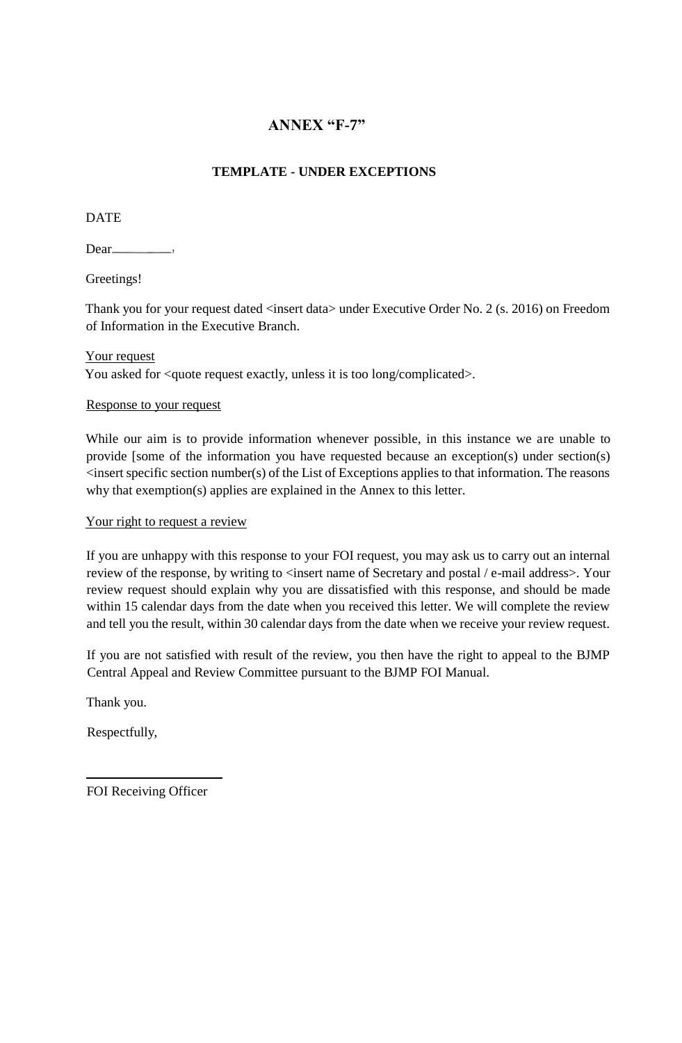# ANNEX "F-7"

## TEMPLATE - UNDER EXCEPTIONS

DATE

Dear________,

Greetings!

Thank you for your request dated <insert data> under Executive Order No. 2 (s. 2016) on Freedom of Information in the Executive Branch.

Your request

You asked for <quote request exactly, unless it is too long/complicated>.

Response to your request

While our aim is to provide information whenever possible, in this instance we are unable to provide [some of the information you have requested because an exception(s) under section(s) <insert specific section number(s) of the List of Exceptions applies to that information. The reasons why that exemption(s) applies are explained in the Annex to this letter.

Your right to request a review

If you are unhappy with this response to your FOI request, you may ask us to carry out an internal review of the response, by writing to <insert name of Secretary and postal / e-mail address>. Your review request should explain why you are dissatisfied with this response, and should be made within 15 calendar days from the date when you received this letter. We will complete the review and tell you the result, within 30 calendar days from the date when we receive your review request.

If you are not satisfied with result of the review, you then have the right to appeal to the BJMP Central Appeal and Review Committee pursuant to the BJMP FOI Manual.

Thank you.

Respectfully,

_______________________

FOI Receiving Officer